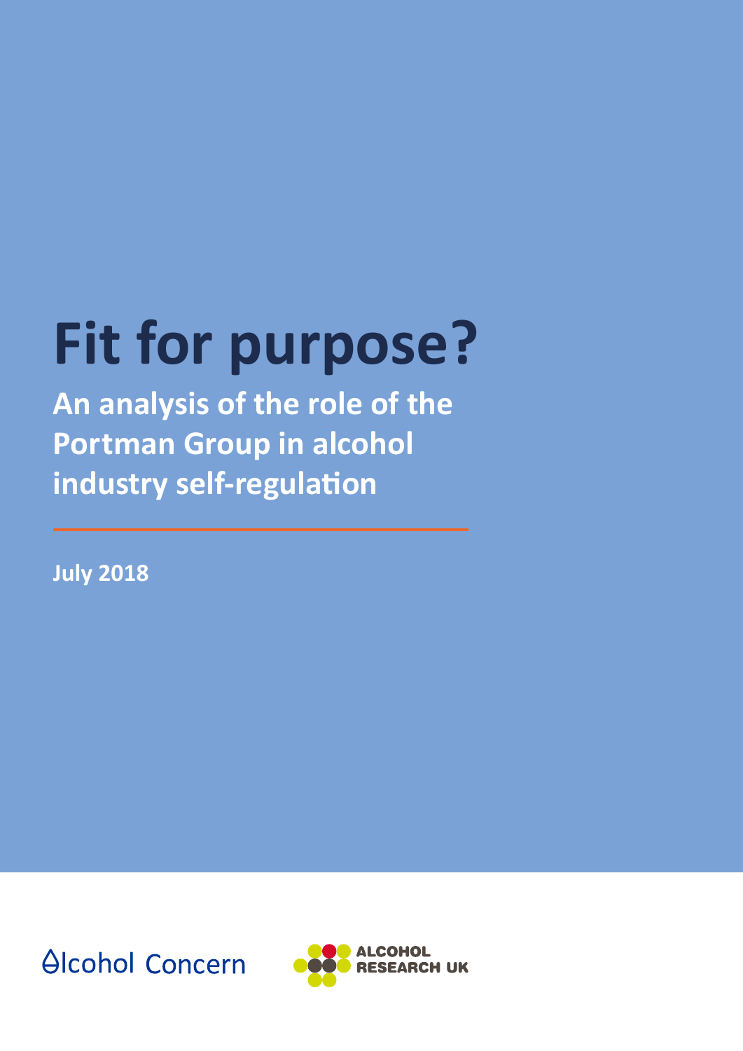# Fit for purpose?

**An analysis of the role of the Portman Group in alcohol industry self-regulation**

**July 2018**

Alcohol Concern

ALCOHOL RESEARCH UK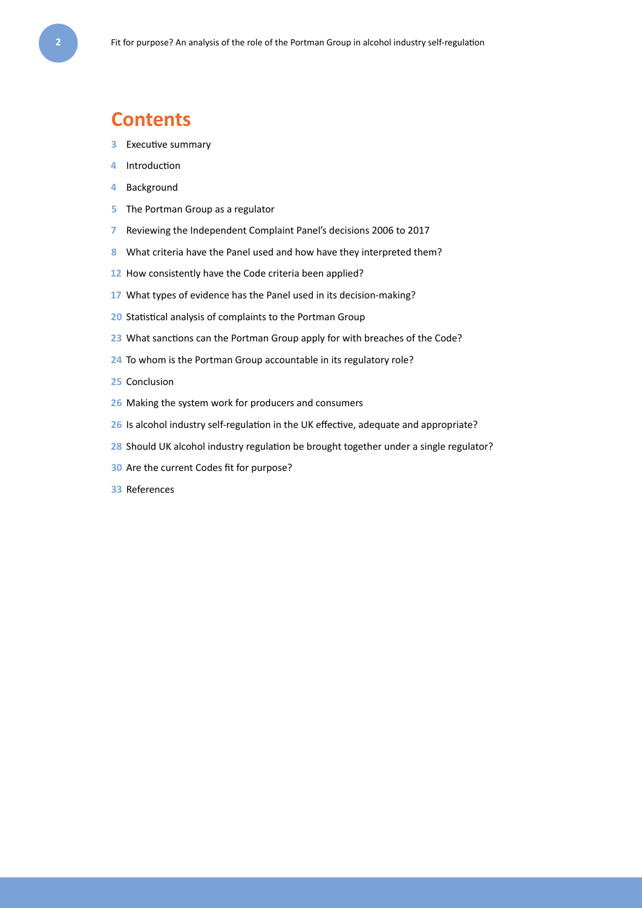# Contents

3 Executive summary

4 Introduction

4 Background

5 The Portman Group as a regulator

7 Reviewing the Independent Complaint Panel's decisions 2006 to 2017

8 What criteria have the Panel used and how have they interpreted them?

12 How consistently have the Code criteria been applied?

17 What types of evidence has the Panel used in its decision-making?

20 Statistical analysis of complaints to the Portman Group

23 What sanctions can the Portman Group apply for with breaches of the Code?

24 To whom is the Portman Group accountable in its regulatory role?

25 Conclusion

26 Making the system work for producers and consumers

26 Is alcohol industry self-regulation in the UK effective, adequate and appropriate?

28 Should UK alcohol industry regulation be brought together under a single regulator?

30 Are the current Codes fit for purpose?

33 References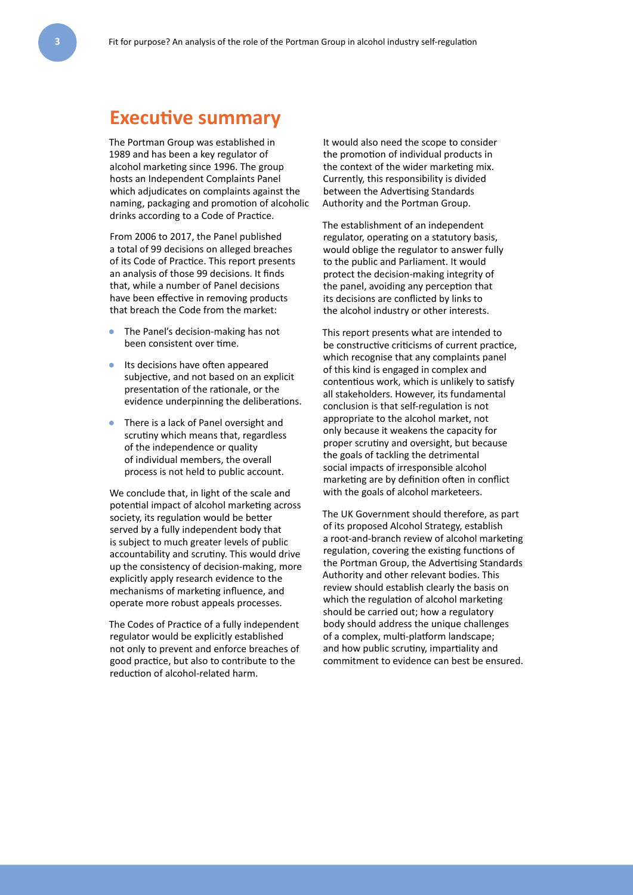## Executive summary

The Portman Group was established in 1989 and has been a key regulator of alcohol marketing since 1996. The group hosts an Independent Complaints Panel which adjudicates on complaints against the naming, packaging and promotion of alcoholic drinks according to a Code of Practice.

From 2006 to 2017, the Panel published a total of 99 decisions on alleged breaches of its Code of Practice. This report presents an analysis of those 99 decisions. It finds that, while a number of Panel decisions have been effective in removing products that breach the Code from the market:

- The Panel's decision-making has not been consistent over time.
- Its decisions have often appeared subjective, and not based on an explicit presentation of the rationale, or the evidence underpinning the deliberations.
- There is a lack of Panel oversight and scrutiny which means that, regardless of the independence or quality of individual members, the overall process is not held to public account.

We conclude that, in light of the scale and potential impact of alcohol marketing across society, its regulation would be better served by a fully independent body that is subject to much greater levels of public accountability and scrutiny. This would drive up the consistency of decision-making, more explicitly apply research evidence to the mechanisms of marketing influence, and operate more robust appeals processes.

The Codes of Practice of a fully independent regulator would be explicitly established not only to prevent and enforce breaches of good practice, but also to contribute to the reduction of alcohol-related harm.

It would also need the scope to consider the promotion of individual products in the context of the wider marketing mix. Currently, this responsibility is divided between the Advertising Standards Authority and the Portman Group.

The establishment of an independent regulator, operating on a statutory basis, would oblige the regulator to answer fully to the public and Parliament. It would protect the decision-making integrity of the panel, avoiding any perception that its decisions are conflicted by links to the alcohol industry or other interests.

This report presents what are intended to be constructive criticisms of current practice, which recognise that any complaints panel of this kind is engaged in complex and contentious work, which is unlikely to satisfy all stakeholders. However, its fundamental conclusion is that self-regulation is not appropriate to the alcohol market, not only because it weakens the capacity for proper scrutiny and oversight, but because the goals of tackling the detrimental social impacts of irresponsible alcohol marketing are by definition often in conflict with the goals of alcohol marketeers.

The UK Government should therefore, as part of its proposed Alcohol Strategy, establish a root-and-branch review of alcohol marketing regulation, covering the existing functions of the Portman Group, the Advertising Standards Authority and other relevant bodies. This review should establish clearly the basis on which the regulation of alcohol marketing should be carried out; how a regulatory body should address the unique challenges of a complex, multi-platform landscape; and how public scrutiny, impartiality and commitment to evidence can best be ensured.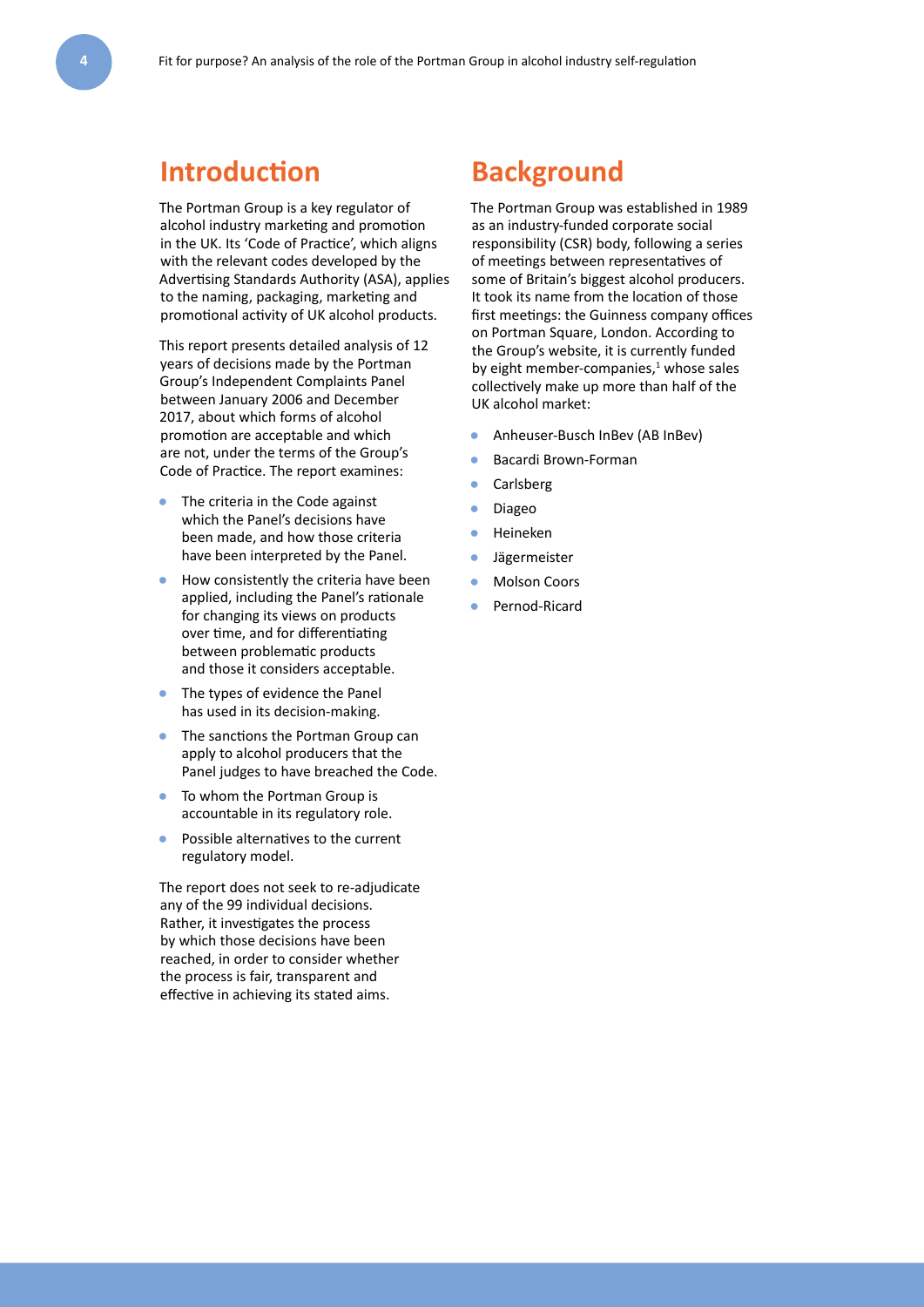## Introduction

The Portman Group is a key regulator of alcohol industry marketing and promotion in the UK. Its 'Code of Practice', which aligns with the relevant codes developed by the Advertising Standards Authority (ASA), applies to the naming, packaging, marketing and promotional activity of UK alcohol products.

This report presents detailed analysis of 12 years of decisions made by the Portman Group's Independent Complaints Panel between January 2006 and December 2017, about which forms of alcohol promotion are acceptable and which are not, under the terms of the Group's Code of Practice. The report examines:

- The criteria in the Code against which the Panel's decisions have been made, and how those criteria have been interpreted by the Panel.
- How consistently the criteria have been applied, including the Panel's rationale for changing its views on products over time, and for differentiating between problematic products and those it considers acceptable.
- The types of evidence the Panel has used in its decision-making.
- The sanctions the Portman Group can apply to alcohol producers that the Panel judges to have breached the Code.
- To whom the Portman Group is accountable in its regulatory role.
- Possible alternatives to the current regulatory model.

The report does not seek to re-adjudicate any of the 99 individual decisions. Rather, it investigates the process by which those decisions have been reached, in order to consider whether the process is fair, transparent and effective in achieving its stated aims.

## Background

The Portman Group was established in 1989 as an industry-funded corporate social responsibility (CSR) body, following a series of meetings between representatives of some of Britain's biggest alcohol producers. It took its name from the location of those first meetings: the Guinness company offices on Portman Square, London. According to the Group's website, it is currently funded by eight member-companies,[1] whose sales collectively make up more than half of the UK alcohol market:

- Anheuser-Busch InBev (AB InBev)
- Bacardi Brown-Forman
- Carlsberg
- Diageo
- Heineken
- Jägermeister
- Molson Coors
- Pernod-Ricard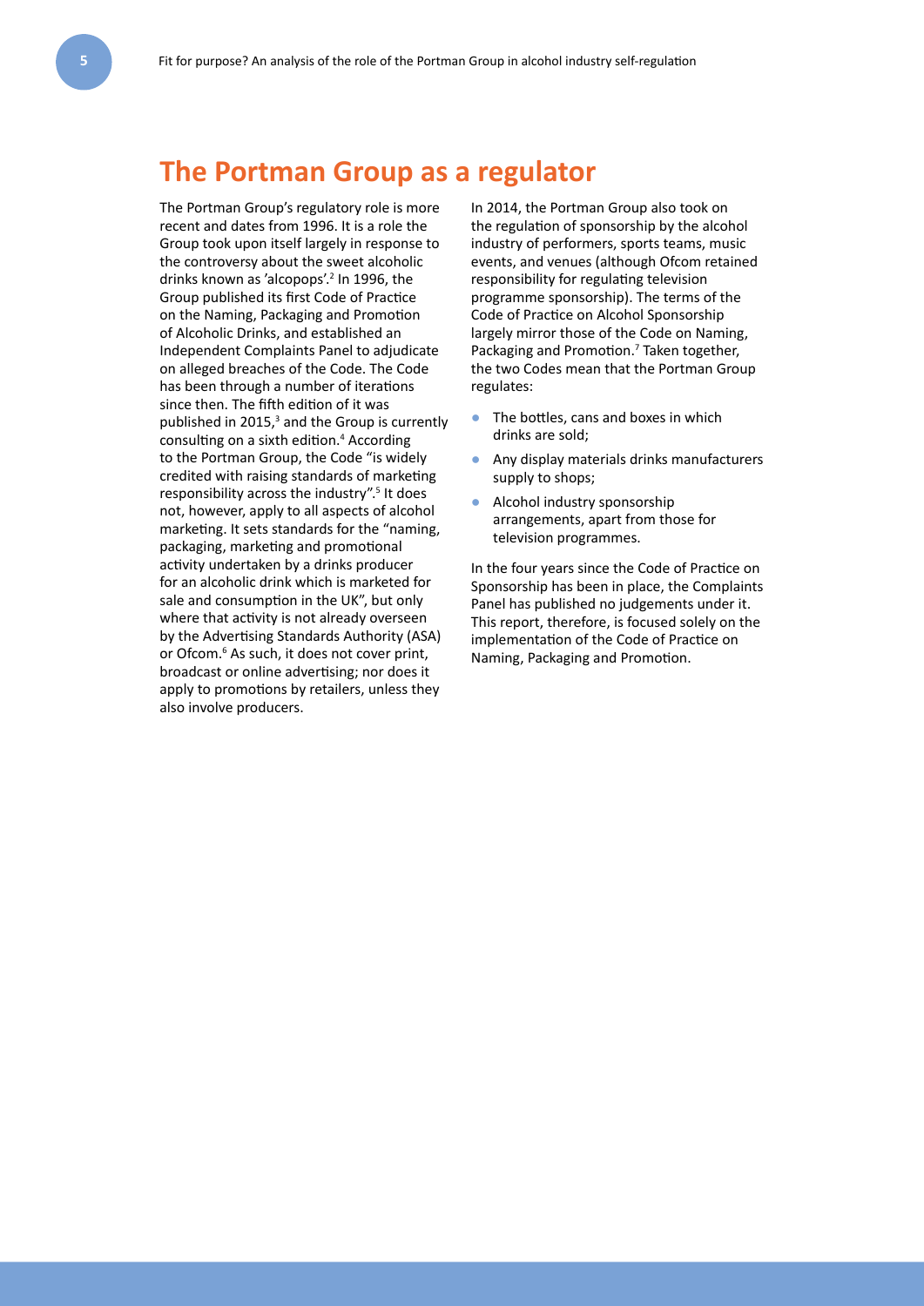## The Portman Group as a regulator

The Portman Group's regulatory role is more recent and dates from 1996. It is a role the Group took upon itself largely in response to the controversy about the sweet alcoholic drinks known as 'alcopops'.[2] In 1996, the Group published its first Code of Practice on the Naming, Packaging and Promotion of Alcoholic Drinks, and established an Independent Complaints Panel to adjudicate on alleged breaches of the Code. The Code has been through a number of iterations since then. The fifth edition of it was published in 2015,[3] and the Group is currently consulting on a sixth edition.[4] According to the Portman Group, the Code "is widely credited with raising standards of marketing responsibility across the industry".[5] It does not, however, apply to all aspects of alcohol marketing. It sets standards for the "naming, packaging, marketing and promotional activity undertaken by a drinks producer for an alcoholic drink which is marketed for sale and consumption in the UK", but only where that activity is not already overseen by the Advertising Standards Authority (ASA) or Ofcom.[6] As such, it does not cover print, broadcast or online advertising; nor does it apply to promotions by retailers, unless they also involve producers.

In 2014, the Portman Group also took on the regulation of sponsorship by the alcohol industry of performers, sports teams, music events, and venues (although Ofcom retained responsibility for regulating television programme sponsorship). The terms of the Code of Practice on Alcohol Sponsorship largely mirror those of the Code on Naming, Packaging and Promotion.[7] Taken together, the two Codes mean that the Portman Group regulates:

- The bottles, cans and boxes in which drinks are sold;
- Any display materials drinks manufacturers supply to shops;
- Alcohol industry sponsorship arrangements, apart from those for television programmes.

In the four years since the Code of Practice on Sponsorship has been in place, the Complaints Panel has published no judgements under it. This report, therefore, is focused solely on the implementation of the Code of Practice on Naming, Packaging and Promotion.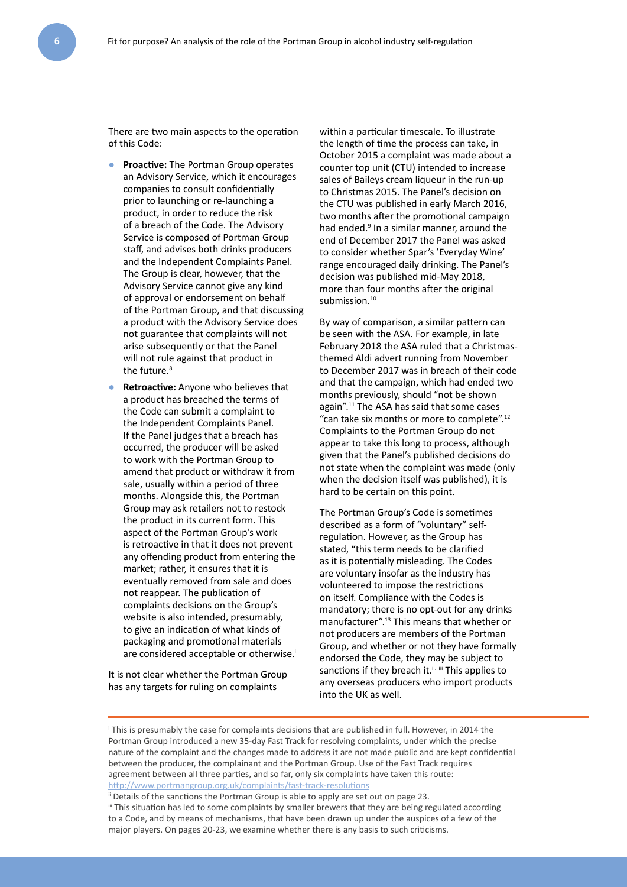There are two main aspects to the operation of this Code:

- **Proactive:** The Portman Group operates an Advisory Service, which it encourages companies to consult confidentially prior to launching or re-launching a product, in order to reduce the risk of a breach of the Code. The Advisory Service is composed of Portman Group staff, and advises both drinks producers and the Independent Complaints Panel. The Group is clear, however, that the Advisory Service cannot give any kind of approval or endorsement on behalf of the Portman Group, and that discussing a product with the Advisory Service does not guarantee that complaints will not arise subsequently or that the Panel will not rule against that product in the future.[8]
- **Retroactive:** Anyone who believes that a product has breached the terms of the Code can submit a complaint to the Independent Complaints Panel. If the Panel judges that a breach has occurred, the producer will be asked to work with the Portman Group to amend that product or withdraw it from sale, usually within a period of three months. Alongside this, the Portman Group may ask retailers not to restock the product in its current form. This aspect of the Portman Group's work is retroactive in that it does not prevent any offending product from entering the market; rather, it ensures that it is eventually removed from sale and does not reappear. The publication of complaints decisions on the Group's website is also intended, presumably, to give an indication of what kinds of packaging and promotional materials are considered acceptable or otherwise.[i]

It is not clear whether the Portman Group has any targets for ruling on complaints within a particular timescale. To illustrate the length of time the process can take, in October 2015 a complaint was made about a counter top unit (CTU) intended to increase sales of Baileys cream liqueur in the run-up to Christmas 2015. The Panel's decision on the CTU was published in early March 2016, two months after the promotional campaign had ended.[9] In a similar manner, around the end of December 2017 the Panel was asked to consider whether Spar's 'Everyday Wine' range encouraged daily drinking. The Panel's decision was published mid-May 2018, more than four months after the original submission.[10]

By way of comparison, a similar pattern can be seen with the ASA. For example, in late February 2018 the ASA ruled that a Christmas-themed Aldi advert running from November to December 2017 was in breach of their code and that the campaign, which had ended two months previously, should "not be shown again".[11] The ASA has said that some cases "can take six months or more to complete".[12] Complaints to the Portman Group do not appear to take this long to process, although given that the Panel's published decisions do not state when the complaint was made (only when the decision itself was published), it is hard to be certain on this point.

The Portman Group's Code is sometimes described as a form of "voluntary" self-regulation. However, as the Group has stated, "this term needs to be clarified as it is potentially misleading. The Codes are voluntary insofar as the industry has volunteered to impose the restrictions on itself. Compliance with the Codes is mandatory; there is no opt-out for any drinks manufacturer".[13] This means that whether or not producers are members of the Portman Group, and whether or not they have formally endorsed the Code, they may be subject to sanctions if they breach it.[ii, iii] This applies to any overseas producers who import products into the UK as well.

---

[i] This is presumably the case for complaints decisions that are published in full. However, in 2014 the Portman Group introduced a new 35-day Fast Track for resolving complaints, under which the precise nature of the complaint and the changes made to address it are not made public and are kept confidential between the producer, the complainant and the Portman Group. Use of the Fast Track requires agreement between all three parties, and so far, only six complaints have taken this route: http://www.portmangroup.org.uk/complaints/fast-track-resolutions

[ii] Details of the sanctions the Portman Group is able to apply are set out on page 23.

[iii] This situation has led to some complaints by smaller brewers that they are being regulated according to a Code, and by means of mechanisms, that have been drawn up under the auspices of a few of the major players. On pages 20-23, we examine whether there is any basis to such criticisms.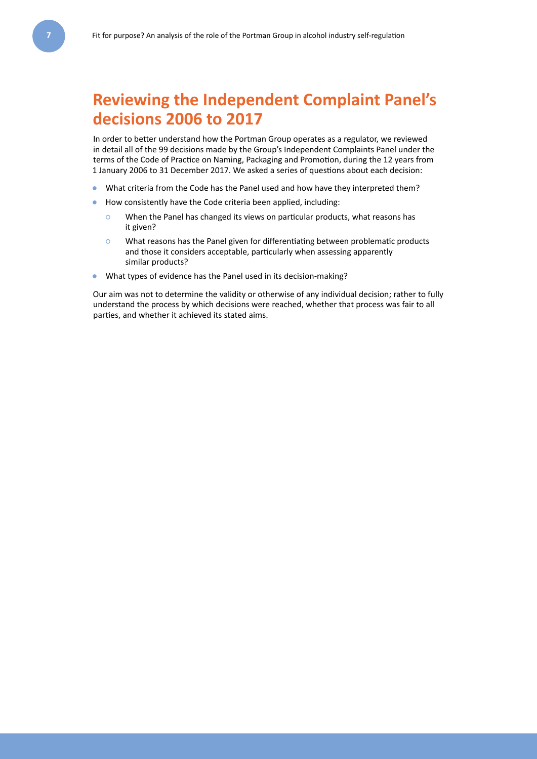# Reviewing the Independent Complaint Panel's decisions 2006 to 2017

In order to better understand how the Portman Group operates as a regulator, we reviewed in detail all of the 99 decisions made by the Group's Independent Complaints Panel under the terms of the Code of Practice on Naming, Packaging and Promotion, during the 12 years from 1 January 2006 to 31 December 2017. We asked a series of questions about each decision:

- What criteria from the Code has the Panel used and how have they interpreted them?
- How consistently have the Code criteria been applied, including:
  - When the Panel has changed its views on particular products, what reasons has it given?
  - What reasons has the Panel given for differentiating between problematic products and those it considers acceptable, particularly when assessing apparently similar products?
- What types of evidence has the Panel used in its decision-making?

Our aim was not to determine the validity or otherwise of any individual decision; rather to fully understand the process by which decisions were reached, whether that process was fair to all parties, and whether it achieved its stated aims.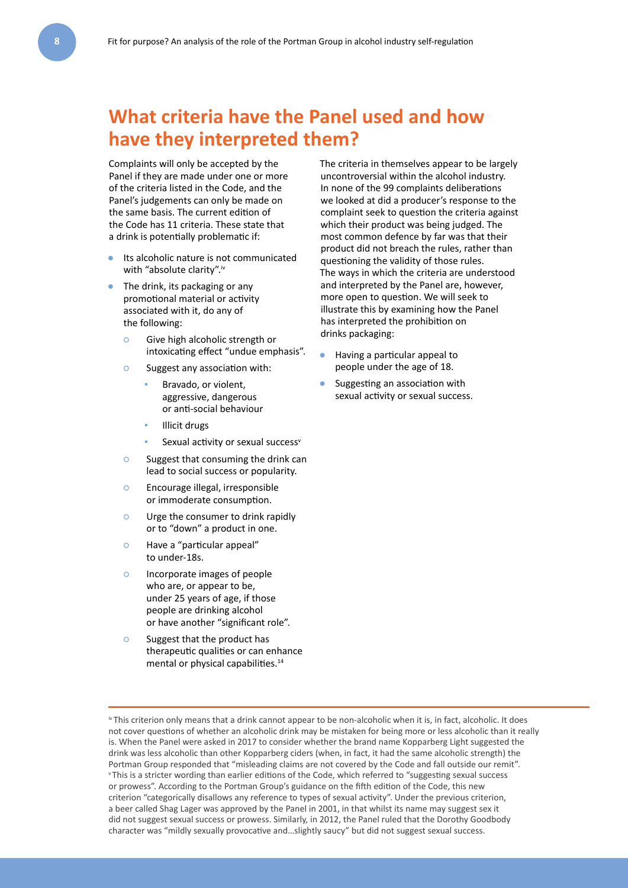## What criteria have the Panel used and how have they interpreted them?

Complaints will only be accepted by the Panel if they are made under one or more of the criteria listed in the Code, and the Panel's judgements can only be made on the same basis. The current edition of the Code has 11 criteria. These state that a drink is potentially problematic if:

- Its alcoholic nature is not communicated with "absolute clarity".[iv]
- The drink, its packaging or any promotional material or activity associated with it, do any of the following:
  - Give high alcoholic strength or intoxicating effect "undue emphasis".
  - Suggest any association with:
    - Bravado, or violent, aggressive, dangerous or anti-social behaviour
    - Illicit drugs
    - Sexual activity or sexual success[v]
  - Suggest that consuming the drink can lead to social success or popularity.
  - Encourage illegal, irresponsible or immoderate consumption.
  - Urge the consumer to drink rapidly or to "down" a product in one.
  - Have a "particular appeal" to under-18s.
  - Incorporate images of people who are, or appear to be, under 25 years of age, if those people are drinking alcohol or have another "significant role".
  - Suggest that the product has therapeutic qualities or can enhance mental or physical capabilities.[14]

The criteria in themselves appear to be largely uncontroversial within the alcohol industry. In none of the 99 complaints deliberations we looked at did a producer's response to the complaint seek to question the criteria against which their product was being judged. The most common defence by far was that their product did not breach the rules, rather than questioning the validity of those rules.
The ways in which the criteria are understood and interpreted by the Panel are, however, more open to question. We will seek to illustrate this by examining how the Panel has interpreted the prohibition on drinks packaging:

- Having a particular appeal to people under the age of 18.
- Suggesting an association with sexual activity or sexual success.

---

[iv] This criterion only means that a drink cannot appear to be non-alcoholic when it is, in fact, alcoholic. It does not cover questions of whether an alcoholic drink may be mistaken for being more or less alcoholic than it really is. When the Panel were asked in 2017 to consider whether the brand name Kopparberg Light suggested the drink was less alcoholic than other Kopparberg ciders (when, in fact, it had the same alcoholic strength) the Portman Group responded that "misleading claims are not covered by the Code and fall outside our remit".

[v] This is a stricter wording than earlier editions of the Code, which referred to "suggesting sexual success or prowess". According to the Portman Group's guidance on the fifth edition of the Code, this new criterion "categorically disallows any reference to types of sexual activity". Under the previous criterion, a beer called Shag Lager was approved by the Panel in 2001, in that whilst its name may suggest sex it did not suggest sexual success or prowess. Similarly, in 2012, the Panel ruled that the Dorothy Goodbody character was "mildly sexually provocative and…slightly saucy" but did not suggest sexual success.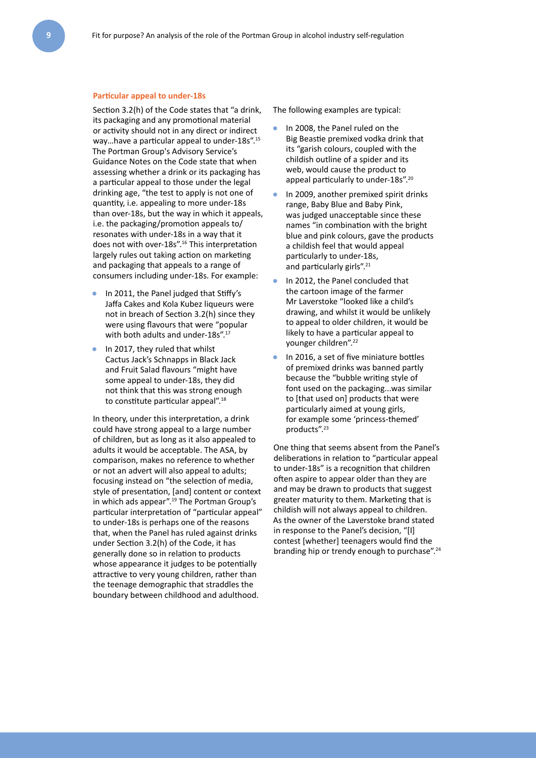### Particular appeal to under-18s

Section 3.2(h) of the Code states that "a drink, its packaging and any promotional material or activity should not in any direct or indirect way...have a particular appeal to under-18s".[15] The Portman Group's Advisory Service's Guidance Notes on the Code state that when assessing whether a drink or its packaging has a particular appeal to those under the legal drinking age, "the test to apply is not one of quantity, i.e. appealing to more under-18s than over-18s, but the way in which it appeals, i.e. the packaging/promotion appeals to/ resonates with under-18s in a way that it does not with over-18s".[16] This interpretation largely rules out taking action on marketing and packaging that appeals to a range of consumers including under-18s. For example:

- In 2011, the Panel judged that Stiffy's Jaffa Cakes and Kola Kubez liqueurs were not in breach of Section 3.2(h) since they were using flavours that were "popular with both adults and under-18s".[17]
- In 2017, they ruled that whilst Cactus Jack's Schnapps in Black Jack and Fruit Salad flavours "might have some appeal to under-18s, they did not think that this was strong enough to constitute particular appeal".[18]

In theory, under this interpretation, a drink could have strong appeal to a large number of children, but as long as it also appealed to adults it would be acceptable. The ASA, by comparison, makes no reference to whether or not an advert will also appeal to adults; focusing instead on "the selection of media, style of presentation, [and] content or context in which ads appear".[19] The Portman Group's particular interpretation of "particular appeal" to under-18s is perhaps one of the reasons that, when the Panel has ruled against drinks under Section 3.2(h) of the Code, it has generally done so in relation to products whose appearance it judges to be potentially attractive to very young children, rather than the teenage demographic that straddles the boundary between childhood and adulthood.

The following examples are typical:

- In 2008, the Panel ruled on the Big Beastie premixed vodka drink that its "garish colours, coupled with the childish outline of a spider and its web, would cause the product to appeal particularly to under-18s".[20]
- In 2009, another premixed spirit drinks range, Baby Blue and Baby Pink, was judged unacceptable since these names "in combination with the bright blue and pink colours, gave the products a childish feel that would appeal particularly to under-18s, and particularly girls".[21]
- In 2012, the Panel concluded that the cartoon image of the farmer Mr Laverstoke "looked like a child's drawing, and whilst it would be unlikely to appeal to older children, it would be likely to have a particular appeal to younger children".[22]
- In 2016, a set of five miniature bottles of premixed drinks was banned partly because the "bubble writing style of font used on the packaging...was similar to [that used on] products that were particularly aimed at young girls, for example some 'princess-themed' products".[23]

One thing that seems absent from the Panel's deliberations in relation to "particular appeal to under-18s" is a recognition that children often aspire to appear older than they are and may be drawn to products that suggest greater maturity to them. Marketing that is childish will not always appeal to children. As the owner of the Laverstoke brand stated in response to the Panel's decision, "[I] contest [whether] teenagers would find the branding hip or trendy enough to purchase".[24]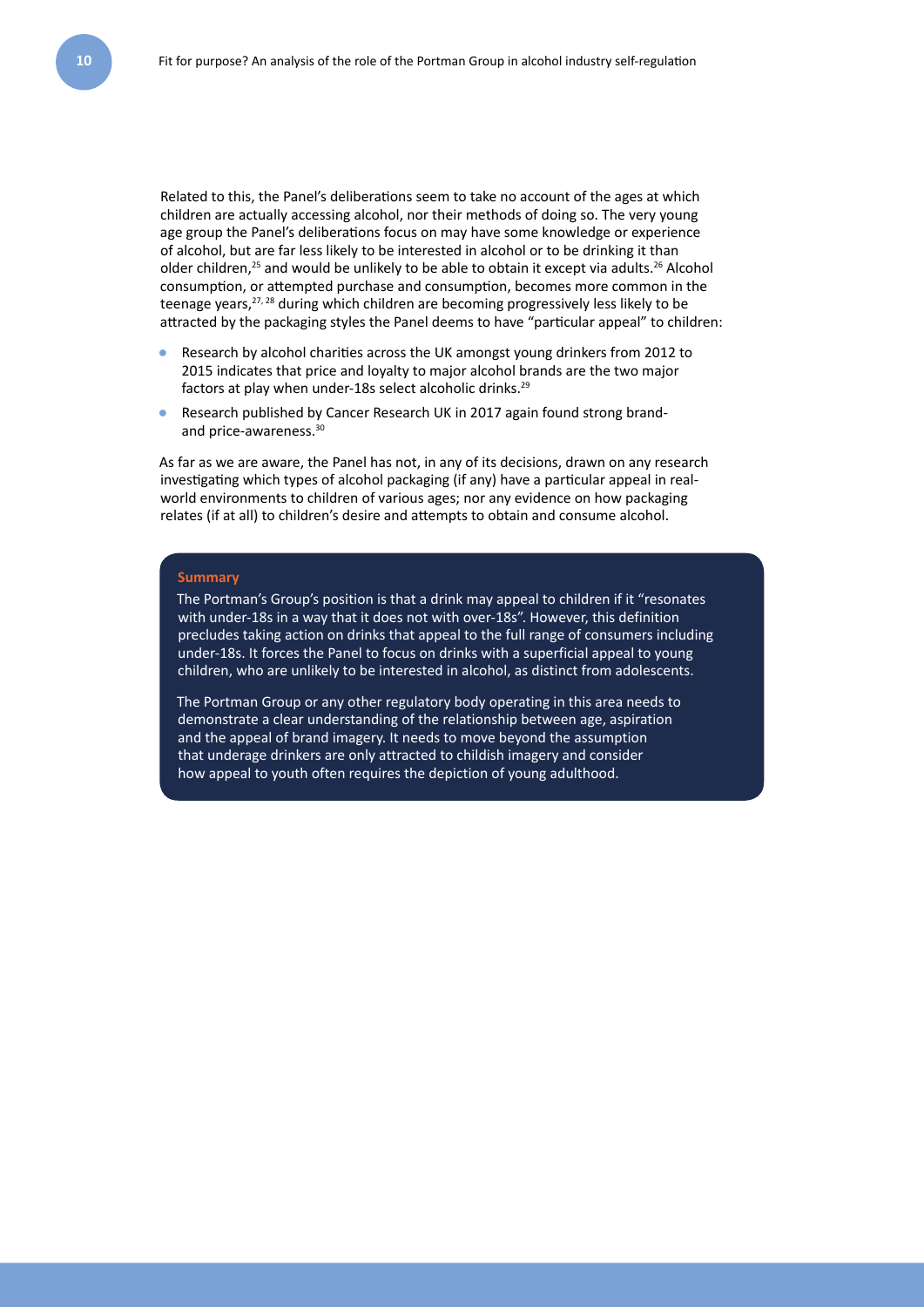Related to this, the Panel's deliberations seem to take no account of the ages at which children are actually accessing alcohol, nor their methods of doing so. The very young age group the Panel's deliberations focus on may have some knowledge or experience of alcohol, but are far less likely to be interested in alcohol or to be drinking it than older children,[25] and would be unlikely to be able to obtain it except via adults.[26] Alcohol consumption, or attempted purchase and consumption, becomes more common in the teenage years,[27, 28] during which children are becoming progressively less likely to be attracted by the packaging styles the Panel deems to have "particular appeal" to children:

- Research by alcohol charities across the UK amongst young drinkers from 2012 to 2015 indicates that price and loyalty to major alcohol brands are the two major factors at play when under-18s select alcoholic drinks.[29]
- Research published by Cancer Research UK in 2017 again found strong brand- and price-awareness.[30]

As far as we are aware, the Panel has not, in any of its decisions, drawn on any research investigating which types of alcohol packaging (if any) have a particular appeal in real-world environments to children of various ages; nor any evidence on how packaging relates (if at all) to children's desire and attempts to obtain and consume alcohol.

**Summary**

The Portman's Group's position is that a drink may appeal to children if it "resonates with under-18s in a way that it does not with over-18s". However, this definition precludes taking action on drinks that appeal to the full range of consumers including under-18s. It forces the Panel to focus on drinks with a superficial appeal to young children, who are unlikely to be interested in alcohol, as distinct from adolescents.

The Portman Group or any other regulatory body operating in this area needs to demonstrate a clear understanding of the relationship between age, aspiration and the appeal of brand imagery. It needs to move beyond the assumption that underage drinkers are only attracted to childish imagery and consider how appeal to youth often requires the depiction of young adulthood.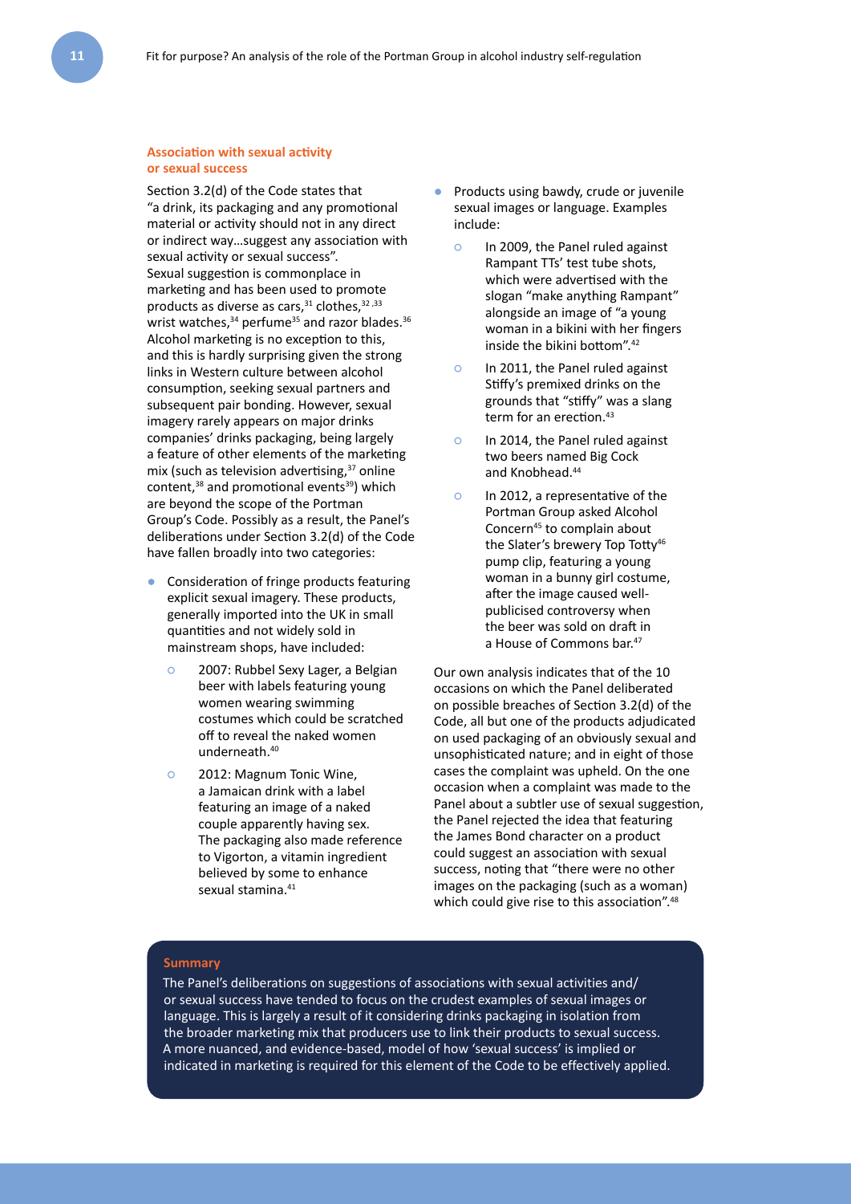### Association with sexual activity or sexual success

Section 3.2(d) of the Code states that "a drink, its packaging and any promotional material or activity should not in any direct or indirect way…suggest any association with sexual activity or sexual success". Sexual suggestion is commonplace in marketing and has been used to promote products as diverse as cars,[31] clothes,[32,33] wrist watches,[34] perfume[35] and razor blades.[36] Alcohol marketing is no exception to this, and this is hardly surprising given the strong links in Western culture between alcohol consumption, seeking sexual partners and subsequent pair bonding. However, sexual imagery rarely appears on major drinks companies' drinks packaging, being largely a feature of other elements of the marketing mix (such as television advertising,[37] online content,[38] and promotional events[39]) which are beyond the scope of the Portman Group's Code. Possibly as a result, the Panel's deliberations under Section 3.2(d) of the Code have fallen broadly into two categories:

- Consideration of fringe products featuring explicit sexual imagery. These products, generally imported into the UK in small quantities and not widely sold in mainstream shops, have included:
  - 2007: Rubbel Sexy Lager, a Belgian beer with labels featuring young women wearing swimming costumes which could be scratched off to reveal the naked women underneath.[40]
  - 2012: Magnum Tonic Wine, a Jamaican drink with a label featuring an image of a naked couple apparently having sex. The packaging also made reference to Vigorton, a vitamin ingredient believed by some to enhance sexual stamina.[41]
- Products using bawdy, crude or juvenile sexual images or language. Examples include:
  - In 2009, the Panel ruled against Rampant TTs' test tube shots, which were advertised with the slogan "make anything Rampant" alongside an image of "a young woman in a bikini with her fingers inside the bikini bottom".[42]
  - In 2011, the Panel ruled against Stiffy's premixed drinks on the grounds that "stiffy" was a slang term for an erection.[43]
  - In 2014, the Panel ruled against two beers named Big Cock and Knobhead.[44]
  - In 2012, a representative of the Portman Group asked Alcohol Concern[45] to complain about the Slater's brewery Top Totty[46] pump clip, featuring a young woman in a bunny girl costume, after the image caused well-publicised controversy when the beer was sold on draft in a House of Commons bar.[47]

Our own analysis indicates that of the 10 occasions on which the Panel deliberated on possible breaches of Section 3.2(d) of the Code, all but one of the products adjudicated on used packaging of an obviously sexual and unsophisticated nature; and in eight of those cases the complaint was upheld. On the one occasion when a complaint was made to the Panel about a subtler use of sexual suggestion, the Panel rejected the idea that featuring the James Bond character on a product could suggest an association with sexual success, noting that "there were no other images on the packaging (such as a woman) which could give rise to this association".[48]

**Summary**

The Panel's deliberations on suggestions of associations with sexual activities and/or sexual success have tended to focus on the crudest examples of sexual images or language. This is largely a result of it considering drinks packaging in isolation from the broader marketing mix that producers use to link their products to sexual success. A more nuanced, and evidence-based, model of how 'sexual success' is implied or indicated in marketing is required for this element of the Code to be effectively applied.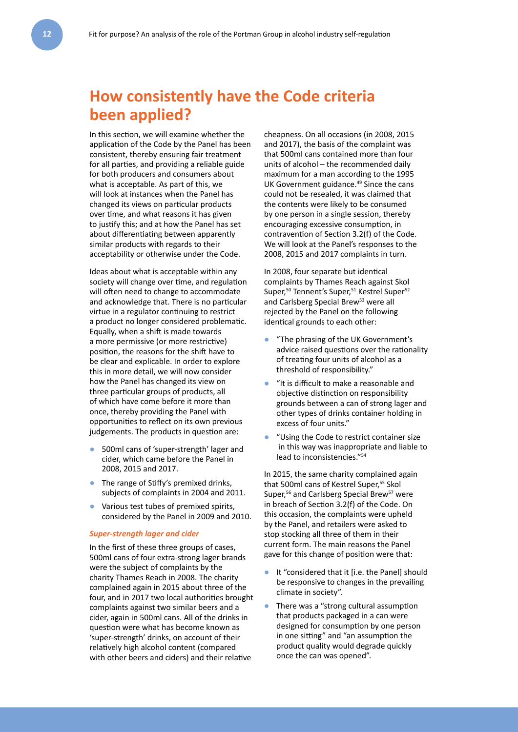## How consistently have the Code criteria been applied?

In this section, we will examine whether the application of the Code by the Panel has been consistent, thereby ensuring fair treatment for all parties, and providing a reliable guide for both producers and consumers about what is acceptable. As part of this, we will look at instances when the Panel has changed its views on particular products over time, and what reasons it has given to justify this; and at how the Panel has set about differentiating between apparently similar products with regards to their acceptability or otherwise under the Code.

Ideas about what is acceptable within any society will change over time, and regulation will often need to change to accommodate and acknowledge that. There is no particular virtue in a regulator continuing to restrict a product no longer considered problematic. Equally, when a shift is made towards a more permissive (or more restrictive) position, the reasons for the shift have to be clear and explicable. In order to explore this in more detail, we will now consider how the Panel has changed its view on three particular groups of products, all of which have come before it more than once, thereby providing the Panel with opportunities to reflect on its own previous judgements. The products in question are:

- 500ml cans of 'super-strength' lager and cider, which came before the Panel in 2008, 2015 and 2017.
- The range of Stiffy's premixed drinks, subjects of complaints in 2004 and 2011.
- Various test tubes of premixed spirits, considered by the Panel in 2009 and 2010.

### *Super-strength lager and cider*

In the first of these three groups of cases, 500ml cans of four extra-strong lager brands were the subject of complaints by the charity Thames Reach in 2008. The charity complained again in 2015 about three of the four, and in 2017 two local authorities brought complaints against two similar beers and a cider, again in 500ml cans. All of the drinks in question were what has become known as 'super-strength' drinks, on account of their relatively high alcohol content (compared with other beers and ciders) and their relative cheapness. On all occasions (in 2008, 2015 and 2017), the basis of the complaint was that 500ml cans contained more than four units of alcohol – the recommended daily maximum for a man according to the 1995 UK Government guidance.[49] Since the cans could not be resealed, it was claimed that the contents were likely to be consumed by one person in a single session, thereby encouraging excessive consumption, in contravention of Section 3.2(f) of the Code. We will look at the Panel's responses to the 2008, 2015 and 2017 complaints in turn.

In 2008, four separate but identical complaints by Thames Reach against Skol Super,[50] Tennent's Super,[51] Kestrel Super[52] and Carlsberg Special Brew[53] were all rejected by the Panel on the following identical grounds to each other:

- "The phrasing of the UK Government's advice raised questions over the rationality of treating four units of alcohol as a threshold of responsibility."
- "It is difficult to make a reasonable and objective distinction on responsibility grounds between a can of strong lager and other types of drinks container holding in excess of four units."
- "Using the Code to restrict container size in this way was inappropriate and liable to lead to inconsistencies."[54]

In 2015, the same charity complained again that 500ml cans of Kestrel Super,[55] Skol Super,[56] and Carlsberg Special Brew[57] were in breach of Section 3.2(f) of the Code. On this occasion, the complaints were upheld by the Panel, and retailers were asked to stop stocking all three of them in their current form. The main reasons the Panel gave for this change of position were that:

- It "considered that it [i.e. the Panel] should be responsive to changes in the prevailing climate in society".
- There was a "strong cultural assumption that products packaged in a can were designed for consumption by one person in one sitting" and "an assumption the product quality would degrade quickly once the can was opened".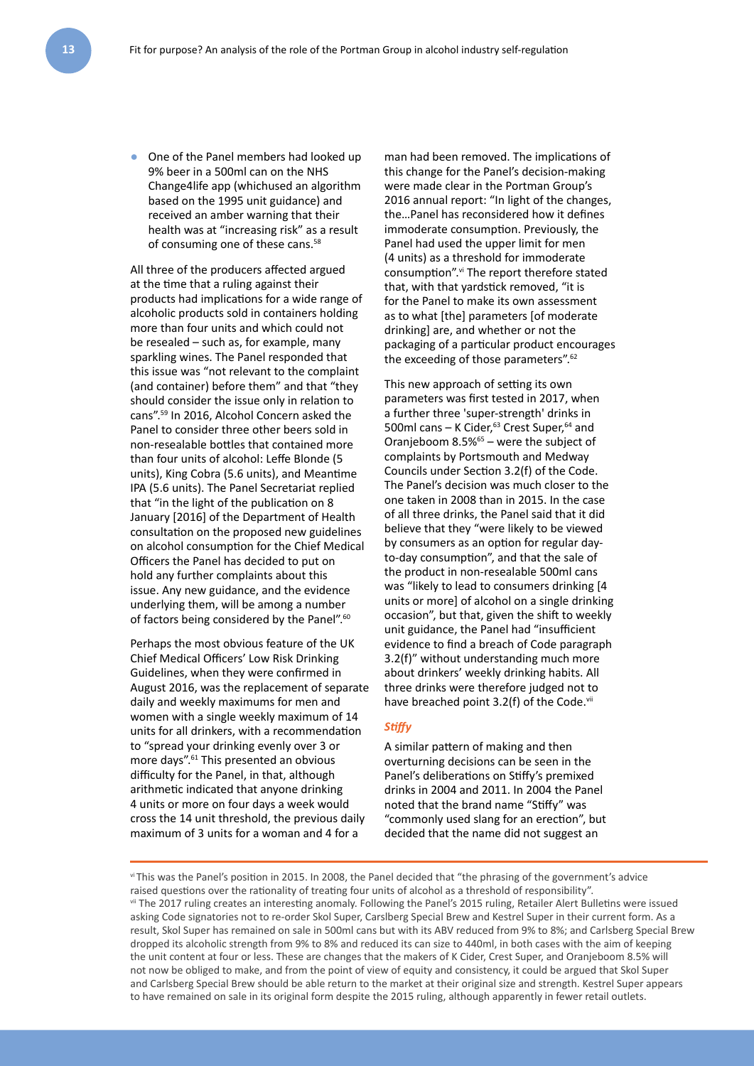- One of the Panel members had looked up 9% beer in a 500ml can on the NHS Change4life app (whichused an algorithm based on the 1995 unit guidance) and received an amber warning that their health was at "increasing risk" as a result of consuming one of these cans.[58]

All three of the producers affected argued at the time that a ruling against their products had implications for a wide range of alcoholic products sold in containers holding more than four units and which could not be resealed – such as, for example, many sparkling wines. The Panel responded that this issue was "not relevant to the complaint (and container) before them" and that "they should consider the issue only in relation to cans".[59] In 2016, Alcohol Concern asked the Panel to consider three other beers sold in non-resealable bottles that contained more than four units of alcohol: Leffe Blonde (5 units), King Cobra (5.6 units), and Meantime IPA (5.6 units). The Panel Secretariat replied that "in the light of the publication on 8 January [2016] of the Department of Health consultation on the proposed new guidelines on alcohol consumption for the Chief Medical Officers the Panel has decided to put on hold any further complaints about this issue. Any new guidance, and the evidence underlying them, will be among a number of factors being considered by the Panel".[60]

Perhaps the most obvious feature of the UK Chief Medical Officers' Low Risk Drinking Guidelines, when they were confirmed in August 2016, was the replacement of separate daily and weekly maximums for men and women with a single weekly maximum of 14 units for all drinkers, with a recommendation to "spread your drinking evenly over 3 or more days".[61] This presented an obvious difficulty for the Panel, in that, although arithmetic indicated that anyone drinking 4 units or more on four days a week would cross the 14 unit threshold, the previous daily maximum of 3 units for a woman and 4 for a man had been removed. The implications of this change for the Panel's decision-making were made clear in the Portman Group's 2016 annual report: "In light of the changes, the…Panel has reconsidered how it defines immoderate consumption. Previously, the Panel had used the upper limit for men (4 units) as a threshold for immoderate consumption".[vi] The report therefore stated that, with that yardstick removed, "it is for the Panel to make its own assessment as to what [the] parameters [of moderate drinking] are, and whether or not the packaging of a particular product encourages the exceeding of those parameters".[62]

This new approach of setting its own parameters was first tested in 2017, when a further three 'super-strength' drinks in 500ml cans – K Cider,[63] Crest Super,[64] and Oranjeboom 8.5%[65] – were the subject of complaints by Portsmouth and Medway Councils under Section 3.2(f) of the Code. The Panel's decision was much closer to the one taken in 2008 than in 2015. In the case of all three drinks, the Panel said that it did believe that they "were likely to be viewed by consumers as an option for regular day-to-day consumption", and that the sale of the product in non-resealable 500ml cans was "likely to lead to consumers drinking [4 units or more] of alcohol on a single drinking occasion", but that, given the shift to weekly unit guidance, the Panel had "insufficient evidence to find a breach of Code paragraph 3.2(f)" without understanding much more about drinkers' weekly drinking habits. All three drinks were therefore judged not to have breached point 3.2(f) of the Code.[vii]

### *Stiffy*

A similar pattern of making and then overturning decisions can be seen in the Panel's deliberations on Stiffy's premixed drinks in 2004 and 2011. In 2004 the Panel noted that the brand name "Stiffy" was "commonly used slang for an erection", but decided that the name did not suggest an

---

[vi] This was the Panel's position in 2015. In 2008, the Panel decided that "the phrasing of the government's advice raised questions over the rationality of treating four units of alcohol as a threshold of responsibility".

[vii] The 2017 ruling creates an interesting anomaly. Following the Panel's 2015 ruling, Retailer Alert Bulletins were issued asking Code signatories not to re-order Skol Super, Carslberg Special Brew and Kestrel Super in their current form. As a result, Skol Super has remained on sale in 500ml cans but with its ABV reduced from 9% to 8%; and Carlsberg Special Brew dropped its alcoholic strength from 9% to 8% and reduced its can size to 440ml, in both cases with the aim of keeping the unit content at four or less. These are changes that the makers of K Cider, Crest Super, and Oranjeboom 8.5% will not now be obliged to make, and from the point of view of equity and consistency, it could be argued that Skol Super and Carlsberg Special Brew should be able return to the market at their original size and strength. Kestrel Super appears to have remained on sale in its original form despite the 2015 ruling, although apparently in fewer retail outlets.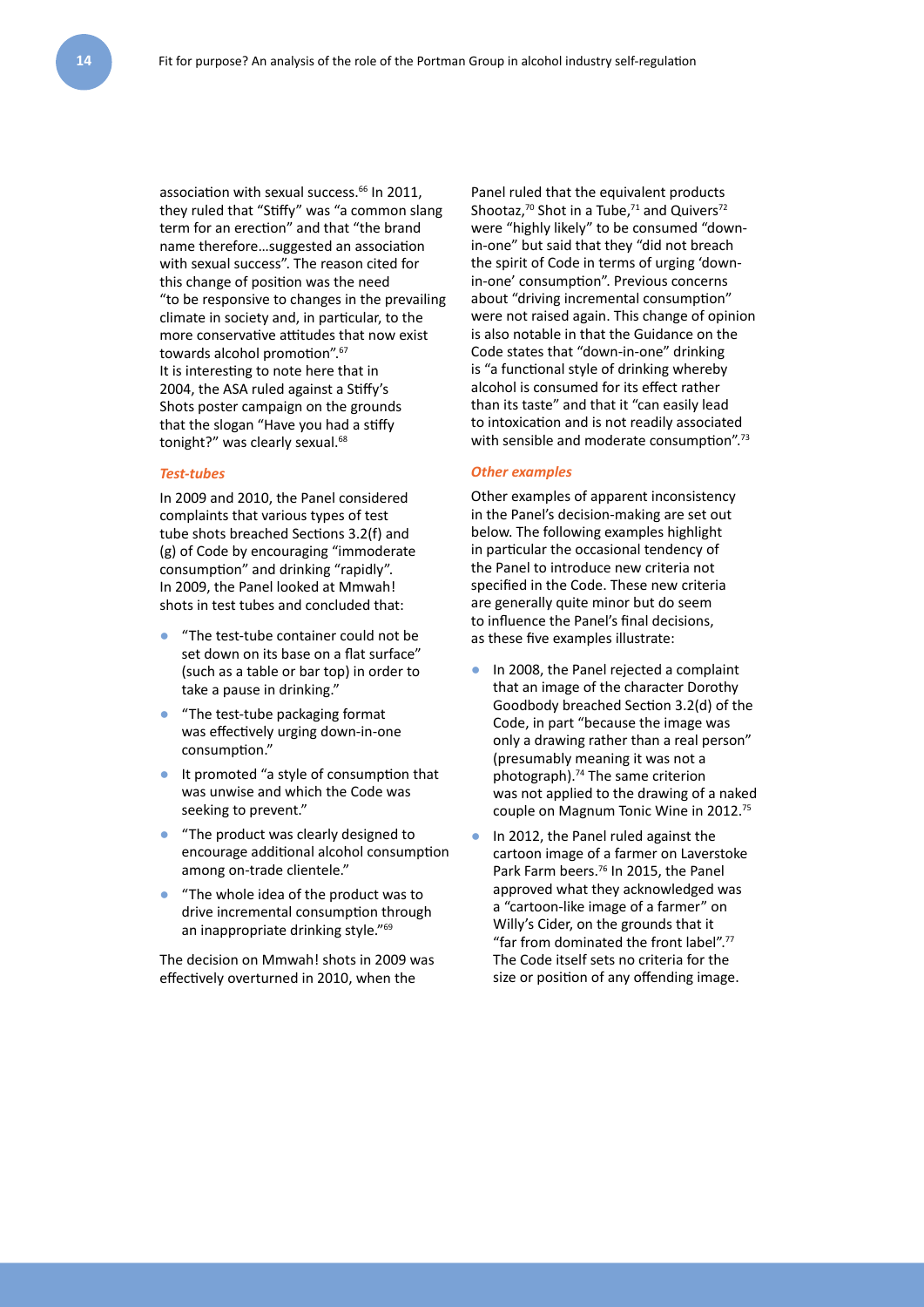association with sexual success.[66] In 2011, they ruled that "Stiffy" was "a common slang term for an erection" and that "the brand name therefore…suggested an association with sexual success". The reason cited for this change of position was the need "to be responsive to changes in the prevailing climate in society and, in particular, to the more conservative attitudes that now exist towards alcohol promotion".[67] It is interesting to note here that in 2004, the ASA ruled against a Stiffy's Shots poster campaign on the grounds that the slogan "Have you had a stiffy tonight?" was clearly sexual.[68]

### *Test-tubes*

In 2009 and 2010, the Panel considered complaints that various types of test tube shots breached Sections 3.2(f) and (g) of Code by encouraging "immoderate consumption" and drinking "rapidly". In 2009, the Panel looked at Mmwah! shots in test tubes and concluded that:

- "The test-tube container could not be set down on its base on a flat surface" (such as a table or bar top) in order to take a pause in drinking."
- "The test-tube packaging format was effectively urging down-in-one consumption."
- It promoted "a style of consumption that was unwise and which the Code was seeking to prevent."
- "The product was clearly designed to encourage additional alcohol consumption among on-trade clientele."
- "The whole idea of the product was to drive incremental consumption through an inappropriate drinking style."[69]

The decision on Mmwah! shots in 2009 was effectively overturned in 2010, when the Panel ruled that the equivalent products Shootaz,[70] Shot in a Tube,[71] and Quivers[72] were "highly likely" to be consumed "down-in-one" but said that they "did not breach the spirit of Code in terms of urging 'down-in-one' consumption". Previous concerns about "driving incremental consumption" were not raised again. This change of opinion is also notable in that the Guidance on the Code states that "down-in-one" drinking is "a functional style of drinking whereby alcohol is consumed for its effect rather than its taste" and that it "can easily lead to intoxication and is not readily associated with sensible and moderate consumption".[73]

### *Other examples*

Other examples of apparent inconsistency in the Panel's decision-making are set out below. The following examples highlight in particular the occasional tendency of the Panel to introduce new criteria not specified in the Code. These new criteria are generally quite minor but do seem to influence the Panel's final decisions, as these five examples illustrate:

- In 2008, the Panel rejected a complaint that an image of the character Dorothy Goodbody breached Section 3.2(d) of the Code, in part "because the image was only a drawing rather than a real person" (presumably meaning it was not a photograph).[74] The same criterion was not applied to the drawing of a naked couple on Magnum Tonic Wine in 2012.[75]
- In 2012, the Panel ruled against the cartoon image of a farmer on Laverstoke Park Farm beers.[76] In 2015, the Panel approved what they acknowledged was a "cartoon-like image of a farmer" on Willy's Cider, on the grounds that it "far from dominated the front label".[77] The Code itself sets no criteria for the size or position of any offending image.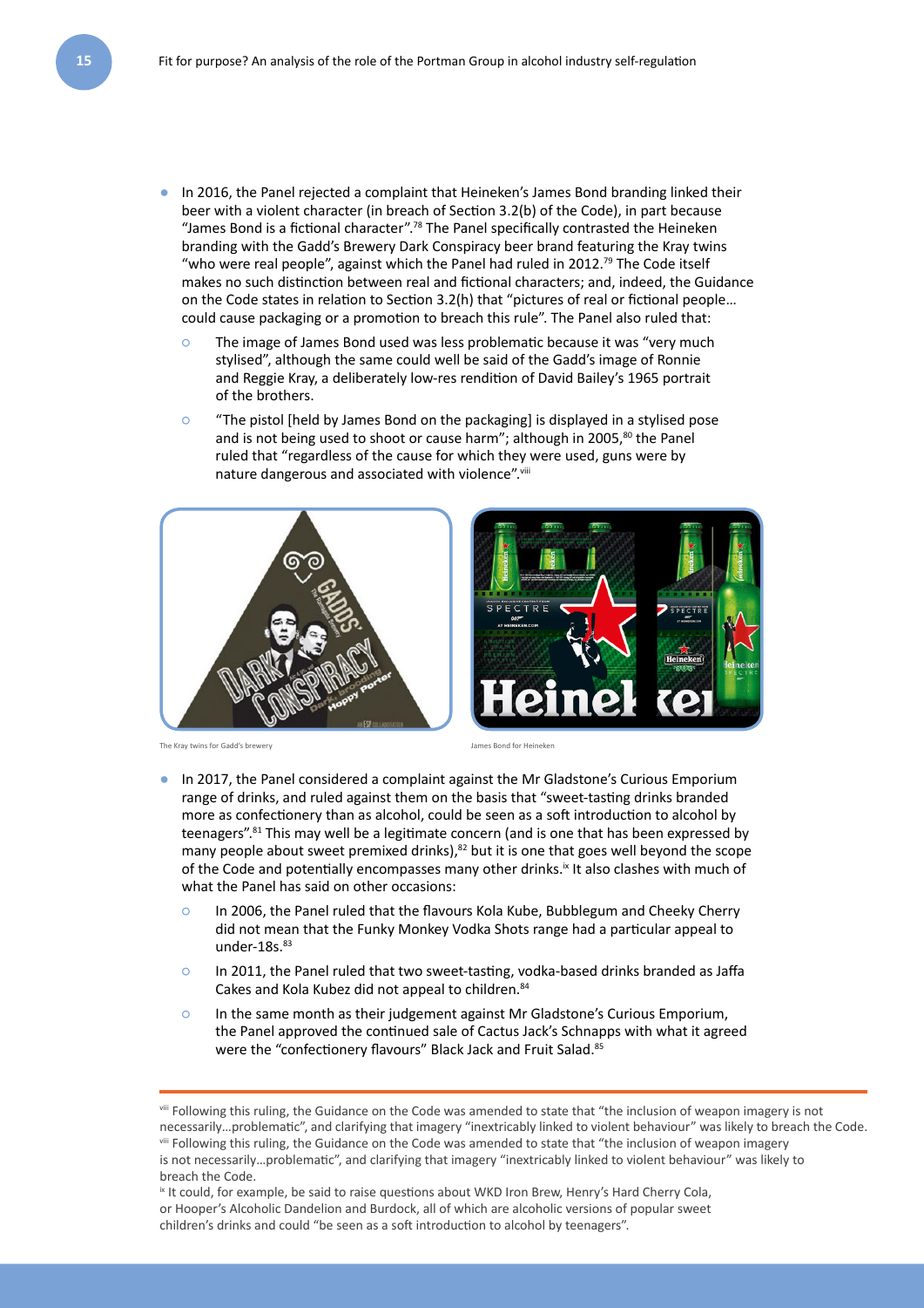- In 2016, the Panel rejected a complaint that Heineken's James Bond branding linked their beer with a violent character (in breach of Section 3.2(b) of the Code), in part because "James Bond is a fictional character".[78] The Panel specifically contrasted the Heineken branding with the Gadd's Brewery Dark Conspiracy beer brand featuring the Kray twins "who were real people", against which the Panel had ruled in 2012.[79] The Code itself makes no such distinction between real and fictional characters; and, indeed, the Guidance on the Code states in relation to Section 3.2(h) that "pictures of real or fictional people… could cause packaging or a promotion to breach this rule". The Panel also ruled that:
  - The image of James Bond used was less problematic because it was "very much stylised", although the same could well be said of the Gadd's image of Ronnie and Reggie Kray, a deliberately low-res rendition of David Bailey's 1965 portrait of the brothers.
  - "The pistol [held by James Bond on the packaging] is displayed in a stylised pose and is not being used to shoot or cause harm"; although in 2005,[80] the Panel ruled that "regardless of the cause for which they were used, guns were by nature dangerous and associated with violence".[viii]

The Kray twins for Gadd's brewery

James Bond for Heineken

- In 2017, the Panel considered a complaint against the Mr Gladstone's Curious Emporium range of drinks, and ruled against them on the basis that "sweet-tasting drinks branded more as confectionery than as alcohol, could be seen as a soft introduction to alcohol by teenagers".[81] This may well be a legitimate concern (and is one that has been expressed by many people about sweet premixed drinks),[82] but it is one that goes well beyond the scope of the Code and potentially encompasses many other drinks.[ix] It also clashes with much of what the Panel has said on other occasions:
  - In 2006, the Panel ruled that the flavours Kola Kube, Bubblegum and Cheeky Cherry did not mean that the Funky Monkey Vodka Shots range had a particular appeal to under-18s.[83]
  - In 2011, the Panel ruled that two sweet-tasting, vodka-based drinks branded as Jaffa Cakes and Kola Kubez did not appeal to children.[84]
  - In the same month as their judgement against Mr Gladstone's Curious Emporium, the Panel approved the continued sale of Cactus Jack's Schnapps with what it agreed were the "confectionery flavours" Black Jack and Fruit Salad.[85]

---

[viii] Following this ruling, the Guidance on the Code was amended to state that "the inclusion of weapon imagery is not necessarily…problematic", and clarifying that imagery "inextricably linked to violent behaviour" was likely to breach the Code.

[viii] Following this ruling, the Guidance on the Code was amended to state that "the inclusion of weapon imagery is not necessarily…problematic", and clarifying that imagery "inextricably linked to violent behaviour" was likely to breach the Code.

[ix] It could, for example, be said to raise questions about WKD Iron Brew, Henry's Hard Cherry Cola, or Hooper's Alcoholic Dandelion and Burdock, all of which are alcoholic versions of popular sweet children's drinks and could "be seen as a soft introduction to alcohol by teenagers".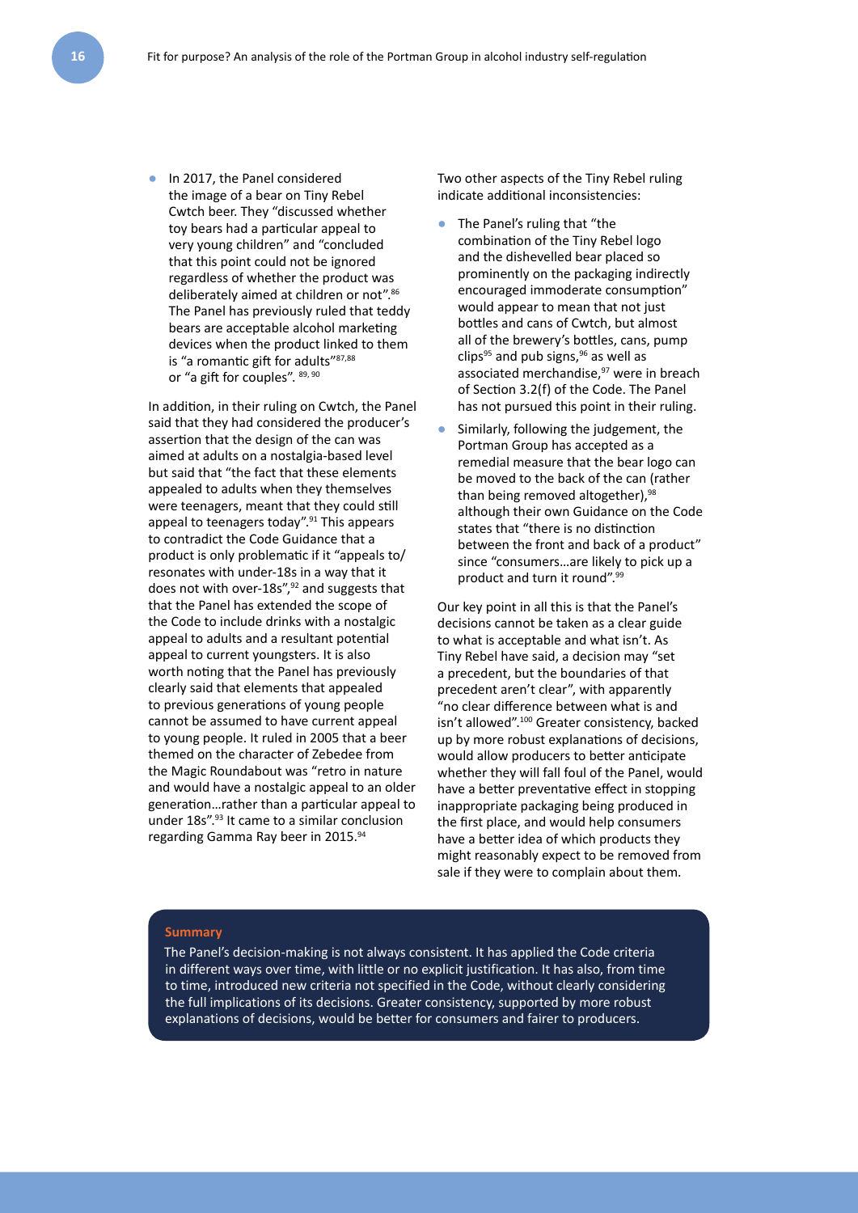- In 2017, the Panel considered the image of a bear on Tiny Rebel Cwtch beer. They "discussed whether toy bears had a particular appeal to very young children" and "concluded that this point could not be ignored regardless of whether the product was deliberately aimed at children or not".[86] The Panel has previously ruled that teddy bears are acceptable alcohol marketing devices when the product linked to them is "a romantic gift for adults"[87,88] or "a gift for couples".[89, 90]

In addition, in their ruling on Cwtch, the Panel said that they had considered the producer's assertion that the design of the can was aimed at adults on a nostalgia-based level but said that "the fact that these elements appealed to adults when they themselves were teenagers, meant that they could still appeal to teenagers today".[91] This appears to contradict the Code Guidance that a product is only problematic if it "appeals to/ resonates with under-18s in a way that it does not with over-18s",[92] and suggests that that the Panel has extended the scope of the Code to include drinks with a nostalgic appeal to adults and a resultant potential appeal to current youngsters. It is also worth noting that the Panel has previously clearly said that elements that appealed to previous generations of young people cannot be assumed to have current appeal to young people. It ruled in 2005 that a beer themed on the character of Zebedee from the Magic Roundabout was "retro in nature and would have a nostalgic appeal to an older generation…rather than a particular appeal to under 18s".[93] It came to a similar conclusion regarding Gamma Ray beer in 2015.[94]

Two other aspects of the Tiny Rebel ruling indicate additional inconsistencies:

- The Panel's ruling that "the combination of the Tiny Rebel logo and the dishevelled bear placed so prominently on the packaging indirectly encouraged immoderate consumption" would appear to mean that not just bottles and cans of Cwtch, but almost all of the brewery's bottles, cans, pump clips[95] and pub signs,[96] as well as associated merchandise,[97] were in breach of Section 3.2(f) of the Code. The Panel has not pursued this point in their ruling.
- Similarly, following the judgement, the Portman Group has accepted as a remedial measure that the bear logo can be moved to the back of the can (rather than being removed altogether),[98] although their own Guidance on the Code states that "there is no distinction between the front and back of a product" since "consumers…are likely to pick up a product and turn it round".[99]

Our key point in all this is that the Panel's decisions cannot be taken as a clear guide to what is acceptable and what isn't. As Tiny Rebel have said, a decision may "set a precedent, but the boundaries of that precedent aren't clear", with apparently "no clear difference between what is and isn't allowed".[100] Greater consistency, backed up by more robust explanations of decisions, would allow producers to better anticipate whether they will fall foul of the Panel, would have a better preventative effect in stopping inappropriate packaging being produced in the first place, and would help consumers have a better idea of which products they might reasonably expect to be removed from sale if they were to complain about them.

**Summary**

The Panel's decision-making is not always consistent. It has applied the Code criteria in different ways over time, with little or no explicit justification. It has also, from time to time, introduced new criteria not specified in the Code, without clearly considering the full implications of its decisions. Greater consistency, supported by more robust explanations of decisions, would be better for consumers and fairer to producers.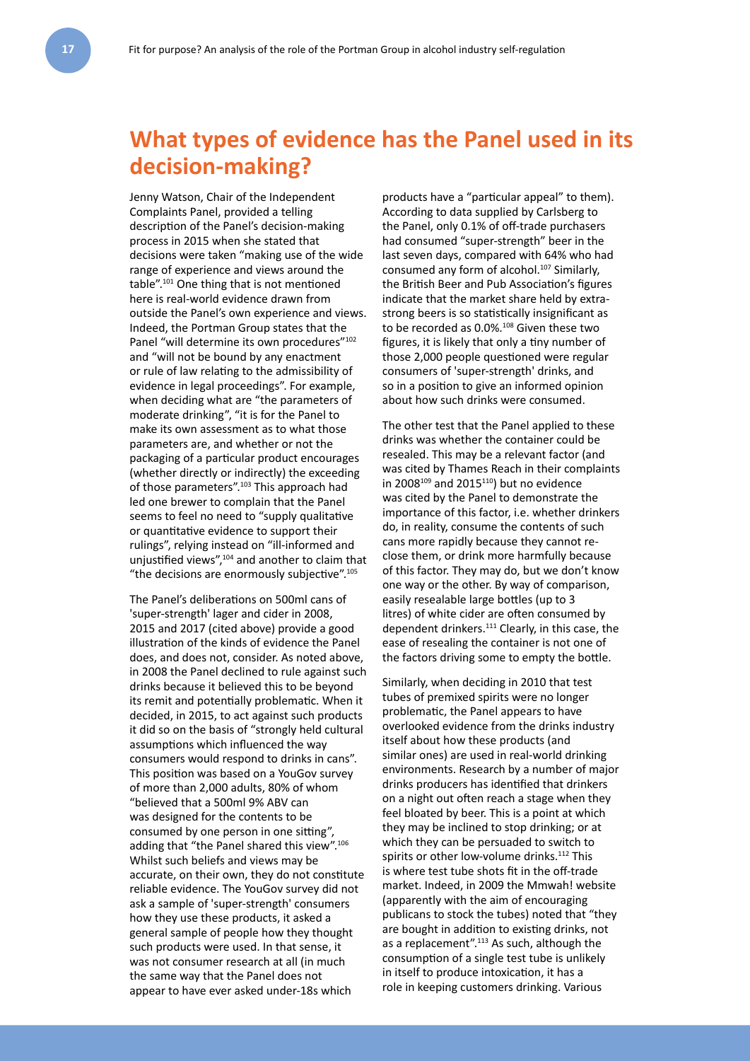# What types of evidence has the Panel used in its decision-making?

Jenny Watson, Chair of the Independent Complaints Panel, provided a telling description of the Panel's decision-making process in 2015 when she stated that decisions were taken "making use of the wide range of experience and views around the table".[101] One thing that is not mentioned here is real-world evidence drawn from outside the Panel's own experience and views. Indeed, the Portman Group states that the Panel "will determine its own procedures"[102] and "will not be bound by any enactment or rule of law relating to the admissibility of evidence in legal proceedings". For example, when deciding what are "the parameters of moderate drinking", "it is for the Panel to make its own assessment as to what those parameters are, and whether or not the packaging of a particular product encourages (whether directly or indirectly) the exceeding of those parameters".[103] This approach had led one brewer to complain that the Panel seems to feel no need to "supply qualitative or quantitative evidence to support their rulings", relying instead on "ill-informed and unjustified views",[104] and another to claim that "the decisions are enormously subjective".[105]

The Panel's deliberations on 500ml cans of 'super-strength' lager and cider in 2008, 2015 and 2017 (cited above) provide a good illustration of the kinds of evidence the Panel does, and does not, consider. As noted above, in 2008 the Panel declined to rule against such drinks because it believed this to be beyond its remit and potentially problematic. When it decided, in 2015, to act against such products it did so on the basis of "strongly held cultural assumptions which influenced the way consumers would respond to drinks in cans". This position was based on a YouGov survey of more than 2,000 adults, 80% of whom "believed that a 500ml 9% ABV can was designed for the contents to be consumed by one person in one sitting", adding that "the Panel shared this view".[106] Whilst such beliefs and views may be accurate, on their own, they do not constitute reliable evidence. The YouGov survey did not ask a sample of 'super-strength' consumers how they use these products, it asked a general sample of people how they thought such products were used. In that sense, it was not consumer research at all (in much the same way that the Panel does not appear to have ever asked under-18s which products have a "particular appeal" to them). According to data supplied by Carlsberg to the Panel, only 0.1% of off-trade purchasers had consumed "super-strength" beer in the last seven days, compared with 64% who had consumed any form of alcohol.[107] Similarly, the British Beer and Pub Association's figures indicate that the market share held by extra-strong beers is so statistically insignificant as to be recorded as 0.0%.[108] Given these two figures, it is likely that only a tiny number of those 2,000 people questioned were regular consumers of 'super-strength' drinks, and so in a position to give an informed opinion about how such drinks were consumed.

The other test that the Panel applied to these drinks was whether the container could be resealed. This may be a relevant factor (and was cited by Thames Reach in their complaints in 2008[109] and 2015[110]) but no evidence was cited by the Panel to demonstrate the importance of this factor, i.e. whether drinkers do, in reality, consume the contents of such cans more rapidly because they cannot re-close them, or drink more harmfully because of this factor. They may do, but we don't know one way or the other. By way of comparison, easily resealable large bottles (up to 3 litres) of white cider are often consumed by dependent drinkers.[111] Clearly, in this case, the ease of resealing the container is not one of the factors driving some to empty the bottle.

Similarly, when deciding in 2010 that test tubes of premixed spirits were no longer problematic, the Panel appears to have overlooked evidence from the drinks industry itself about how these products (and similar ones) are used in real-world drinking environments. Research by a number of major drinks producers has identified that drinkers on a night out often reach a stage when they feel bloated by beer. This is a point at which they may be inclined to stop drinking; or at which they can be persuaded to switch to spirits or other low-volume drinks.[112] This is where test tube shots fit in the off-trade market. Indeed, in 2009 the Mmwah! website (apparently with the aim of encouraging publicans to stock the tubes) noted that "they are bought in addition to existing drinks, not as a replacement".[113] As such, although the consumption of a single test tube is unlikely in itself to produce intoxication, it has a role in keeping customers drinking. Various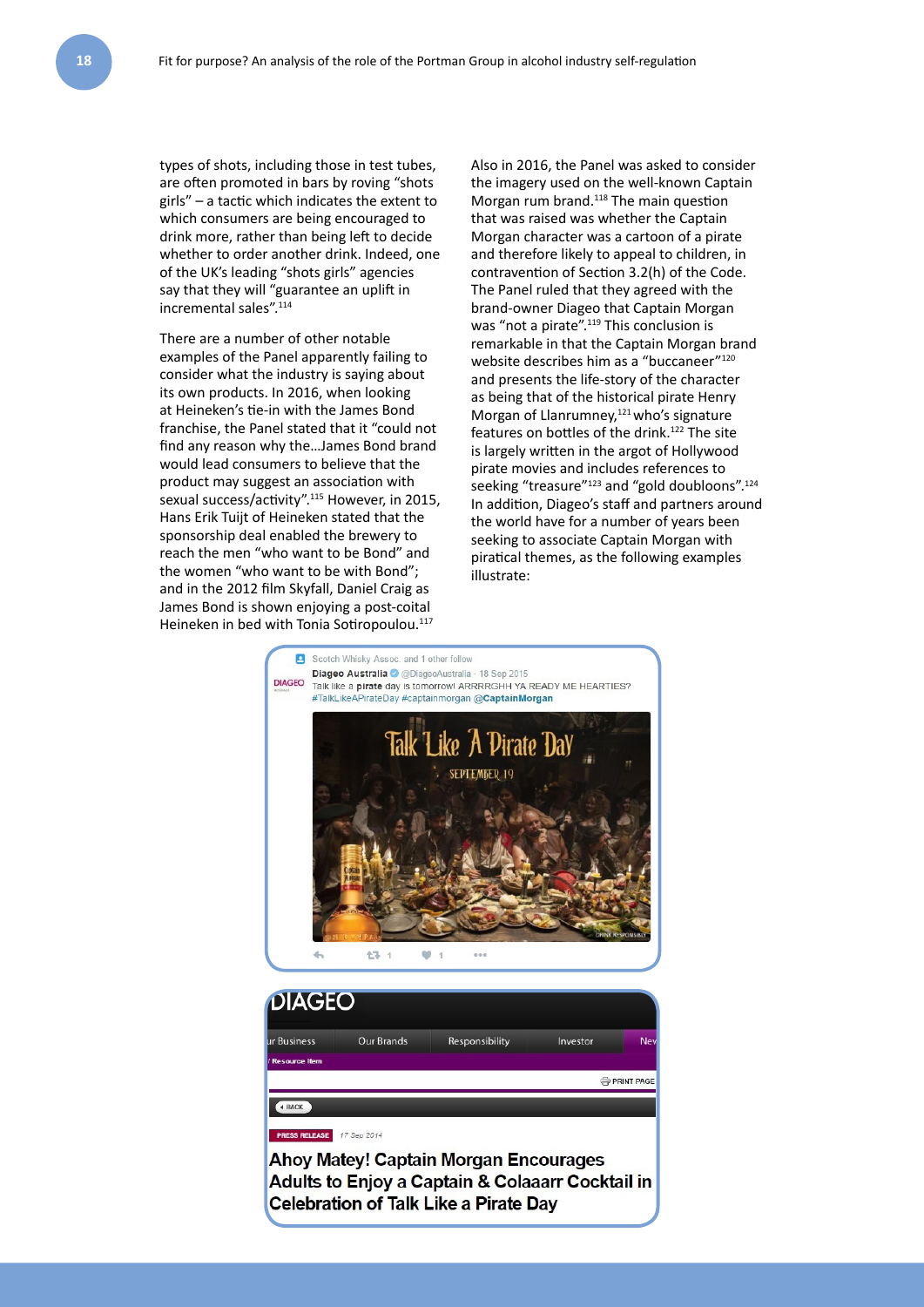types of shots, including those in test tubes, are often promoted in bars by roving "shots girls" – a tactic which indicates the extent to which consumers are being encouraged to drink more, rather than being left to decide whether to order another drink. Indeed, one of the UK's leading "shots girls" agencies say that they will "guarantee an uplift in incremental sales".[114]

There are a number of other notable examples of the Panel apparently failing to consider what the industry is saying about its own products. In 2016, when looking at Heineken's tie-in with the James Bond franchise, the Panel stated that it "could not find any reason why the…James Bond brand would lead consumers to believe that the product may suggest an association with sexual success/activity".[115] However, in 2015, Hans Erik Tuijt of Heineken stated that the sponsorship deal enabled the brewery to reach the men "who want to be Bond" and the women "who want to be with Bond"; and in the 2012 film Skyfall, Daniel Craig as James Bond is shown enjoying a post-coital Heineken in bed with Tonia Sotiropoulou.[117]

Also in 2016, the Panel was asked to consider the imagery used on the well-known Captain Morgan rum brand.[118] The main question that was raised was whether the Captain Morgan character was a cartoon of a pirate and therefore likely to appeal to children, in contravention of Section 3.2(h) of the Code. The Panel ruled that they agreed with the brand-owner Diageo that Captain Morgan was "not a pirate".[119] This conclusion is remarkable in that the Captain Morgan brand website describes him as a "buccaneer"[120] and presents the life-story of the character as being that of the historical pirate Henry Morgan of Llanrumney,[121] who's signature features on bottles of the drink.[122] The site is largely written in the argot of Hollywood pirate movies and includes references to seeking "treasure"[123] and "gold doubloons".[124] In addition, Diageo's staff and partners around the world have for a number of years been seeking to associate Captain Morgan with piratical themes, as the following examples illustrate:

Scotch Whisky Assoc. and 1 other follow

Diageo Australia @DiageoAustralia · 18 Sep 2015
Talk like a pirate day is tomorrow! ARRRRGHH YA READY ME HEARTIES? #TalkLikeAPirateDay #captainmorgan @CaptainMorgan

Talk Like A Pirate Day
SEPTEMBER 19

DIAGEO

PRESS RELEASE 17 Sep 2014

Ahoy Matey! Captain Morgan Encourages Adults to Enjoy a Captain & Colaaarr Cocktail in Celebration of Talk Like a Pirate Day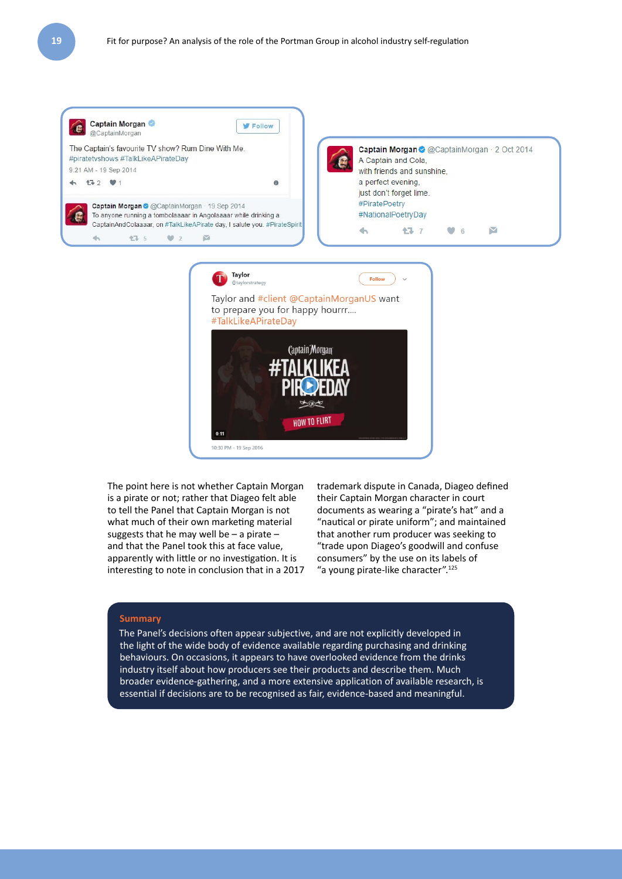The Captain's favourite TV show? Rum Dine With Me. #piratetvshows #TalkLikeAPirateDay

9:21 AM - 19 Sep 2014

To anyone running a tombolaaaar in Angolaaaar while drinking a CaptainAndColaaaar, on #TalkLikeAPirate day, I salute you. #PirateSpirit

A Captain and Cola,
with friends and sunshine,
a perfect evening,
just don't forget lime.
#PiratePoetry
#NationalPoetryDay

Taylor and #client @CaptainMorganUS want to prepare you for happy hourrr.... #TalkLikeAPirateDay

10:30 PM - 19 Sep 2016

The point here is not whether Captain Morgan is a pirate or not; rather that Diageo felt able to tell the Panel that Captain Morgan is not what much of their own marketing material suggests that he may well be – a pirate – and that the Panel took this at face value, apparently with little or no investigation. It is interesting to note in conclusion that in a 2017 trademark dispute in Canada, Diageo defined their Captain Morgan character in court documents as wearing a "pirate's hat" and a "nautical or pirate uniform"; and maintained that another rum producer was seeking to "trade upon Diageo's goodwill and confuse consumers" by the use on its labels of "a young pirate-like character".[125]

**Summary**

The Panel's decisions often appear subjective, and are not explicitly developed in the light of the wide body of evidence available regarding purchasing and drinking behaviours. On occasions, it appears to have overlooked evidence from the drinks industry itself about how producers see their products and describe them. Much broader evidence-gathering, and a more extensive application of available research, is essential if decisions are to be recognised as fair, evidence-based and meaningful.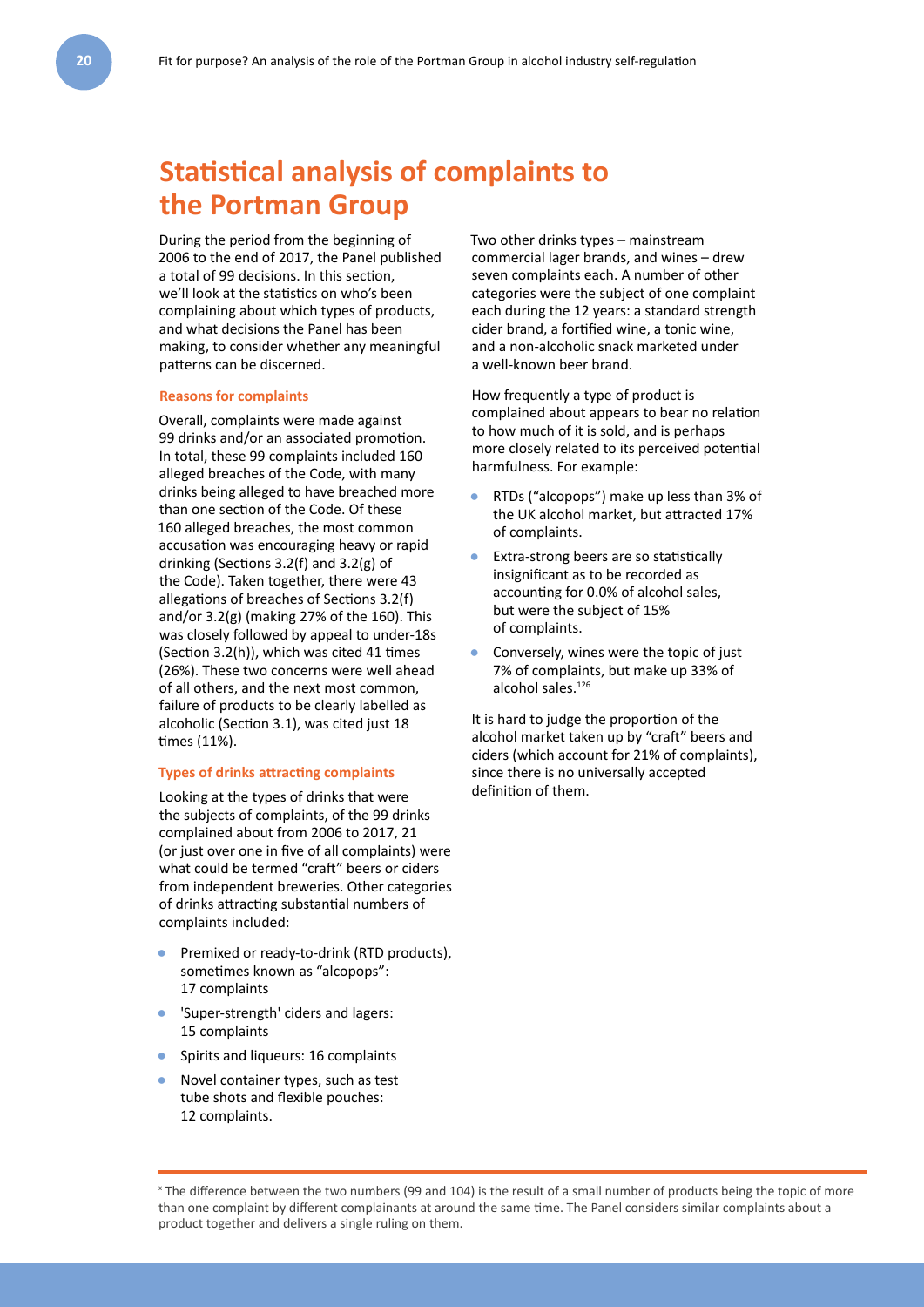## Statistical analysis of complaints to the Portman Group

During the period from the beginning of 2006 to the end of 2017, the Panel published a total of 99 decisions. In this section, we'll look at the statistics on who's been complaining about which types of products, and what decisions the Panel has been making, to consider whether any meaningful patterns can be discerned.

### Reasons for complaints

Overall, complaints were made against 99 drinks and/or an associated promotion. In total, these 99 complaints included 160 alleged breaches of the Code, with many drinks being alleged to have breached more than one section of the Code. Of these 160 alleged breaches, the most common accusation was encouraging heavy or rapid drinking (Sections 3.2(f) and 3.2(g) of the Code). Taken together, there were 43 allegations of breaches of Sections 3.2(f) and/or 3.2(g) (making 27% of the 160). This was closely followed by appeal to under-18s (Section 3.2(h)), which was cited 41 times (26%). These two concerns were well ahead of all others, and the next most common, failure of products to be clearly labelled as alcoholic (Section 3.1), was cited just 18 times (11%).

### Types of drinks attracting complaints

Looking at the types of drinks that were the subjects of complaints, of the 99 drinks complained about from 2006 to 2017, 21 (or just over one in five of all complaints) were what could be termed "craft" beers or ciders from independent breweries. Other categories of drinks attracting substantial numbers of complaints included:

- Premixed or ready-to-drink (RTD products), sometimes known as "alcopops": 17 complaints
- 'Super-strength' ciders and lagers: 15 complaints
- Spirits and liqueurs: 16 complaints
- Novel container types, such as test tube shots and flexible pouches: 12 complaints.

Two other drinks types – mainstream commercial lager brands, and wines – drew seven complaints each. A number of other categories were the subject of one complaint each during the 12 years: a standard strength cider brand, a fortified wine, a tonic wine, and a non-alcoholic snack marketed under a well-known beer brand.

How frequently a type of product is complained about appears to bear no relation to how much of it is sold, and is perhaps more closely related to its perceived potential harmfulness. For example:

- RTDs ("alcopops") make up less than 3% of the UK alcohol market, but attracted 17% of complaints.
- Extra-strong beers are so statistically insignificant as to be recorded as accounting for 0.0% of alcohol sales, but were the subject of 15% of complaints.
- Conversely, wines were the topic of just 7% of complaints, but make up 33% of alcohol sales.[126]

It is hard to judge the proportion of the alcohol market taken up by "craft" beers and ciders (which account for 21% of complaints), since there is no universally accepted definition of them.

---

[x] The difference between the two numbers (99 and 104) is the result of a small number of products being the topic of more than one complaint by different complainants at around the same time. The Panel considers similar complaints about a product together and delivers a single ruling on them.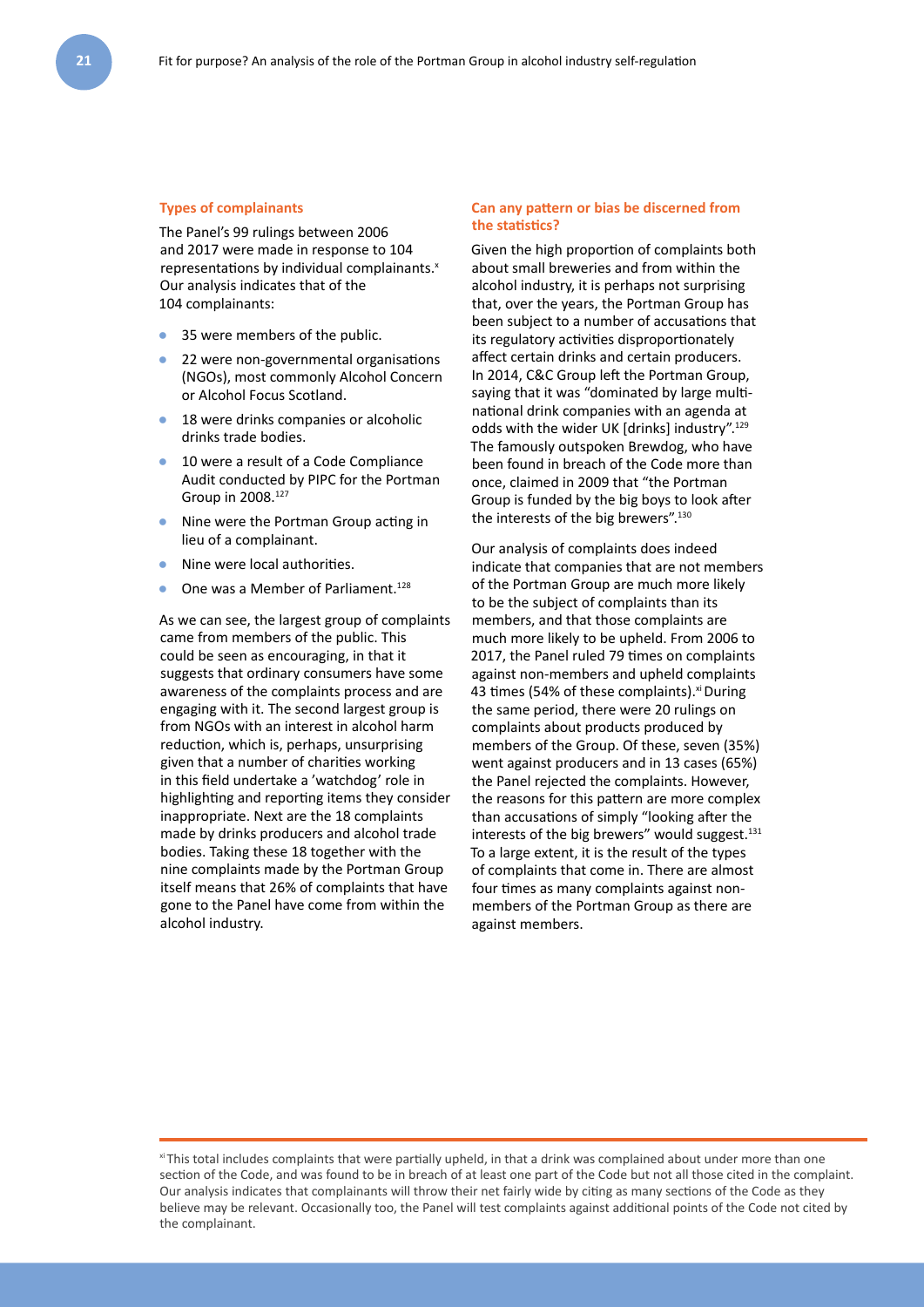### Types of complainants

The Panel's 99 rulings between 2006 and 2017 were made in response to 104 representations by individual complainants.[x] Our analysis indicates that of the 104 complainants:

- 35 were members of the public.
- 22 were non-governmental organisations (NGOs), most commonly Alcohol Concern or Alcohol Focus Scotland.
- 18 were drinks companies or alcoholic drinks trade bodies.
- 10 were a result of a Code Compliance Audit conducted by PIPC for the Portman Group in 2008.[127]
- Nine were the Portman Group acting in lieu of a complainant.
- Nine were local authorities.
- One was a Member of Parliament.[128]

As we can see, the largest group of complaints came from members of the public. This could be seen as encouraging, in that it suggests that ordinary consumers have some awareness of the complaints process and are engaging with it. The second largest group is from NGOs with an interest in alcohol harm reduction, which is, perhaps, unsurprising given that a number of charities working in this field undertake a 'watchdog' role in highlighting and reporting items they consider inappropriate. Next are the 18 complaints made by drinks producers and alcohol trade bodies. Taking these 18 together with the nine complaints made by the Portman Group itself means that 26% of complaints that have gone to the Panel have come from within the alcohol industry.

### Can any pattern or bias be discerned from the statistics?

Given the high proportion of complaints both about small breweries and from within the alcohol industry, it is perhaps not surprising that, over the years, the Portman Group has been subject to a number of accusations that its regulatory activities disproportionately affect certain drinks and certain producers. In 2014, C&C Group left the Portman Group, saying that it was "dominated by large multi-national drink companies with an agenda at odds with the wider UK [drinks] industry".[129] The famously outspoken Brewdog, who have been found in breach of the Code more than once, claimed in 2009 that "the Portman Group is funded by the big boys to look after the interests of the big brewers".[130]

Our analysis of complaints does indeed indicate that companies that are not members of the Portman Group are much more likely to be the subject of complaints than its members, and that those complaints are much more likely to be upheld. From 2006 to 2017, the Panel ruled 79 times on complaints against non-members and upheld complaints 43 times (54% of these complaints).[xi] During the same period, there were 20 rulings on complaints about products produced by members of the Group. Of these, seven (35%) went against producers and in 13 cases (65%) the Panel rejected the complaints. However, the reasons for this pattern are more complex than accusations of simply "looking after the interests of the big brewers" would suggest.[131] To a large extent, it is the result of the types of complaints that come in. There are almost four times as many complaints against non-members of the Portman Group as there are against members.

---

[xi] This total includes complaints that were partially upheld, in that a drink was complained about under more than one section of the Code, and was found to be in breach of at least one part of the Code but not all those cited in the complaint. Our analysis indicates that complainants will throw their net fairly wide by citing as many sections of the Code as they believe may be relevant. Occasionally too, the Panel will test complaints against additional points of the Code not cited by the complainant.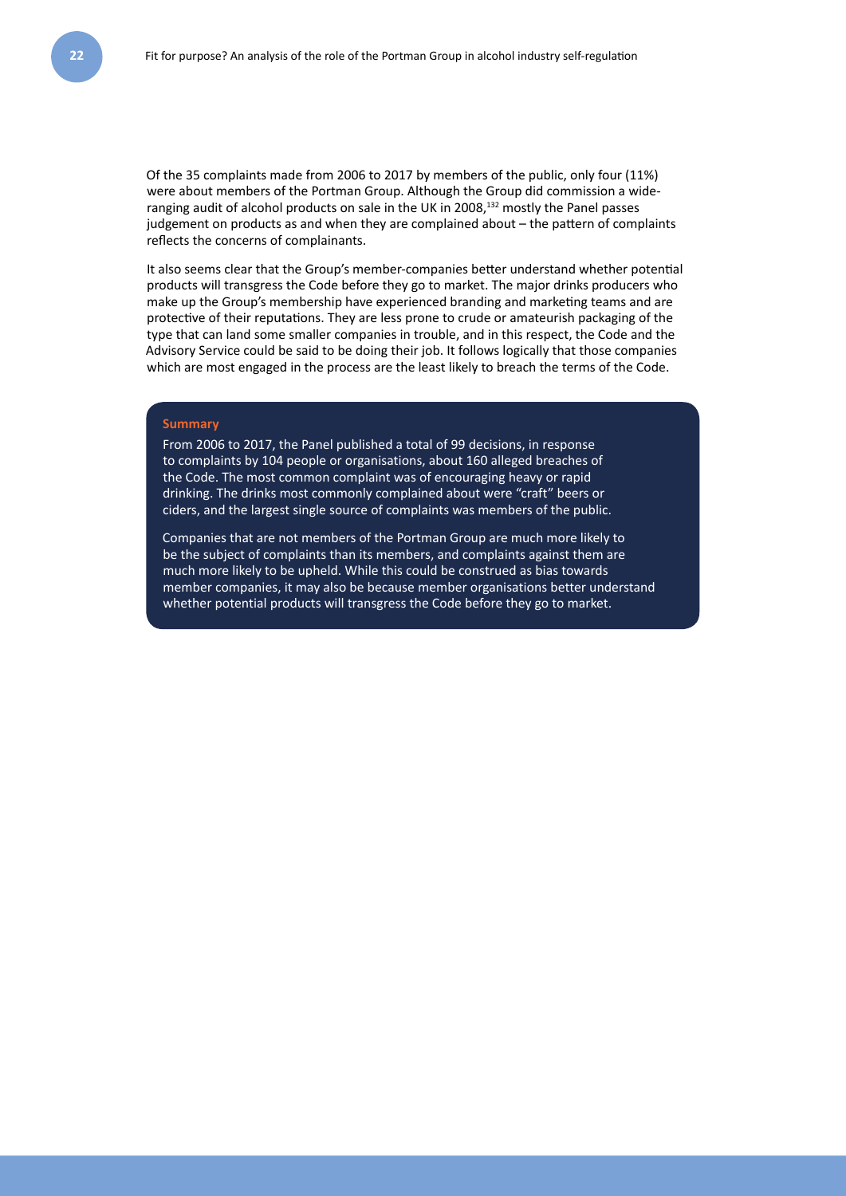Of the 35 complaints made from 2006 to 2017 by members of the public, only four (11%) were about members of the Portman Group. Although the Group did commission a wide-ranging audit of alcohol products on sale in the UK in 2008,[132] mostly the Panel passes judgement on products as and when they are complained about – the pattern of complaints reflects the concerns of complainants.

It also seems clear that the Group's member-companies better understand whether potential products will transgress the Code before they go to market. The major drinks producers who make up the Group's membership have experienced branding and marketing teams and are protective of their reputations. They are less prone to crude or amateurish packaging of the type that can land some smaller companies in trouble, and in this respect, the Code and the Advisory Service could be said to be doing their job. It follows logically that those companies which are most engaged in the process are the least likely to breach the terms of the Code.

**Summary**

From 2006 to 2017, the Panel published a total of 99 decisions, in response to complaints by 104 people or organisations, about 160 alleged breaches of the Code. The most common complaint was of encouraging heavy or rapid drinking. The drinks most commonly complained about were "craft" beers or ciders, and the largest single source of complaints was members of the public.

Companies that are not members of the Portman Group are much more likely to be the subject of complaints than its members, and complaints against them are much more likely to be upheld. While this could be construed as bias towards member companies, it may also be because member organisations better understand whether potential products will transgress the Code before they go to market.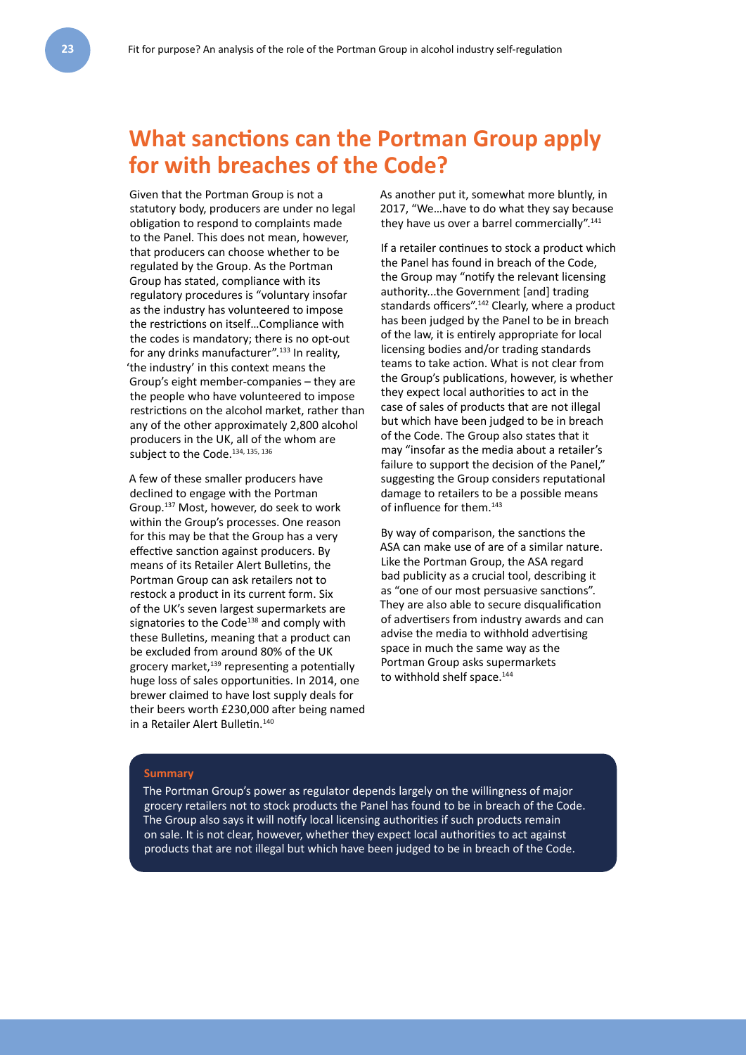## What sanctions can the Portman Group apply for with breaches of the Code?

Given that the Portman Group is not a statutory body, producers are under no legal obligation to respond to complaints made to the Panel. This does not mean, however, that producers can choose whether to be regulated by the Group. As the Portman Group has stated, compliance with its regulatory procedures is "voluntary insofar as the industry has volunteered to impose the restrictions on itself…Compliance with the codes is mandatory; there is no opt-out for any drinks manufacturer".[133] In reality, 'the industry' in this context means the Group's eight member-companies – they are the people who have volunteered to impose restrictions on the alcohol market, rather than any of the other approximately 2,800 alcohol producers in the UK, all of the whom are subject to the Code.[134, 135, 136]

A few of these smaller producers have declined to engage with the Portman Group.[137] Most, however, do seek to work within the Group's processes. One reason for this may be that the Group has a very effective sanction against producers. By means of its Retailer Alert Bulletins, the Portman Group can ask retailers not to restock a product in its current form. Six of the UK's seven largest supermarkets are signatories to the Code[138] and comply with these Bulletins, meaning that a product can be excluded from around 80% of the UK grocery market,[139] representing a potentially huge loss of sales opportunities. In 2014, one brewer claimed to have lost supply deals for their beers worth £230,000 after being named in a Retailer Alert Bulletin.[140]

As another put it, somewhat more bluntly, in 2017, "We…have to do what they say because they have us over a barrel commercially".[141]

If a retailer continues to stock a product which the Panel has found in breach of the Code, the Group may "notify the relevant licensing authority...the Government [and] trading standards officers".[142] Clearly, where a product has been judged by the Panel to be in breach of the law, it is entirely appropriate for local licensing bodies and/or trading standards teams to take action. What is not clear from the Group's publications, however, is whether they expect local authorities to act in the case of sales of products that are not illegal but which have been judged to be in breach of the Code. The Group also states that it may "insofar as the media about a retailer's failure to support the decision of the Panel," suggesting the Group considers reputational damage to retailers to be a possible means of influence for them.[143]

By way of comparison, the sanctions the ASA can make use of are of a similar nature. Like the Portman Group, the ASA regard bad publicity as a crucial tool, describing it as "one of our most persuasive sanctions". They are also able to secure disqualification of advertisers from industry awards and can advise the media to withhold advertising space in much the same way as the Portman Group asks supermarkets to withhold shelf space.[144]

**Summary**

The Portman Group's power as regulator depends largely on the willingness of major grocery retailers not to stock products the Panel has found to be in breach of the Code. The Group also says it will notify local licensing authorities if such products remain on sale. It is not clear, however, whether they expect local authorities to act against products that are not illegal but which have been judged to be in breach of the Code.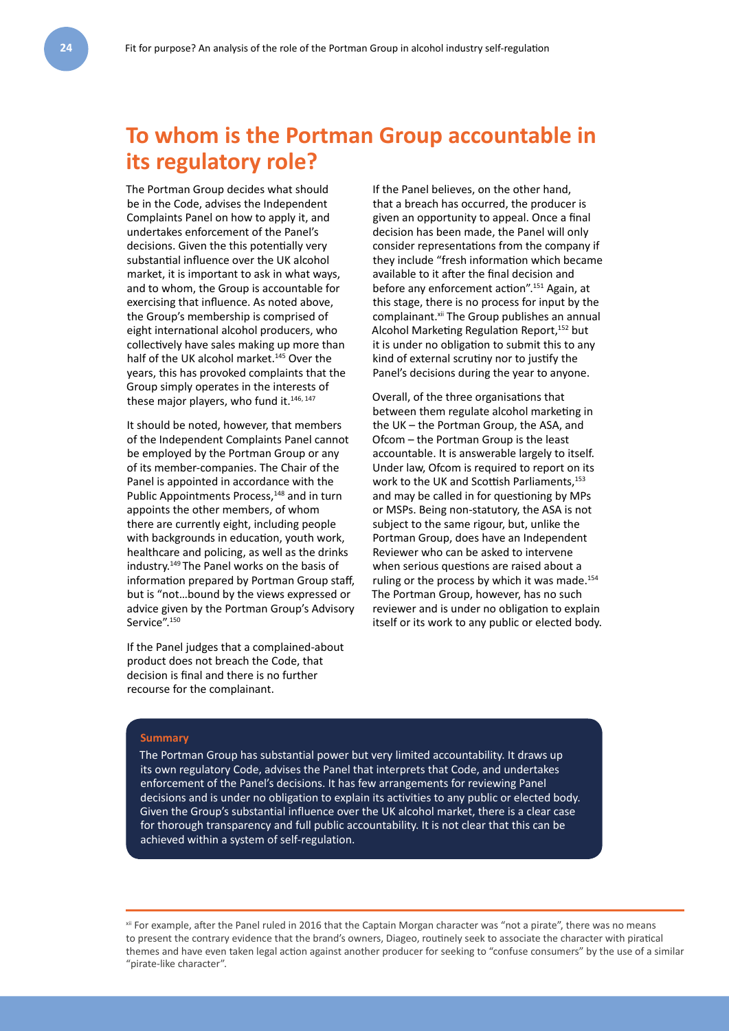# To whom is the Portman Group accountable in its regulatory role?

The Portman Group decides what should be in the Code, advises the Independent Complaints Panel on how to apply it, and undertakes enforcement of the Panel's decisions. Given the this potentially very substantial influence over the UK alcohol market, it is important to ask in what ways, and to whom, the Group is accountable for exercising that influence. As noted above, the Group's membership is comprised of eight international alcohol producers, who collectively have sales making up more than half of the UK alcohol market.[145] Over the years, this has provoked complaints that the Group simply operates in the interests of these major players, who fund it.[146, 147]

It should be noted, however, that members of the Independent Complaints Panel cannot be employed by the Portman Group or any of its member-companies. The Chair of the Panel is appointed in accordance with the Public Appointments Process,[148] and in turn appoints the other members, of whom there are currently eight, including people with backgrounds in education, youth work, healthcare and policing, as well as the drinks industry.[149] The Panel works on the basis of information prepared by Portman Group staff, but is "not…bound by the views expressed or advice given by the Portman Group's Advisory Service".[150]

If the Panel judges that a complained-about product does not breach the Code, that decision is final and there is no further recourse for the complainant.

If the Panel believes, on the other hand, that a breach has occurred, the producer is given an opportunity to appeal. Once a final decision has been made, the Panel will only consider representations from the company if they include "fresh information which became available to it after the final decision and before any enforcement action".[151] Again, at this stage, there is no process for input by the complainant.[xii] The Group publishes an annual Alcohol Marketing Regulation Report,[152] but it is under no obligation to submit this to any kind of external scrutiny nor to justify the Panel's decisions during the year to anyone.

Overall, of the three organisations that between them regulate alcohol marketing in the UK – the Portman Group, the ASA, and Ofcom – the Portman Group is the least accountable. It is answerable largely to itself. Under law, Ofcom is required to report on its work to the UK and Scottish Parliaments,[153] and may be called in for questioning by MPs or MSPs. Being non-statutory, the ASA is not subject to the same rigour, but, unlike the Portman Group, does have an Independent Reviewer who can be asked to intervene when serious questions are raised about a ruling or the process by which it was made.[154] The Portman Group, however, has no such reviewer and is under no obligation to explain itself or its work to any public or elected body.

**Summary**

The Portman Group has substantial power but very limited accountability. It draws up its own regulatory Code, advises the Panel that interprets that Code, and undertakes enforcement of the Panel's decisions. It has few arrangements for reviewing Panel decisions and is under no obligation to explain its activities to any public or elected body. Given the Group's substantial influence over the UK alcohol market, there is a clear case for thorough transparency and full public accountability. It is not clear that this can be achieved within a system of self-regulation.

---

[xii] For example, after the Panel ruled in 2016 that the Captain Morgan character was "not a pirate", there was no means to present the contrary evidence that the brand's owners, Diageo, routinely seek to associate the character with piratical themes and have even taken legal action against another producer for seeking to "confuse consumers" by the use of a similar "pirate-like character".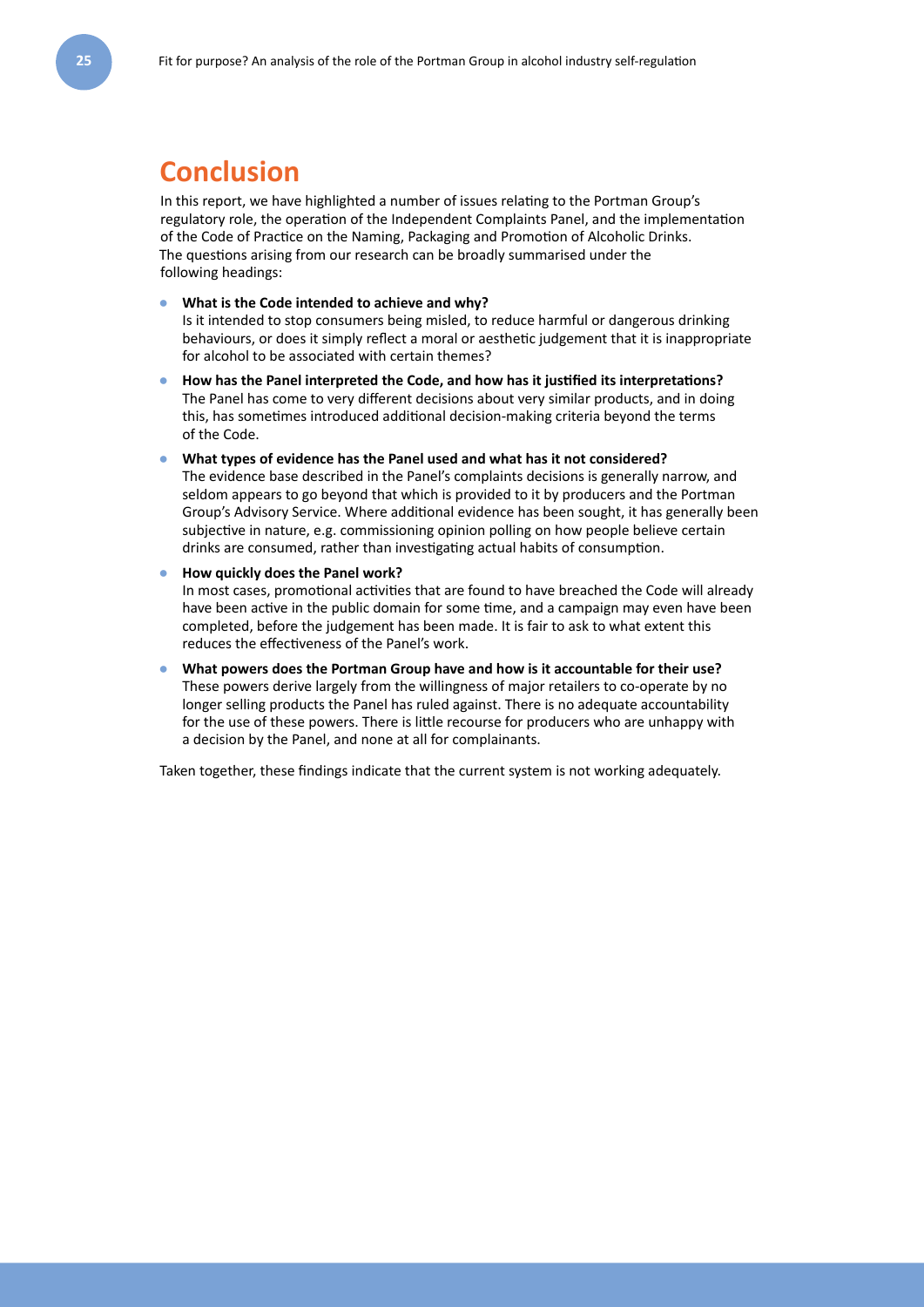# Conclusion

In this report, we have highlighted a number of issues relating to the Portman Group's regulatory role, the operation of the Independent Complaints Panel, and the implementation of the Code of Practice on the Naming, Packaging and Promotion of Alcoholic Drinks. The questions arising from our research can be broadly summarised under the following headings:

- **What is the Code intended to achieve and why?**
  Is it intended to stop consumers being misled, to reduce harmful or dangerous drinking behaviours, or does it simply reflect a moral or aesthetic judgement that it is inappropriate for alcohol to be associated with certain themes?
- **How has the Panel interpreted the Code, and how has it justified its interpretations?**
  The Panel has come to very different decisions about very similar products, and in doing this, has sometimes introduced additional decision-making criteria beyond the terms of the Code.
- **What types of evidence has the Panel used and what has it not considered?**
  The evidence base described in the Panel's complaints decisions is generally narrow, and seldom appears to go beyond that which is provided to it by producers and the Portman Group's Advisory Service. Where additional evidence has been sought, it has generally been subjective in nature, e.g. commissioning opinion polling on how people believe certain drinks are consumed, rather than investigating actual habits of consumption.
- **How quickly does the Panel work?**
  In most cases, promotional activities that are found to have breached the Code will already have been active in the public domain for some time, and a campaign may even have been completed, before the judgement has been made. It is fair to ask to what extent this reduces the effectiveness of the Panel's work.
- **What powers does the Portman Group have and how is it accountable for their use?**
  These powers derive largely from the willingness of major retailers to co-operate by no longer selling products the Panel has ruled against. There is no adequate accountability for the use of these powers. There is little recourse for producers who are unhappy with a decision by the Panel, and none at all for complainants.

Taken together, these findings indicate that the current system is not working adequately.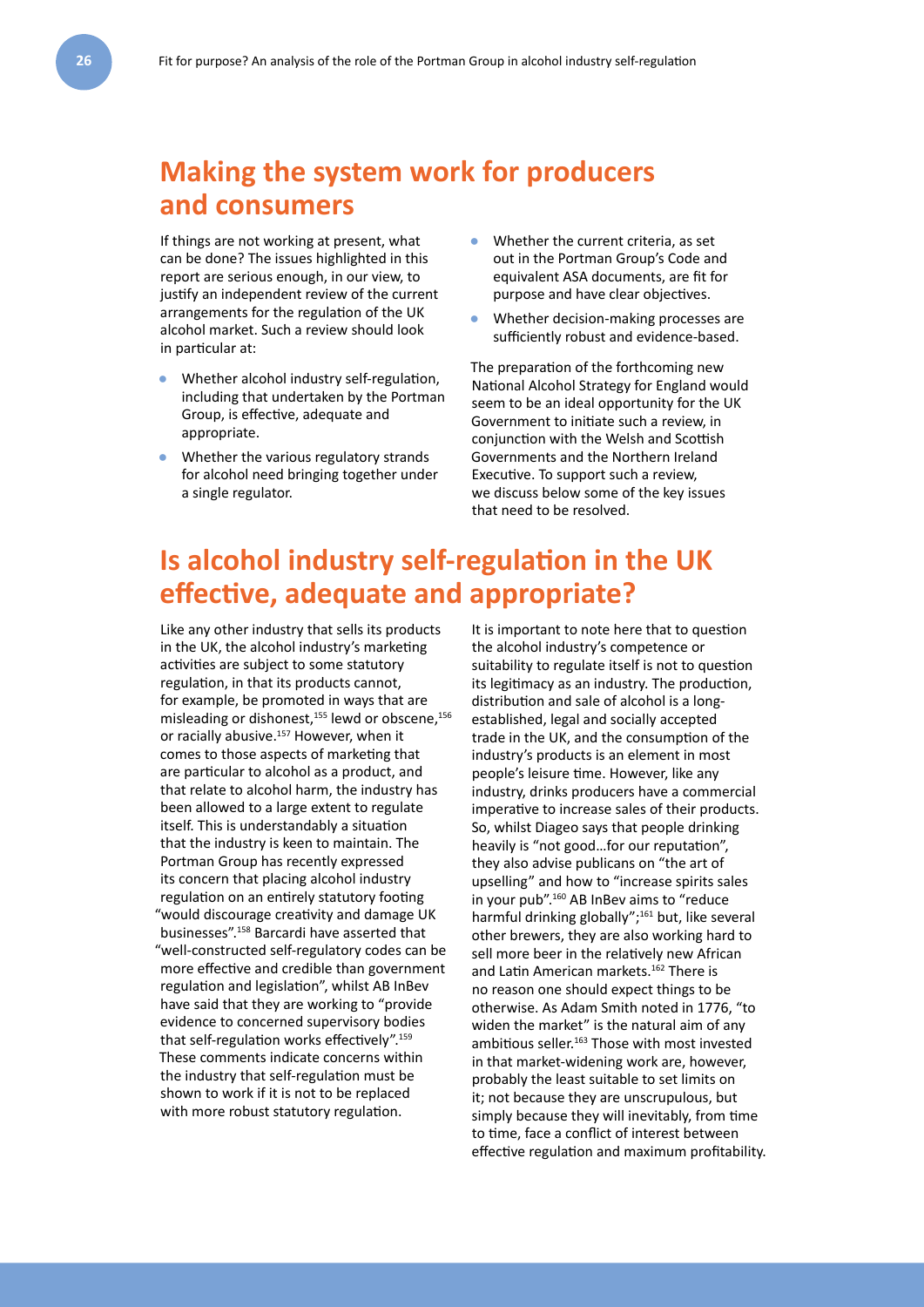## Making the system work for producers and consumers

If things are not working at present, what can be done? The issues highlighted in this report are serious enough, in our view, to justify an independent review of the current arrangements for the regulation of the UK alcohol market. Such a review should look in particular at:

- Whether alcohol industry self-regulation, including that undertaken by the Portman Group, is effective, adequate and appropriate.
- Whether the various regulatory strands for alcohol need bringing together under a single regulator.
- Whether the current criteria, as set out in the Portman Group's Code and equivalent ASA documents, are fit for purpose and have clear objectives.
- Whether decision-making processes are sufficiently robust and evidence-based.

The preparation of the forthcoming new National Alcohol Strategy for England would seem to be an ideal opportunity for the UK Government to initiate such a review, in conjunction with the Welsh and Scottish Governments and the Northern Ireland Executive. To support such a review, we discuss below some of the key issues that need to be resolved.

## Is alcohol industry self-regulation in the UK effective, adequate and appropriate?

Like any other industry that sells its products in the UK, the alcohol industry's marketing activities are subject to some statutory regulation, in that its products cannot, for example, be promoted in ways that are misleading or dishonest,[155] lewd or obscene,[156] or racially abusive.[157] However, when it comes to those aspects of marketing that are particular to alcohol as a product, and that relate to alcohol harm, the industry has been allowed to a large extent to regulate itself. This is understandably a situation that the industry is keen to maintain. The Portman Group has recently expressed its concern that placing alcohol industry regulation on an entirely statutory footing "would discourage creativity and damage UK businesses".[158] Barcardi have asserted that "well-constructed self-regulatory codes can be more effective and credible than government regulation and legislation", whilst AB InBev have said that they are working to "provide evidence to concerned supervisory bodies that self-regulation works effectively".[159] These comments indicate concerns within the industry that self-regulation must be shown to work if it is not to be replaced with more robust statutory regulation.

It is important to note here that to question the alcohol industry's competence or suitability to regulate itself is not to question its legitimacy as an industry. The production, distribution and sale of alcohol is a long-established, legal and socially accepted trade in the UK, and the consumption of the industry's products is an element in most people's leisure time. However, like any industry, drinks producers have a commercial imperative to increase sales of their products. So, whilst Diageo says that people drinking heavily is "not good…for our reputation", they also advise publicans on "the art of upselling" and how to "increase spirits sales in your pub".[160] AB InBev aims to "reduce harmful drinking globally";[161] but, like several other brewers, they are also working hard to sell more beer in the relatively new African and Latin American markets.[162] There is no reason one should expect things to be otherwise. As Adam Smith noted in 1776, "to widen the market" is the natural aim of any ambitious seller.[163] Those with most invested in that market-widening work are, however, probably the least suitable to set limits on it; not because they are unscrupulous, but simply because they will inevitably, from time to time, face a conflict of interest between effective regulation and maximum profitability.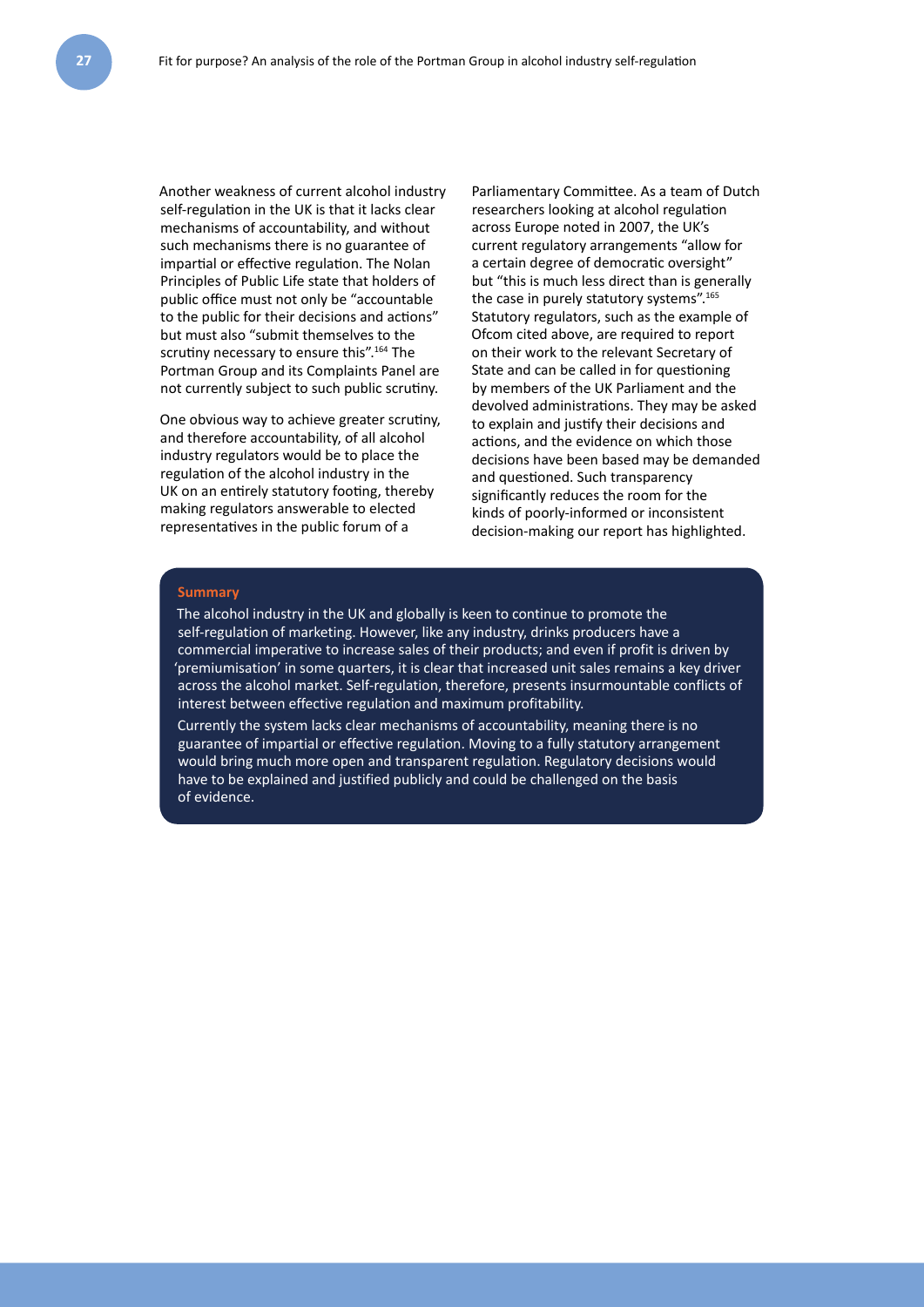Another weakness of current alcohol industry self-regulation in the UK is that it lacks clear mechanisms of accountability, and without such mechanisms there is no guarantee of impartial or effective regulation. The Nolan Principles of Public Life state that holders of public office must not only be "accountable to the public for their decisions and actions" but must also "submit themselves to the scrutiny necessary to ensure this".[164] The Portman Group and its Complaints Panel are not currently subject to such public scrutiny.

One obvious way to achieve greater scrutiny, and therefore accountability, of all alcohol industry regulators would be to place the regulation of the alcohol industry in the UK on an entirely statutory footing, thereby making regulators answerable to elected representatives in the public forum of a Parliamentary Committee. As a team of Dutch researchers looking at alcohol regulation across Europe noted in 2007, the UK's current regulatory arrangements "allow for a certain degree of democratic oversight" but "this is much less direct than is generally the case in purely statutory systems".[165] Statutory regulators, such as the example of Ofcom cited above, are required to report on their work to the relevant Secretary of State and can be called in for questioning by members of the UK Parliament and the devolved administrations. They may be asked to explain and justify their decisions and actions, and the evidence on which those decisions have been based may be demanded and questioned. Such transparency significantly reduces the room for the kinds of poorly-informed or inconsistent decision-making our report has highlighted.

**Summary**

The alcohol industry in the UK and globally is keen to continue to promote the self-regulation of marketing. However, like any industry, drinks producers have a commercial imperative to increase sales of their products; and even if profit is driven by 'premiumisation' in some quarters, it is clear that increased unit sales remains a key driver across the alcohol market. Self-regulation, therefore, presents insurmountable conflicts of interest between effective regulation and maximum profitability.

Currently the system lacks clear mechanisms of accountability, meaning there is no guarantee of impartial or effective regulation. Moving to a fully statutory arrangement would bring much more open and transparent regulation. Regulatory decisions would have to be explained and justified publicly and could be challenged on the basis of evidence.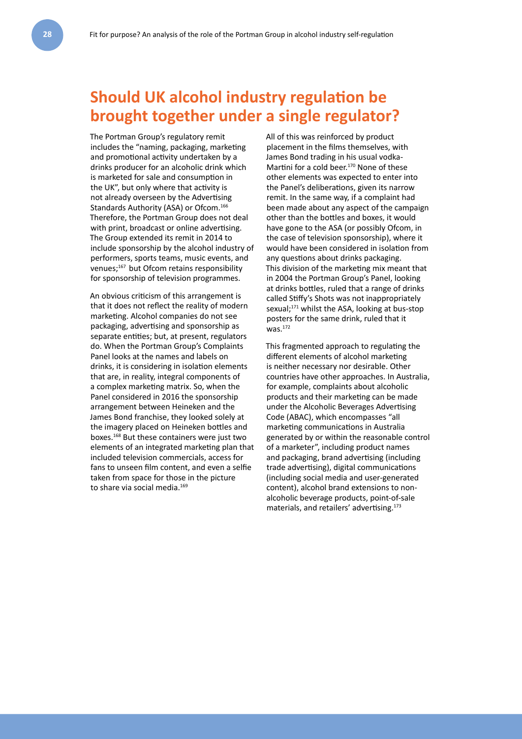## Should UK alcohol industry regulation be brought together under a single regulator?

The Portman Group's regulatory remit includes the "naming, packaging, marketing and promotional activity undertaken by a drinks producer for an alcoholic drink which is marketed for sale and consumption in the UK", but only where that activity is not already overseen by the Advertising Standards Authority (ASA) or Ofcom.[166] Therefore, the Portman Group does not deal with print, broadcast or online advertising. The Group extended its remit in 2014 to include sponsorship by the alcohol industry of performers, sports teams, music events, and venues;[167] but Ofcom retains responsibility for sponsorship of television programmes.

An obvious criticism of this arrangement is that it does not reflect the reality of modern marketing. Alcohol companies do not see packaging, advertising and sponsorship as separate entities; but, at present, regulators do. When the Portman Group's Complaints Panel looks at the names and labels on drinks, it is considering in isolation elements that are, in reality, integral components of a complex marketing matrix. So, when the Panel considered in 2016 the sponsorship arrangement between Heineken and the James Bond franchise, they looked solely at the imagery placed on Heineken bottles and boxes.[168] But these containers were just two elements of an integrated marketing plan that included television commercials, access for fans to unseen film content, and even a selfie taken from space for those in the picture to share via social media.[169]

All of this was reinforced by product placement in the films themselves, with James Bond trading in his usual vodka-Martini for a cold beer.[170] None of these other elements was expected to enter into the Panel's deliberations, given its narrow remit. In the same way, if a complaint had been made about any aspect of the campaign other than the bottles and boxes, it would have gone to the ASA (or possibly Ofcom, in the case of television sponsorship), where it would have been considered in isolation from any questions about drinks packaging. This division of the marketing mix meant that in 2004 the Portman Group's Panel, looking at drinks bottles, ruled that a range of drinks called Stiffy's Shots was not inappropriately sexual;[171] whilst the ASA, looking at bus-stop posters for the same drink, ruled that it was.[172]

This fragmented approach to regulating the different elements of alcohol marketing is neither necessary nor desirable. Other countries have other approaches. In Australia, for example, complaints about alcoholic products and their marketing can be made under the Alcoholic Beverages Advertising Code (ABAC), which encompasses "all marketing communications in Australia generated by or within the reasonable control of a marketer", including product names and packaging, brand advertising (including trade advertising), digital communications (including social media and user-generated content), alcohol brand extensions to non-alcoholic beverage products, point-of-sale materials, and retailers' advertising.[173]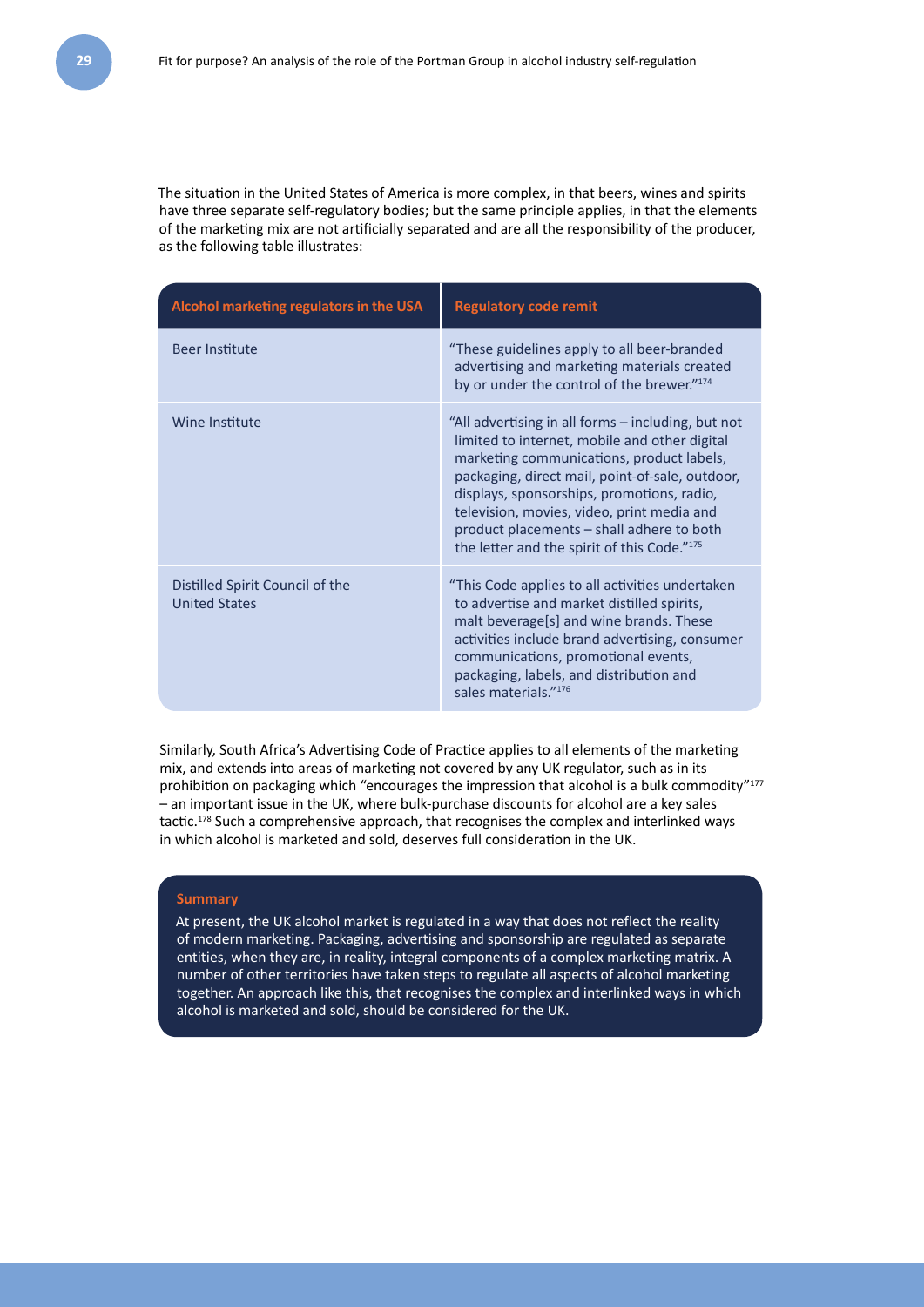The situation in the United States of America is more complex, in that beers, wines and spirits have three separate self-regulatory bodies; but the same principle applies, in that the elements of the marketing mix are not artificially separated and are all the responsibility of the producer, as the following table illustrates:

| Alcohol marketing regulators in the USA | Regulatory code remit |
|---|---|
| Beer Institute | "These guidelines apply to all beer-branded advertising and marketing materials created by or under the control of the brewer."[174] |
| Wine Institute | "All advertising in all forms – including, but not limited to internet, mobile and other digital marketing communications, product labels, packaging, direct mail, point-of-sale, outdoor, displays, sponsorships, promotions, radio, television, movies, video, print media and product placements – shall adhere to both the letter and the spirit of this Code."[175] |
| Distilled Spirit Council of the United States | "This Code applies to all activities undertaken to advertise and market distilled spirits, malt beverage[s] and wine brands. These activities include brand advertising, consumer communications, promotional events, packaging, labels, and distribution and sales materials."[176] |

Similarly, South Africa's Advertising Code of Practice applies to all elements of the marketing mix, and extends into areas of marketing not covered by any UK regulator, such as in its prohibition on packaging which "encourages the impression that alcohol is a bulk commodity"[177] – an important issue in the UK, where bulk-purchase discounts for alcohol are a key sales tactic.[178] Such a comprehensive approach, that recognises the complex and interlinked ways in which alcohol is marketed and sold, deserves full consideration in the UK.

**Summary**

At present, the UK alcohol market is regulated in a way that does not reflect the reality of modern marketing. Packaging, advertising and sponsorship are regulated as separate entities, when they are, in reality, integral components of a complex marketing matrix. A number of other territories have taken steps to regulate all aspects of alcohol marketing together. An approach like this, that recognises the complex and interlinked ways in which alcohol is marketed and sold, should be considered for the UK.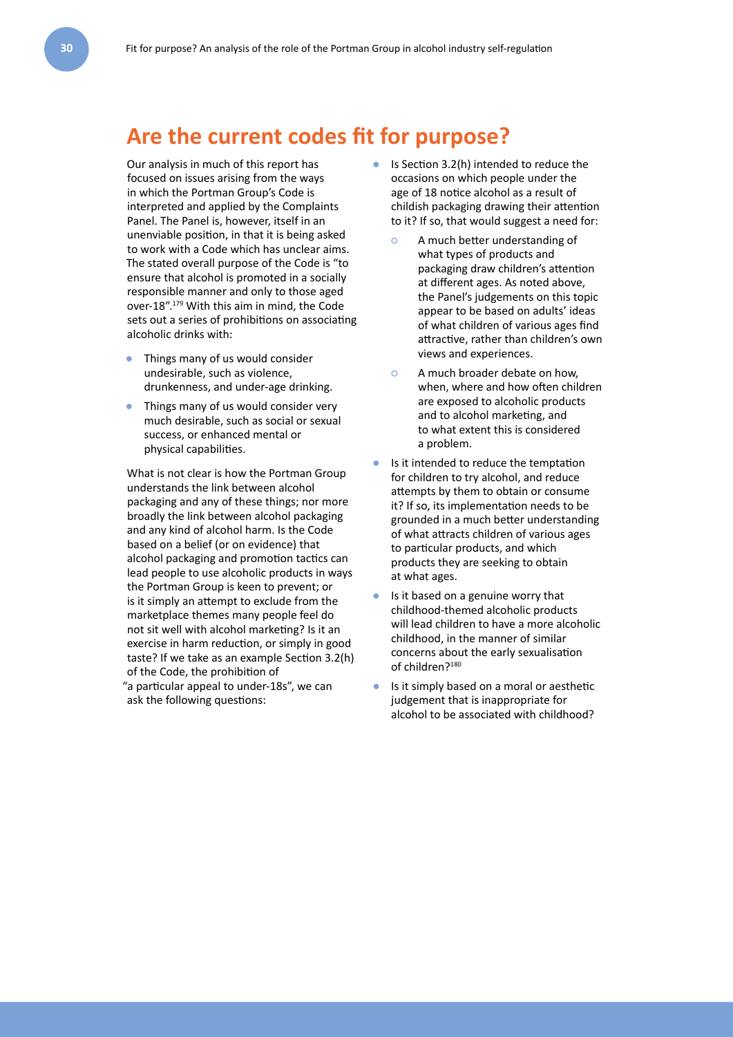## Are the current codes fit for purpose?

Our analysis in much of this report has focused on issues arising from the ways in which the Portman Group's Code is interpreted and applied by the Complaints Panel. The Panel is, however, itself in an unenviable position, in that it is being asked to work with a Code which has unclear aims. The stated overall purpose of the Code is "to ensure that alcohol is promoted in a socially responsible manner and only to those aged over-18".[179] With this aim in mind, the Code sets out a series of prohibitions on associating alcoholic drinks with:

- Things many of us would consider undesirable, such as violence, drunkenness, and under-age drinking.
- Things many of us would consider very much desirable, such as social or sexual success, or enhanced mental or physical capabilities.

What is not clear is how the Portman Group understands the link between alcohol packaging and any of these things; nor more broadly the link between alcohol packaging and any kind of alcohol harm. Is the Code based on a belief (or on evidence) that alcohol packaging and promotion tactics can lead people to use alcoholic products in ways the Portman Group is keen to prevent; or is it simply an attempt to exclude from the marketplace themes many people feel do not sit well with alcohol marketing? Is it an exercise in harm reduction, or simply in good taste? If we take as an example Section 3.2(h) of the Code, the prohibition of "a particular appeal to under-18s", we can ask the following questions:

- Is Section 3.2(h) intended to reduce the occasions on which people under the age of 18 notice alcohol as a result of childish packaging drawing their attention to it? If so, that would suggest a need for:
  - A much better understanding of what types of products and packaging draw children's attention at different ages. As noted above, the Panel's judgements on this topic appear to be based on adults' ideas of what children of various ages find attractive, rather than children's own views and experiences.
  - A much broader debate on how, when, where and how often children are exposed to alcoholic products and to alcohol marketing, and to what extent this is considered a problem.
- Is it intended to reduce the temptation for children to try alcohol, and reduce attempts by them to obtain or consume it? If so, its implementation needs to be grounded in a much better understanding of what attracts children of various ages to particular products, and which products they are seeking to obtain at what ages.
- Is it based on a genuine worry that childhood-themed alcoholic products will lead children to have a more alcoholic childhood, in the manner of similar concerns about the early sexualisation of children?[180]
- Is it simply based on a moral or aesthetic judgement that is inappropriate for alcohol to be associated with childhood?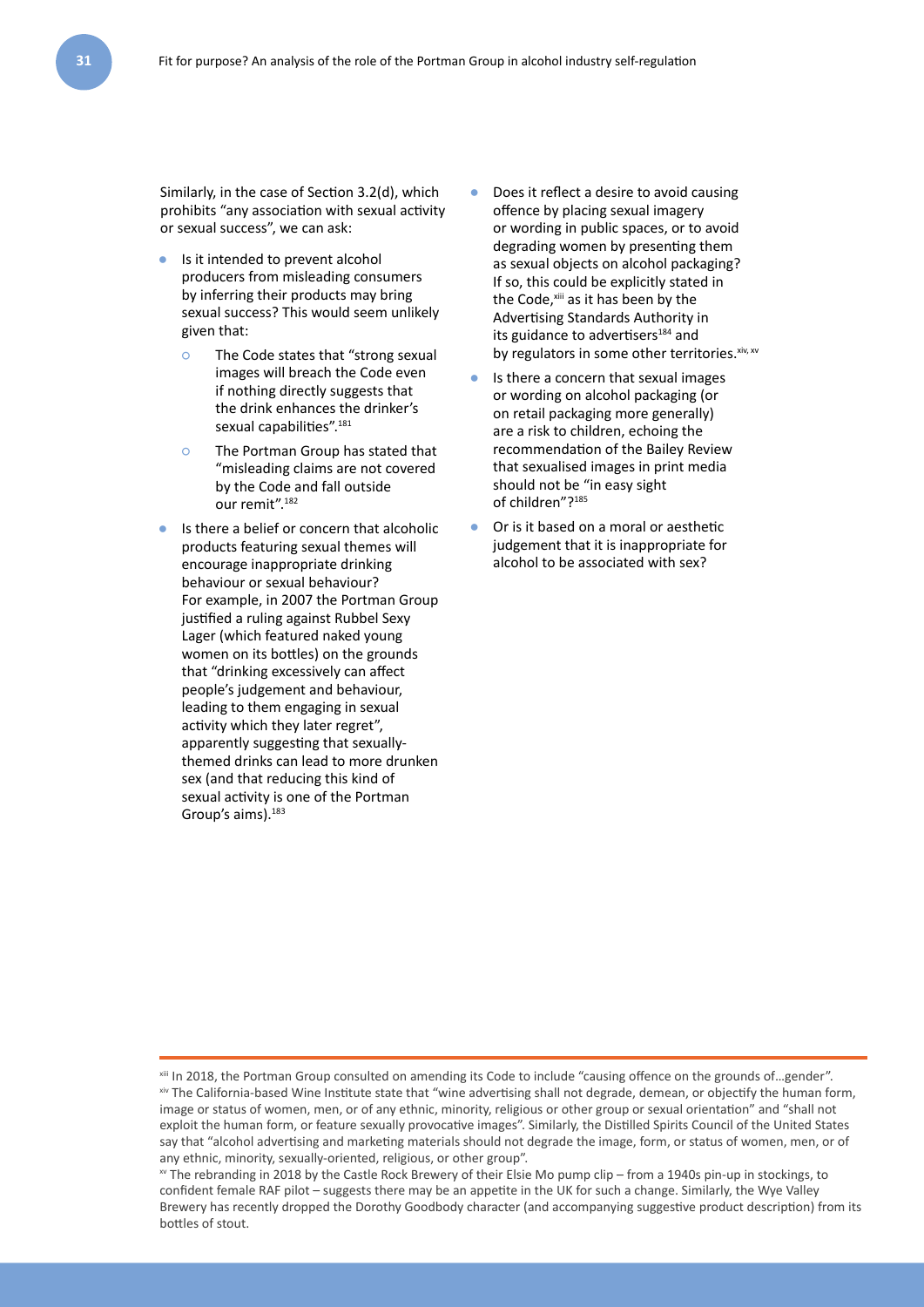Similarly, in the case of Section 3.2(d), which prohibits "any association with sexual activity or sexual success", we can ask:

- Is it intended to prevent alcohol producers from misleading consumers by inferring their products may bring sexual success? This would seem unlikely given that:
  - The Code states that "strong sexual images will breach the Code even if nothing directly suggests that the drink enhances the drinker's sexual capabilities".[181]
  - The Portman Group has stated that "misleading claims are not covered by the Code and fall outside our remit".[182]
- Is there a belief or concern that alcoholic products featuring sexual themes will encourage inappropriate drinking behaviour or sexual behaviour? For example, in 2007 the Portman Group justified a ruling against Rubbel Sexy Lager (which featured naked young women on its bottles) on the grounds that "drinking excessively can affect people's judgement and behaviour, leading to them engaging in sexual activity which they later regret", apparently suggesting that sexually-themed drinks can lead to more drunken sex (and that reducing this kind of sexual activity is one of the Portman Group's aims).[183]
- Does it reflect a desire to avoid causing offence by placing sexual imagery or wording in public spaces, or to avoid degrading women by presenting them as sexual objects on alcohol packaging? If so, this could be explicitly stated in the Code,[xiii] as it has been by the Advertising Standards Authority in its guidance to advertisers[184] and by regulators in some other territories.[xiv, xv]
- Is there a concern that sexual images or wording on alcohol packaging (or on retail packaging more generally) are a risk to children, echoing the recommendation of the Bailey Review that sexualised images in print media should not be "in easy sight of children"?[185]
- Or is it based on a moral or aesthetic judgement that it is inappropriate for alcohol to be associated with sex?

---

[xiii] In 2018, the Portman Group consulted on amending its Code to include "causing offence on the grounds of…gender".

[xiv] The California-based Wine Institute state that "wine advertising shall not degrade, demean, or objectify the human form, image or status of women, men, or of any ethnic, minority, religious or other group or sexual orientation" and "shall not exploit the human form, or feature sexually provocative images". Similarly, the Distilled Spirits Council of the United States say that "alcohol advertising and marketing materials should not degrade the image, form, or status of women, men, or of any ethnic, minority, sexually-oriented, religious, or other group".

[xv] The rebranding in 2018 by the Castle Rock Brewery of their Elsie Mo pump clip – from a 1940s pin-up in stockings, to confident female RAF pilot – suggests there may be an appetite in the UK for such a change. Similarly, the Wye Valley Brewery has recently dropped the Dorothy Goodbody character (and accompanying suggestive product description) from its bottles of stout.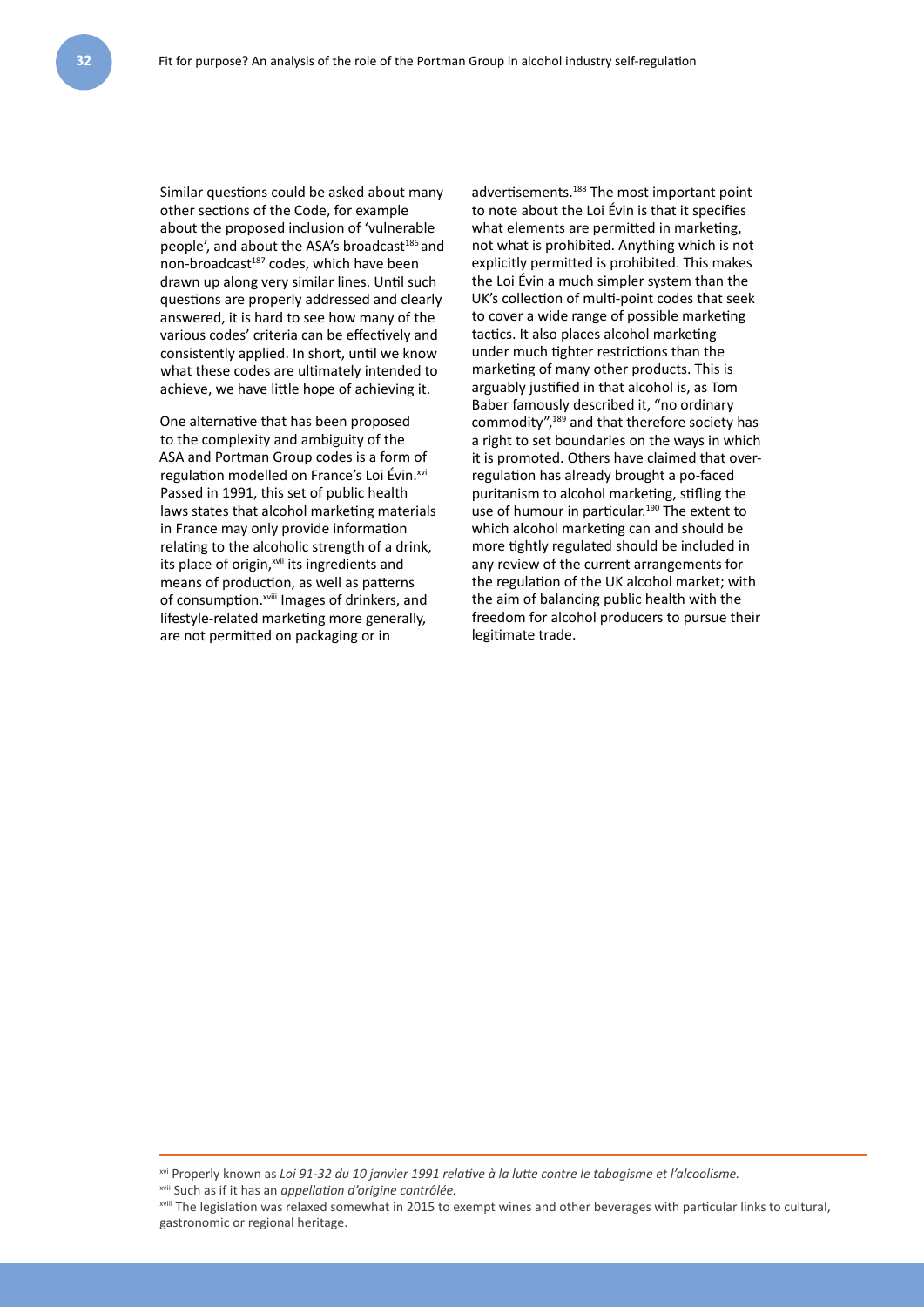Similar questions could be asked about many other sections of the Code, for example about the proposed inclusion of 'vulnerable people', and about the ASA's broadcast[186] and non-broadcast[187] codes, which have been drawn up along very similar lines. Until such questions are properly addressed and clearly answered, it is hard to see how many of the various codes' criteria can be effectively and consistently applied. In short, until we know what these codes are ultimately intended to achieve, we have little hope of achieving it.

One alternative that has been proposed to the complexity and ambiguity of the ASA and Portman Group codes is a form of regulation modelled on France's Loi Évin.[xvi] Passed in 1991, this set of public health laws states that alcohol marketing materials in France may only provide information relating to the alcoholic strength of a drink, its place of origin,[xvii] its ingredients and means of production, as well as patterns of consumption.[xviii] Images of drinkers, and lifestyle-related marketing more generally, are not permitted on packaging or in advertisements.[188] The most important point to note about the Loi Évin is that it specifies what elements are permitted in marketing, not what is prohibited. Anything which is not explicitly permitted is prohibited. This makes the Loi Évin a much simpler system than the UK's collection of multi-point codes that seek to cover a wide range of possible marketing tactics. It also places alcohol marketing under much tighter restrictions than the marketing of many other products. This is arguably justified in that alcohol is, as Tom Baber famously described it, "no ordinary commodity",[189] and that therefore society has a right to set boundaries on the ways in which it is promoted. Others have claimed that over-regulation has already brought a po-faced puritanism to alcohol marketing, stifling the use of humour in particular.[190] The extent to which alcohol marketing can and should be more tightly regulated should be included in any review of the current arrangements for the regulation of the UK alcohol market; with the aim of balancing public health with the freedom for alcohol producers to pursue their legitimate trade.

---

[xvi] Properly known as *Loi 91-32 du 10 janvier 1991 relative à la lutte contre le tabagisme et l'alcoolisme.*

[xvii] Such as if it has an *appellation d'origine contrôlée.*

[xviii] The legislation was relaxed somewhat in 2015 to exempt wines and other beverages with particular links to cultural, gastronomic or regional heritage.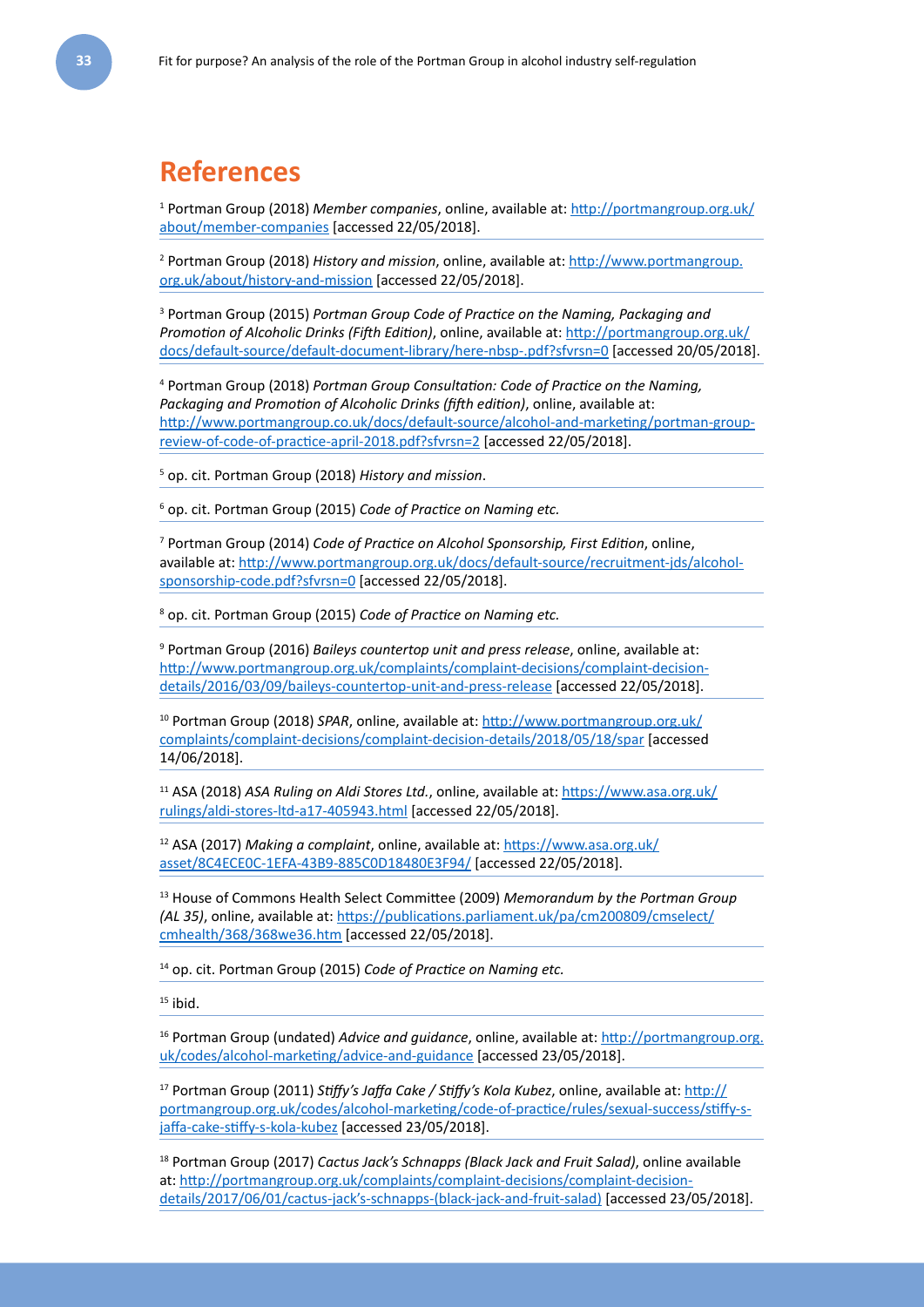# References

[1] Portman Group (2018) *Member companies*, online, available at: http://portmangroup.org.uk/about/member-companies [accessed 22/05/2018].

[2] Portman Group (2018) *History and mission*, online, available at: http://www.portmangroup.org.uk/about/history-and-mission [accessed 22/05/2018].

[3] Portman Group (2015) *Portman Group Code of Practice on the Naming, Packaging and Promotion of Alcoholic Drinks (Fifth Edition)*, online, available at: http://portmangroup.org.uk/docs/default-source/default-document-library/here-nbsp-.pdf?sfvrsn=0 [accessed 20/05/2018].

[4] Portman Group (2018) *Portman Group Consultation: Code of Practice on the Naming, Packaging and Promotion of Alcoholic Drinks (fifth edition)*, online, available at: http://www.portmangroup.co.uk/docs/default-source/alcohol-and-marketing/portman-group-review-of-code-of-practice-april-2018.pdf?sfvrsn=2 [accessed 22/05/2018].

[5] op. cit. Portman Group (2018) *History and mission*.

[6] op. cit. Portman Group (2015) *Code of Practice on Naming etc.*

[7] Portman Group (2014) *Code of Practice on Alcohol Sponsorship, First Edition*, online, available at: http://www.portmangroup.org.uk/docs/default-source/recruitment-jds/alcohol-sponsorship-code.pdf?sfvrsn=0 [accessed 22/05/2018].

[8] op. cit. Portman Group (2015) *Code of Practice on Naming etc.*

[9] Portman Group (2016) *Baileys countertop unit and press release*, online, available at: http://www.portmangroup.org.uk/complaints/complaint-decisions/complaint-decision-details/2016/03/09/baileys-countertop-unit-and-press-release [accessed 22/05/2018].

[10] Portman Group (2018) *SPAR*, online, available at: http://www.portmangroup.org.uk/complaints/complaint-decisions/complaint-decision-details/2018/05/18/spar [accessed 14/06/2018].

[11] ASA (2018) *ASA Ruling on Aldi Stores Ltd.*, online, available at: https://www.asa.org.uk/rulings/aldi-stores-ltd-a17-405943.html [accessed 22/05/2018].

[12] ASA (2017) *Making a complaint*, online, available at: https://www.asa.org.uk/asset/8C4ECE0C-1EFA-43B9-885C0D18480E3F94/ [accessed 22/05/2018].

[13] House of Commons Health Select Committee (2009) *Memorandum by the Portman Group (AL 35)*, online, available at: https://publications.parliament.uk/pa/cm200809/cmselect/cmhealth/368/368we36.htm [accessed 22/05/2018].

[14] op. cit. Portman Group (2015) *Code of Practice on Naming etc.*

[15] ibid.

[16] Portman Group (undated) *Advice and guidance*, online, available at: http://portmangroup.org.uk/codes/alcohol-marketing/advice-and-guidance [accessed 23/05/2018].

[17] Portman Group (2011) *Stiffy's Jaffa Cake / Stiffy's Kola Kubez*, online, available at: http://portmangroup.org.uk/codes/alcohol-marketing/code-of-practice/rules/sexual-success/stiffy-s-jaffa-cake-stiffy-s-kola-kubez [accessed 23/05/2018].

[18] Portman Group (2017) *Cactus Jack's Schnapps (Black Jack and Fruit Salad)*, online available at: http://portmangroup.org.uk/complaints/complaint-decisions/complaint-decision-details/2017/06/01/cactus-jack's-schnapps-(black-jack-and-fruit-salad) [accessed 23/05/2018].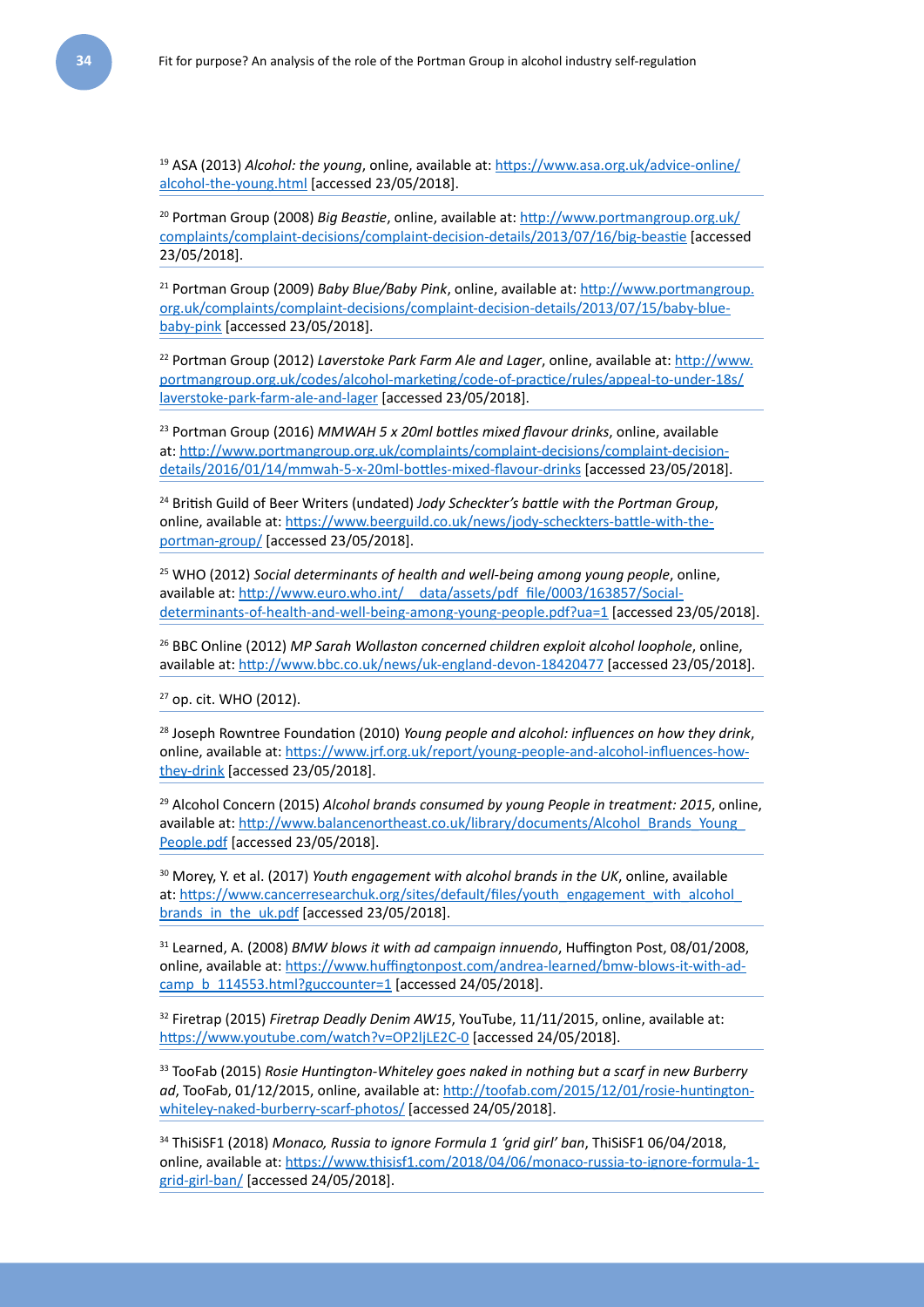[19] ASA (2013) *Alcohol: the young*, online, available at: https://www.asa.org.uk/advice-online/alcohol-the-young.html [accessed 23/05/2018].

[20] Portman Group (2008) *Big Beastie*, online, available at: http://www.portmangroup.org.uk/complaints/complaint-decisions/complaint-decision-details/2013/07/16/big-beastie [accessed 23/05/2018].

[21] Portman Group (2009) *Baby Blue/Baby Pink*, online, available at: http://www.portmangroup.org.uk/complaints/complaint-decisions/complaint-decision-details/2013/07/15/baby-blue-baby-pink [accessed 23/05/2018].

[22] Portman Group (2012) *Laverstoke Park Farm Ale and Lager*, online, available at: http://www.portmangroup.org.uk/codes/alcohol-marketing/code-of-practice/rules/appeal-to-under-18s/laverstoke-park-farm-ale-and-lager [accessed 23/05/2018].

[23] Portman Group (2016) *MMWAH 5 x 20ml bottles mixed flavour drinks*, online, available at: http://www.portmangroup.org.uk/complaints/complaint-decisions/complaint-decision-details/2016/01/14/mmwah-5-x-20ml-bottles-mixed-flavour-drinks [accessed 23/05/2018].

[24] British Guild of Beer Writers (undated) *Jody Scheckter's battle with the Portman Group*, online, available at: https://www.beerguild.co.uk/news/jody-scheckters-battle-with-the-portman-group/ [accessed 23/05/2018].

[25] WHO (2012) *Social determinants of health and well-being among young people*, online, available at: http://www.euro.who.int/__data/assets/pdf_file/0003/163857/Social-determinants-of-health-and-well-being-among-young-people.pdf?ua=1 [accessed 23/05/2018].

[26] BBC Online (2012) *MP Sarah Wollaston concerned children exploit alcohol loophole*, online, available at: http://www.bbc.co.uk/news/uk-england-devon-18420477 [accessed 23/05/2018].

[27] op. cit. WHO (2012).

[28] Joseph Rowntree Foundation (2010) *Young people and alcohol: influences on how they drink*, online, available at: https://www.jrf.org.uk/report/young-people-and-alcohol-influences-how-they-drink [accessed 23/05/2018].

[29] Alcohol Concern (2015) *Alcohol brands consumed by young People in treatment: 2015*, online, available at: http://www.balancenortheast.co.uk/library/documents/Alcohol_Brands_Young_People.pdf [accessed 23/05/2018].

[30] Morey, Y. et al. (2017) *Youth engagement with alcohol brands in the UK*, online, available at: https://www.cancerresearchuk.org/sites/default/files/youth_engagement_with_alcohol_brands_in_the_uk.pdf [accessed 23/05/2018].

[31] Learned, A. (2008) *BMW blows it with ad campaign innuendo*, Huffington Post, 08/01/2008, online, available at: https://www.huffingtonpost.com/andrea-learned/bmw-blows-it-with-ad-camp_b_114553.html?guccounter=1 [accessed 24/05/2018].

[32] Firetrap (2015) *Firetrap Deadly Denim AW15*, YouTube, 11/11/2015, online, available at: https://www.youtube.com/watch?v=OP2ljLE2C-0 [accessed 24/05/2018].

[33] TooFab (2015) *Rosie Huntington-Whiteley goes naked in nothing but a scarf in new Burberry ad*, TooFab, 01/12/2015, online, available at: http://toofab.com/2015/12/01/rosie-huntington-whiteley-naked-burberry-scarf-photos/ [accessed 24/05/2018].

[34] ThiSiSF1 (2018) *Monaco, Russia to ignore Formula 1 'grid girl' ban*, ThiSiSF1 06/04/2018, online, available at: https://www.thisisf1.com/2018/04/06/monaco-russia-to-ignore-formula-1-grid-girl-ban/ [accessed 24/05/2018].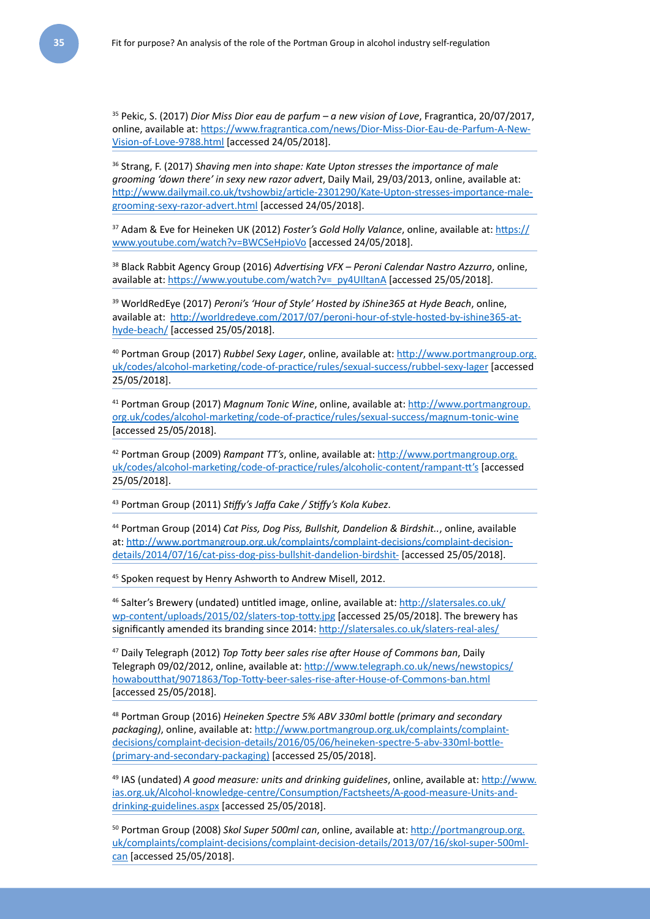[35] Pekic, S. (2017) *Dior Miss Dior eau de parfum – a new vision of Love*, Fragrantica, 20/07/2017, online, available at: https://www.fragrantica.com/news/Dior-Miss-Dior-Eau-de-Parfum-A-New-Vision-of-Love-9788.html [accessed 24/05/2018].

[36] Strang, F. (2017) *Shaving men into shape: Kate Upton stresses the importance of male grooming 'down there' in sexy new razor advert*, Daily Mail, 29/03/2013, online, available at: http://www.dailymail.co.uk/tvshowbiz/article-2301290/Kate-Upton-stresses-importance-male-grooming-sexy-razor-advert.html [accessed 24/05/2018].

[37] Adam & Eve for Heineken UK (2012) *Foster's Gold Holly Valance*, online, available at: https://www.youtube.com/watch?v=BWCSeHpioVo [accessed 24/05/2018].

[38] Black Rabbit Agency Group (2016) *Advertising VFX – Peroni Calendar Nastro Azzurro*, online, available at: https://www.youtube.com/watch?v=_py4UIltanA [accessed 25/05/2018].

[39] WorldRedEye (2017) *Peroni's 'Hour of Style' Hosted by iShine365 at Hyde Beach*, online, available at: http://worldredeye.com/2017/07/peroni-hour-of-style-hosted-by-ishine365-at-hyde-beach/ [accessed 25/05/2018].

[40] Portman Group (2017) *Rubbel Sexy Lager*, online, available at: http://www.portmangroup.org.uk/codes/alcohol-marketing/code-of-practice/rules/sexual-success/rubbel-sexy-lager [accessed 25/05/2018].

[41] Portman Group (2017) *Magnum Tonic Wine*, online, available at: http://www.portmangroup.org.uk/codes/alcohol-marketing/code-of-practice/rules/sexual-success/magnum-tonic-wine [accessed 25/05/2018].

[42] Portman Group (2009) *Rampant TT's*, online, available at: http://www.portmangroup.org.uk/codes/alcohol-marketing/code-of-practice/rules/alcoholic-content/rampant-tt's [accessed 25/05/2018].

[43] Portman Group (2011) *Stiffy's Jaffa Cake / Stiffy's Kola Kubez*.

[44] Portman Group (2014) *Cat Piss, Dog Piss, Bullshit, Dandelion & Birdshit..*, online, available at: http://www.portmangroup.org.uk/complaints/complaint-decisions/complaint-decision-details/2014/07/16/cat-piss-dog-piss-bullshit-dandelion-birdshit- [accessed 25/05/2018].

[45] Spoken request by Henry Ashworth to Andrew Misell, 2012.

[46] Salter's Brewery (undated) untitled image, online, available at: http://slatersales.co.uk/wp-content/uploads/2015/02/slaters-top-totty.jpg [accessed 25/05/2018]. The brewery has significantly amended its branding since 2014: http://slatersales.co.uk/slaters-real-ales/

[47] Daily Telegraph (2012) *Top Totty beer sales rise after House of Commons ban*, Daily Telegraph 09/02/2012, online, available at: http://www.telegraph.co.uk/news/newstopics/howaboutthat/9071863/Top-Totty-beer-sales-rise-after-House-of-Commons-ban.html [accessed 25/05/2018].

[48] Portman Group (2016) *Heineken Spectre 5% ABV 330ml bottle (primary and secondary packaging)*, online, available at: http://www.portmangroup.org.uk/complaints/complaint-decisions/complaint-decision-details/2016/05/06/heineken-spectre-5-abv-330ml-bottle-(primary-and-secondary-packaging) [accessed 25/05/2018].

[49] IAS (undated) *A good measure: units and drinking guidelines*, online, available at: http://www.ias.org.uk/Alcohol-knowledge-centre/Consumption/Factsheets/A-good-measure-Units-and-drinking-guidelines.aspx [accessed 25/05/2018].

[50] Portman Group (2008) *Skol Super 500ml can*, online, available at: http://portmangroup.org.uk/complaints/complaint-decisions/complaint-decision-details/2013/07/16/skol-super-500ml-can [accessed 25/05/2018].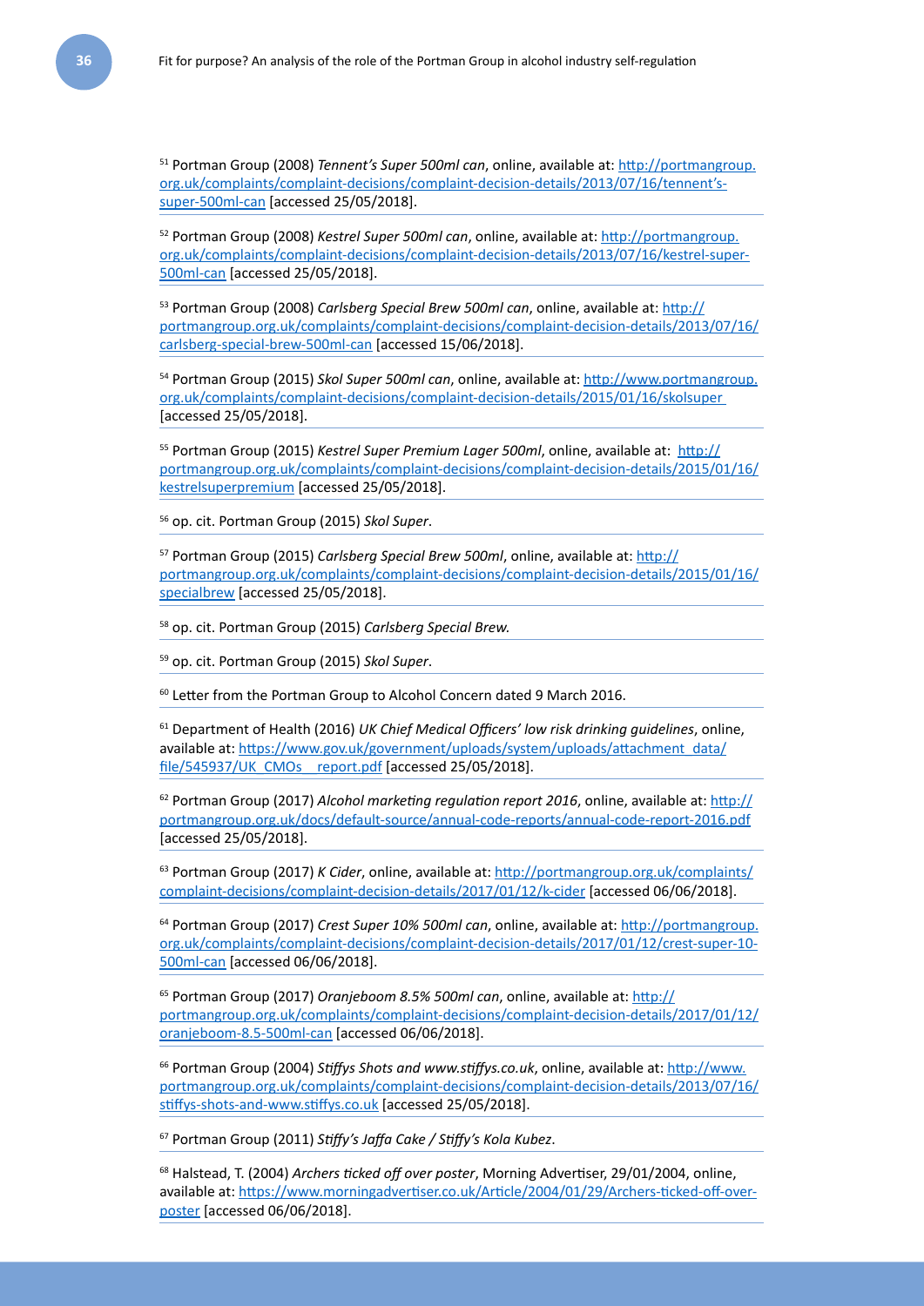[51] Portman Group (2008) *Tennent's Super 500ml can*, online, available at: http://portmangroup.org.uk/complaints/complaint-decisions/complaint-decision-details/2013/07/16/tennent's-super-500ml-can [accessed 25/05/2018].

[52] Portman Group (2008) *Kestrel Super 500ml can*, online, available at: http://portmangroup.org.uk/complaints/complaint-decisions/complaint-decision-details/2013/07/16/kestrel-super-500ml-can [accessed 25/05/2018].

[53] Portman Group (2008) *Carlsberg Special Brew 500ml can*, online, available at: http://portmangroup.org.uk/complaints/complaint-decisions/complaint-decision-details/2013/07/16/carlsberg-special-brew-500ml-can [accessed 15/06/2018].

[54] Portman Group (2015) *Skol Super 500ml can*, online, available at: http://www.portmangroup.org.uk/complaints/complaint-decisions/complaint-decision-details/2015/01/16/skolsuper [accessed 25/05/2018].

[55] Portman Group (2015) *Kestrel Super Premium Lager 500ml*, online, available at: http://portmangroup.org.uk/complaints/complaint-decisions/complaint-decision-details/2015/01/16/kestrelsuperpremium [accessed 25/05/2018].

[56] op. cit. Portman Group (2015) *Skol Super*.

[57] Portman Group (2015) *Carlsberg Special Brew 500ml*, online, available at: http://portmangroup.org.uk/complaints/complaint-decisions/complaint-decision-details/2015/01/16/specialbrew [accessed 25/05/2018].

[58] op. cit. Portman Group (2015) *Carlsberg Special Brew*.

[59] op. cit. Portman Group (2015) *Skol Super*.

[60] Letter from the Portman Group to Alcohol Concern dated 9 March 2016.

[61] Department of Health (2016) *UK Chief Medical Officers' low risk drinking guidelines*, online, available at: https://www.gov.uk/government/uploads/system/uploads/attachment_data/file/545937/UK_CMOs__report.pdf [accessed 25/05/2018].

[62] Portman Group (2017) *Alcohol marketing regulation report 2016*, online, available at: http://portmangroup.org.uk/docs/default-source/annual-code-reports/annual-code-report-2016.pdf [accessed 25/05/2018].

[63] Portman Group (2017) *K Cider*, online, available at: http://portmangroup.org.uk/complaints/complaint-decisions/complaint-decision-details/2017/01/12/k-cider [accessed 06/06/2018].

[64] Portman Group (2017) *Crest Super 10% 500ml can*, online, available at: http://portmangroup.org.uk/complaints/complaint-decisions/complaint-decision-details/2017/01/12/crest-super-10-500ml-can [accessed 06/06/2018].

[65] Portman Group (2017) *Oranjeboom 8.5% 500ml can*, online, available at: http://portmangroup.org.uk/complaints/complaint-decisions/complaint-decision-details/2017/01/12/oranjeboom-8.5-500ml-can [accessed 06/06/2018].

[66] Portman Group (2004) *Stiffys Shots and www.stiffys.co.uk*, online, available at: http://www.portmangroup.org.uk/complaints/complaint-decisions/complaint-decision-details/2013/07/16/stiffys-shots-and-www.stiffys.co.uk [accessed 25/05/2018].

[67] Portman Group (2011) *Stiffy's Jaffa Cake / Stiffy's Kola Kubez*.

[68] Halstead, T. (2004) *Archers ticked off over poster*, Morning Advertiser, 29/01/2004, online, available at: https://www.morningadvertiser.co.uk/Article/2004/01/29/Archers-ticked-off-over-poster [accessed 06/06/2018].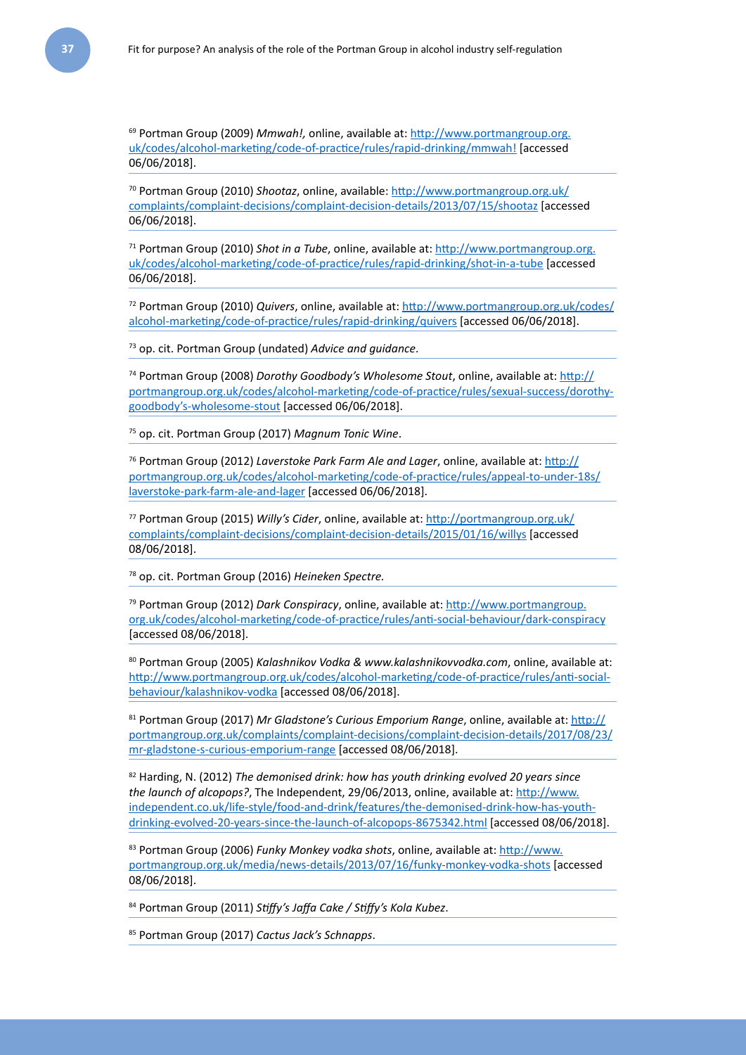[69] Portman Group (2009) *Mmwah!*, online, available at: http://www.portmangroup.org.uk/codes/alcohol-marketing/code-of-practice/rules/rapid-drinking/mmwah! [accessed 06/06/2018].

[70] Portman Group (2010) *Shootaz*, online, available: http://www.portmangroup.org.uk/complaints/complaint-decisions/complaint-decision-details/2013/07/15/shootaz [accessed 06/06/2018].

[71] Portman Group (2010) *Shot in a Tube*, online, available at: http://www.portmangroup.org.uk/codes/alcohol-marketing/code-of-practice/rules/rapid-drinking/shot-in-a-tube [accessed 06/06/2018].

[72] Portman Group (2010) *Quivers*, online, available at: http://www.portmangroup.org.uk/codes/alcohol-marketing/code-of-practice/rules/rapid-drinking/quivers [accessed 06/06/2018].

[73] op. cit. Portman Group (undated) *Advice and guidance*.

[74] Portman Group (2008) *Dorothy Goodbody's Wholesome Stout*, online, available at: http://portmangroup.org.uk/codes/alcohol-marketing/code-of-practice/rules/sexual-success/dorothy-goodbody's-wholesome-stout [accessed 06/06/2018].

[75] op. cit. Portman Group (2017) *Magnum Tonic Wine*.

[76] Portman Group (2012) *Laverstoke Park Farm Ale and Lager*, online, available at: http://portmangroup.org.uk/codes/alcohol-marketing/code-of-practice/rules/appeal-to-under-18s/laverstoke-park-farm-ale-and-lager [accessed 06/06/2018].

[77] Portman Group (2015) *Willy's Cider*, online, available at: http://portmangroup.org.uk/complaints/complaint-decisions/complaint-decision-details/2015/01/16/willys [accessed 08/06/2018].

[78] op. cit. Portman Group (2016) *Heineken Spectre.*

[79] Portman Group (2012) *Dark Conspiracy*, online, available at: http://www.portmangroup.org.uk/codes/alcohol-marketing/code-of-practice/rules/anti-social-behaviour/dark-conspiracy [accessed 08/06/2018].

[80] Portman Group (2005) *Kalashnikov Vodka & www.kalashnikovvodka.com*, online, available at: http://www.portmangroup.org.uk/codes/alcohol-marketing/code-of-practice/rules/anti-social-behaviour/kalashnikov-vodka [accessed 08/06/2018].

[81] Portman Group (2017) *Mr Gladstone's Curious Emporium Range*, online, available at: http://portmangroup.org.uk/complaints/complaint-decisions/complaint-decision-details/2017/08/23/mr-gladstone-s-curious-emporium-range [accessed 08/06/2018].

[82] Harding, N. (2012) *The demonised drink: how has youth drinking evolved 20 years since the launch of alcopops?*, The Independent, 29/06/2013, online, available at: http://www.independent.co.uk/life-style/food-and-drink/features/the-demonised-drink-how-has-youth-drinking-evolved-20-years-since-the-launch-of-alcopops-8675342.html [accessed 08/06/2018].

[83] Portman Group (2006) *Funky Monkey vodka shots*, online, available at: http://www.portmangroup.org.uk/media/news-details/2013/07/16/funky-monkey-vodka-shots [accessed 08/06/2018].

[84] Portman Group (2011) *Stiffy's Jaffa Cake / Stiffy's Kola Kubez*.

[85] Portman Group (2017) *Cactus Jack's Schnapps*.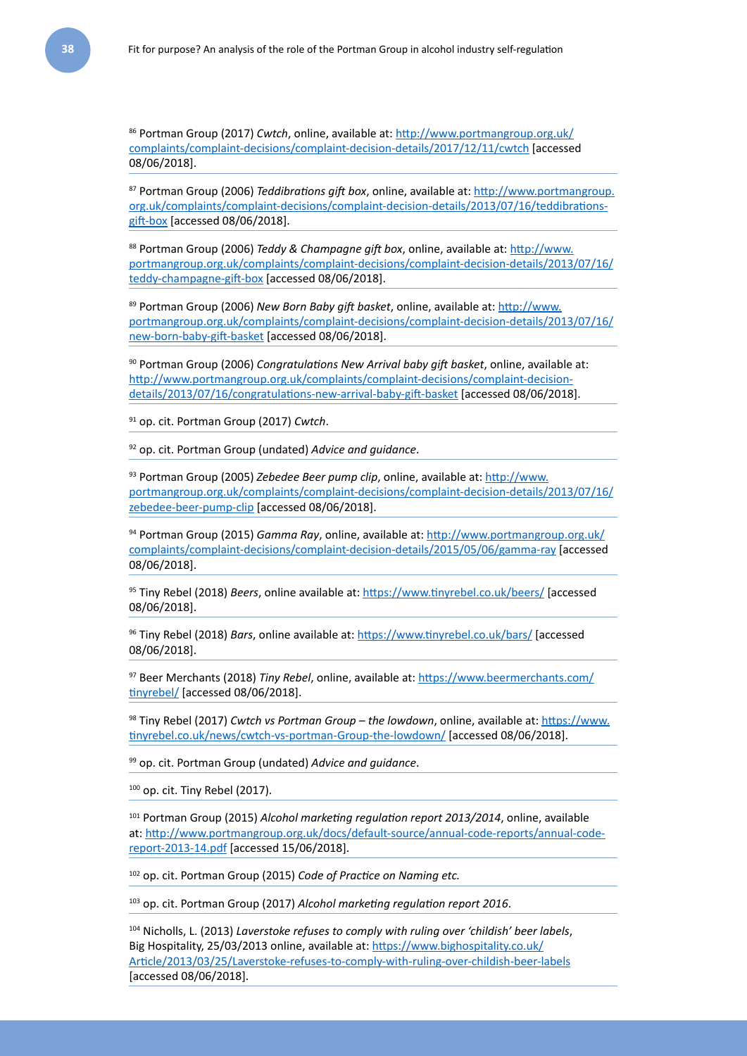[86] Portman Group (2017) *Cwtch*, online, available at: http://www.portmangroup.org.uk/complaints/complaint-decisions/complaint-decision-details/2017/12/11/cwtch [accessed 08/06/2018].

[87] Portman Group (2006) *Teddibrations gift box*, online, available at: http://www.portmangroup.org.uk/complaints/complaint-decisions/complaint-decision-details/2013/07/16/teddibrations-gift-box [accessed 08/06/2018].

[88] Portman Group (2006) *Teddy & Champagne gift box*, online, available at: http://www.portmangroup.org.uk/complaints/complaint-decisions/complaint-decision-details/2013/07/16/teddy-champagne-gift-box [accessed 08/06/2018].

[89] Portman Group (2006) *New Born Baby gift basket*, online, available at: http://www.portmangroup.org.uk/complaints/complaint-decisions/complaint-decision-details/2013/07/16/new-born-baby-gift-basket [accessed 08/06/2018].

[90] Portman Group (2006) *Congratulations New Arrival baby gift basket*, online, available at: http://www.portmangroup.org.uk/complaints/complaint-decisions/complaint-decision-details/2013/07/16/congratulations-new-arrival-baby-gift-basket [accessed 08/06/2018].

[91] op. cit. Portman Group (2017) *Cwtch*.

[92] op. cit. Portman Group (undated) *Advice and guidance*.

[93] Portman Group (2005) *Zebedee Beer pump clip*, online, available at: http://www.portmangroup.org.uk/complaints/complaint-decisions/complaint-decision-details/2013/07/16/zebedee-beer-pump-clip [accessed 08/06/2018].

[94] Portman Group (2015) *Gamma Ray*, online, available at: http://www.portmangroup.org.uk/complaints/complaint-decisions/complaint-decision-details/2015/05/06/gamma-ray [accessed 08/06/2018].

[95] Tiny Rebel (2018) *Beers*, online available at: https://www.tinyrebel.co.uk/beers/ [accessed 08/06/2018].

[96] Tiny Rebel (2018) *Bars*, online available at: https://www.tinyrebel.co.uk/bars/ [accessed 08/06/2018].

[97] Beer Merchants (2018) *Tiny Rebel*, online, available at: https://www.beermerchants.com/tinyrebel/ [accessed 08/06/2018].

[98] Tiny Rebel (2017) *Cwtch vs Portman Group – the lowdown*, online, available at: https://www.tinyrebel.co.uk/news/cwtch-vs-portman-Group-the-lowdown/ [accessed 08/06/2018].

[99] op. cit. Portman Group (undated) *Advice and guidance*.

[100] op. cit. Tiny Rebel (2017).

[101] Portman Group (2015) *Alcohol marketing regulation report 2013/2014*, online, available at: http://www.portmangroup.org.uk/docs/default-source/annual-code-reports/annual-code-report-2013-14.pdf [accessed 15/06/2018].

[102] op. cit. Portman Group (2015) *Code of Practice on Naming etc.*

[103] op. cit. Portman Group (2017) *Alcohol marketing regulation report 2016*.

[104] Nicholls, L. (2013) *Laverstoke refuses to comply with ruling over 'childish' beer labels*, Big Hospitality, 25/03/2013 online, available at: https://www.bighospitality.co.uk/Article/2013/03/25/Laverstoke-refuses-to-comply-with-ruling-over-childish-beer-labels [accessed 08/06/2018].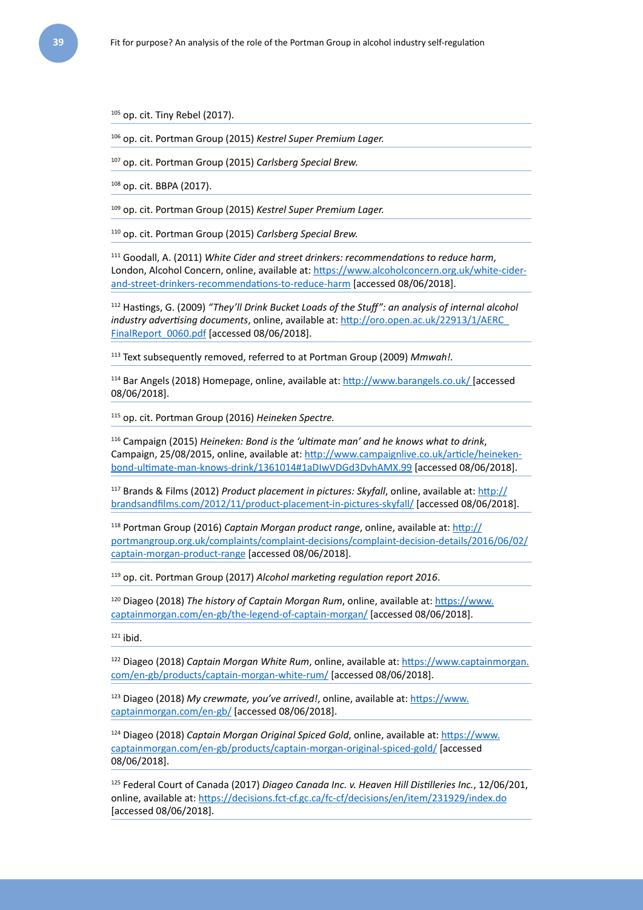[105] op. cit. Tiny Rebel (2017).

[106] op. cit. Portman Group (2015) *Kestrel Super Premium Lager.*

[107] op. cit. Portman Group (2015) *Carlsberg Special Brew.*

[108] op. cit. BBPA (2017).

[109] op. cit. Portman Group (2015) *Kestrel Super Premium Lager.*

[110] op. cit. Portman Group (2015) *Carlsberg Special Brew.*

[111] Goodall, A. (2011) *White Cider and street drinkers: recommendations to reduce harm*, London, Alcohol Concern, online, available at: https://www.alcoholconcern.org.uk/white-cider-and-street-drinkers-recommendations-to-reduce-harm [accessed 08/06/2018].

[112] Hastings, G. (2009) *"They'll Drink Bucket Loads of the Stuff": an analysis of internal alcohol industry advertising documents*, online, available at: http://oro.open.ac.uk/22913/1/AERC_FinalReport_0060.pdf [accessed 08/06/2018].

[113] Text subsequently removed, referred to at Portman Group (2009) *Mmwah!.*

[114] Bar Angels (2018) Homepage, online, available at: http://www.barangels.co.uk/ [accessed 08/06/2018].

[115] op. cit. Portman Group (2016) *Heineken Spectre.*

[116] Campaign (2015) *Heineken: Bond is the 'ultimate man' and he knows what to drink*, Campaign, 25/08/2015, online, available at: http://www.campaignlive.co.uk/article/heineken-bond-ultimate-man-knows-drink/1361014#1aDIwVDGd3DvhAMX.99 [accessed 08/06/2018].

[117] Brands & Films (2012) *Product placement in pictures: Skyfall*, online, available at: http://brandsandfilms.com/2012/11/product-placement-in-pictures-skyfall/ [accessed 08/06/2018].

[118] Portman Group (2016) *Captain Morgan product range*, online, available at: http://portmangroup.org.uk/complaints/complaint-decisions/complaint-decision-details/2016/06/02/captain-morgan-product-range [accessed 08/06/2018].

[119] op. cit. Portman Group (2017) *Alcohol marketing regulation report 2016*.

[120] Diageo (2018) *The history of Captain Morgan Rum*, online, available at: https://www.captainmorgan.com/en-gb/the-legend-of-captain-morgan/ [accessed 08/06/2018].

[121] ibid.

[122] Diageo (2018) *Captain Morgan White Rum*, online, available at: https://www.captainmorgan.com/en-gb/products/captain-morgan-white-rum/ [accessed 08/06/2018].

[123] Diageo (2018) *My crewmate, you've arrived!*, online, available at: https://www.captainmorgan.com/en-gb/ [accessed 08/06/2018].

[124] Diageo (2018) *Captain Morgan Original Spiced Gold*, online, available at: https://www.captainmorgan.com/en-gb/products/captain-morgan-original-spiced-gold/ [accessed 08/06/2018].

[125] Federal Court of Canada (2017) *Diageo Canada Inc. v. Heaven Hill Distilleries Inc.*, 12/06/201, online, available at: https://decisions.fct-cf.gc.ca/fc-cf/decisions/en/item/231929/index.do [accessed 08/06/2018].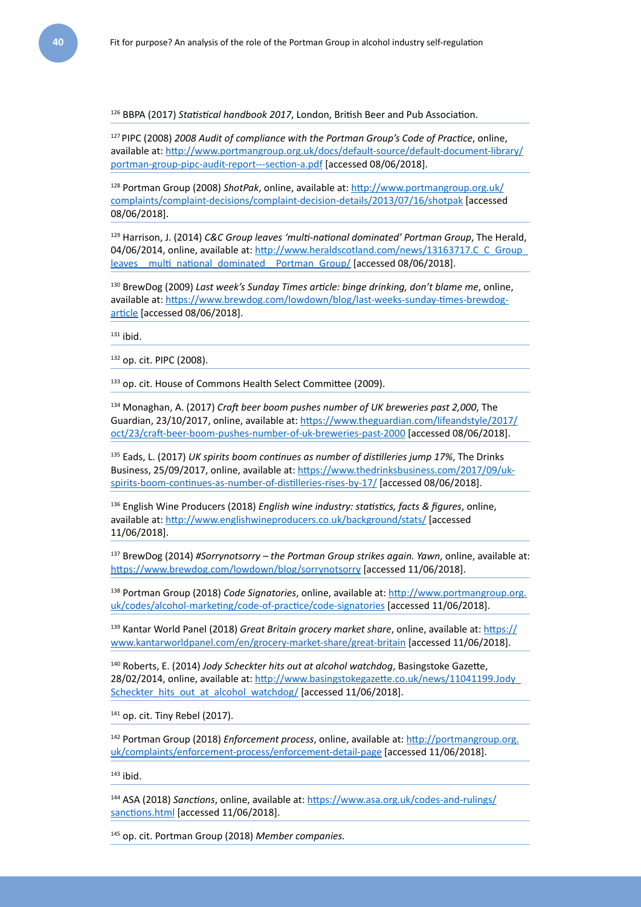[126] BBPA (2017) *Statistical handbook 2017*, London, British Beer and Pub Association.

[127] PIPC (2008) *2008 Audit of compliance with the Portman Group's Code of Practice*, online, available at: http://www.portmangroup.org.uk/docs/default-source/default-document-library/portman-group-pipc-audit-report---section-a.pdf [accessed 08/06/2018].

[128] Portman Group (2008) *ShotPak*, online, available at: http://www.portmangroup.org.uk/complaints/complaint-decisions/complaint-decision-details/2013/07/16/shotpak [accessed 08/06/2018].

[129] Harrison, J. (2014) *C&C Group leaves 'multi-national dominated' Portman Group*, The Herald, 04/06/2014, online, available at: http://www.heraldscotland.com/news/13163717.C_C_Group_leaves__multi_national_dominated__Portman_Group/ [accessed 08/06/2018].

[130] BrewDog (2009) *Last week's Sunday Times article: binge drinking, don't blame me*, online, available at: https://www.brewdog.com/lowdown/blog/last-weeks-sunday-times-brewdog-article [accessed 08/06/2018].

[131] ibid.

[132] op. cit. PIPC (2008).

[133] op. cit. House of Commons Health Select Committee (2009).

[134] Monaghan, A. (2017) *Craft beer boom pushes number of UK breweries past 2,000*, The Guardian, 23/10/2017, online, available at: https://www.theguardian.com/lifeandstyle/2017/oct/23/craft-beer-boom-pushes-number-of-uk-breweries-past-2000 [accessed 08/06/2018].

[135] Eads, L. (2017) *UK spirits boom continues as number of distilleries jump 17%*, The Drinks Business, 25/09/2017, online, available at: https://www.thedrinksbusiness.com/2017/09/uk-spirits-boom-continues-as-number-of-distilleries-rises-by-17/ [accessed 08/06/2018].

[136] English Wine Producers (2018) *English wine industry: statistics, facts & figures*, online, available at: http://www.englishwineproducers.co.uk/background/stats/ [accessed 11/06/2018].

[137] BrewDog (2014) *#Sorrynotsorry – the Portman Group strikes again. Yawn*, online, available at: https://www.brewdog.com/lowdown/blog/sorrynotsorry [accessed 11/06/2018].

[138] Portman Group (2018) *Code Signatories*, online, available at: http://www.portmangroup.org.uk/codes/alcohol-marketing/code-of-practice/code-signatories [accessed 11/06/2018].

[139] Kantar World Panel (2018) *Great Britain grocery market share*, online, available at: https://www.kantarworldpanel.com/en/grocery-market-share/great-britain [accessed 11/06/2018].

[140] Roberts, E. (2014) *Jody Scheckter hits out at alcohol watchdog*, Basingstoke Gazette, 28/02/2014, online, available at: http://www.basingstokegazette.co.uk/news/11041199.Jody_Scheckter_hits_out_at_alcohol_watchdog/ [accessed 11/06/2018].

[141] op. cit. Tiny Rebel (2017).

[142] Portman Group (2018) *Enforcement process*, online, available at: http://portmangroup.org.uk/complaints/enforcement-process/enforcement-detail-page [accessed 11/06/2018].

[143] ibid.

[144] ASA (2018) *Sanctions*, online, available at: https://www.asa.org.uk/codes-and-rulings/sanctions.html [accessed 11/06/2018].

[145] op. cit. Portman Group (2018) *Member companies.*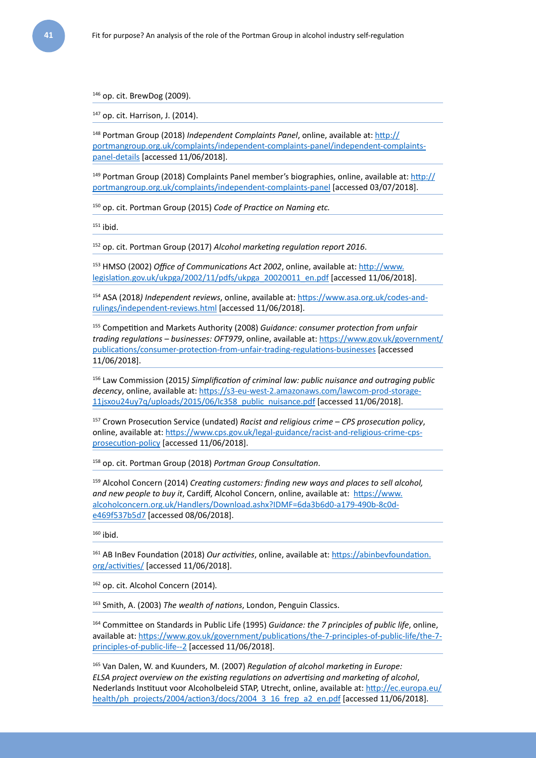[146] op. cit. BrewDog (2009).

[147] op. cit. Harrison, J. (2014).

[148] Portman Group (2018) *Independent Complaints Panel*, online, available at: http://portmangroup.org.uk/complaints/independent-complaints-panel/independent-complaints-panel-details [accessed 11/06/2018].

[149] Portman Group (2018) Complaints Panel member's biographies, online, available at: http://portmangroup.org.uk/complaints/independent-complaints-panel [accessed 03/07/2018].

[150] op. cit. Portman Group (2015) *Code of Practice on Naming etc.*

[151] ibid.

[152] op. cit. Portman Group (2017) *Alcohol marketing regulation report 2016*.

[153] HMSO (2002) *Office of Communications Act 2002*, online, available at: http://www.legislation.gov.uk/ukpga/2002/11/pdfs/ukpga_20020011_en.pdf [accessed 11/06/2018].

[154] ASA (2018*) Independent reviews*, online, available at: https://www.asa.org.uk/codes-and-rulings/independent-reviews.html [accessed 11/06/2018].

[155] Competition and Markets Authority (2008) *Guidance: consumer protection from unfair trading regulations – businesses: OFT979*, online, available at: https://www.gov.uk/government/publications/consumer-protection-from-unfair-trading-regulations-businesses [accessed 11/06/2018].

[156] Law Commission (2015*) Simplification of criminal law: public nuisance and outraging public decency*, online, available at: https://s3-eu-west-2.amazonaws.com/lawcom-prod-storage-11jsxou24uy7q/uploads/2015/06/lc358_public_nuisance.pdf [accessed 11/06/2018].

[157] Crown Prosecution Service (undated) *Racist and religious crime – CPS prosecution policy*, online, available at: https://www.cps.gov.uk/legal-guidance/racist-and-religious-crime-cps-prosecution-policy [accessed 11/06/2018].

[158] op. cit. Portman Group (2018) *Portman Group Consultation*.

[159] Alcohol Concern (2014) *Creating customers: finding new ways and places to sell alcohol, and new people to buy it*, Cardiff, Alcohol Concern, online, available at: https://www.alcoholconcern.org.uk/Handlers/Download.ashx?IDMF=6da3b6d0-a179-490b-8c0d-e469f537b5d7 [accessed 08/06/2018].

[160] ibid.

[161] AB InBev Foundation (2018) *Our activities*, online, available at: https://abinbevfoundation.org/activities/ [accessed 11/06/2018].

[162] op. cit. Alcohol Concern (2014).

[163] Smith, A. (2003) *The wealth of nations*, London, Penguin Classics.

[164] Committee on Standards in Public Life (1995) *Guidance: the 7 principles of public life*, online, available at: https://www.gov.uk/government/publications/the-7-principles-of-public-life/the-7-principles-of-public-life--2 [accessed 11/06/2018].

[165] Van Dalen, W. and Kuunders, M. (2007) *Regulation of alcohol marketing in Europe: ELSA project overview on the existing regulations on advertising and marketing of alcohol*, Nederlands Instituut voor Alcoholbeleid STAP, Utrecht, online, available at: http://ec.europa.eu/health/ph_projects/2004/action3/docs/2004_3_16_frep_a2_en.pdf [accessed 11/06/2018].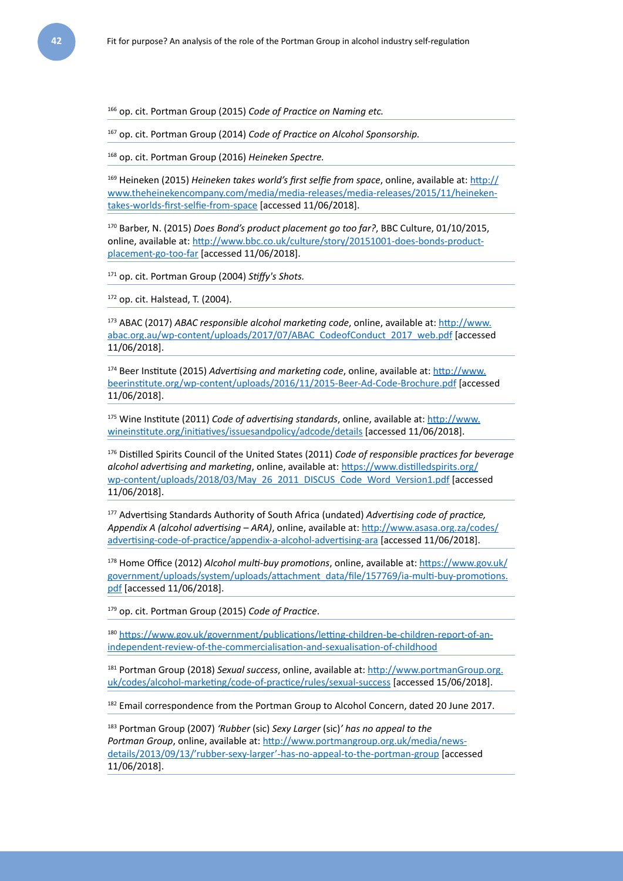[166] op. cit. Portman Group (2015) *Code of Practice on Naming etc.*

[167] op. cit. Portman Group (2014) *Code of Practice on Alcohol Sponsorship.*

[168] op. cit. Portman Group (2016) *Heineken Spectre.*

[169] Heineken (2015) *Heineken takes world's first selfie from space*, online, available at: http://www.theheinekencompany.com/media/media-releases/media-releases/2015/11/heineken-takes-worlds-first-selfie-from-space [accessed 11/06/2018].

[170] Barber, N. (2015) *Does Bond's product placement go too far?*, BBC Culture, 01/10/2015, online, available at: http://www.bbc.co.uk/culture/story/20151001-does-bonds-product-placement-go-too-far [accessed 11/06/2018].

[171] op. cit. Portman Group (2004) *Stiffy's Shots.*

[172] op. cit. Halstead, T. (2004).

[173] ABAC (2017) *ABAC responsible alcohol marketing code*, online, available at: http://www.abac.org.au/wp-content/uploads/2017/07/ABAC_CodeofConduct_2017_web.pdf [accessed 11/06/2018].

[174] Beer Institute (2015) *Advertising and marketing code*, online, available at: http://www.beerinstitute.org/wp-content/uploads/2016/11/2015-Beer-Ad-Code-Brochure.pdf [accessed 11/06/2018].

[175] Wine Institute (2011) *Code of advertising standards*, online, available at: http://www.wineinstitute.org/initiatives/issuesandpolicy/adcode/details [accessed 11/06/2018].

[176] Distilled Spirits Council of the United States (2011) *Code of responsible practices for beverage alcohol advertising and marketing*, online, available at: https://www.distilledspirits.org/wp-content/uploads/2018/03/May_26_2011_DISCUS_Code_Word_Version1.pdf [accessed 11/06/2018].

[177] Advertising Standards Authority of South Africa (undated) *Advertising code of practice, Appendix A (alcohol advertising – ARA)*, online, available at: http://www.asasa.org.za/codes/advertising-code-of-practice/appendix-a-alcohol-advertising-ara [accessed 11/06/2018].

[178] Home Office (2012) *Alcohol multi-buy promotions*, online, available at: https://www.gov.uk/government/uploads/system/uploads/attachment_data/file/157769/ia-multi-buy-promotions.pdf [accessed 11/06/2018].

[179] op. cit. Portman Group (2015) *Code of Practice*.

[180] https://www.gov.uk/government/publications/letting-children-be-children-report-of-an-independent-review-of-the-commercialisation-and-sexualisation-of-childhood

[181] Portman Group (2018) *Sexual success*, online, available at: http://www.portmanGroup.org.uk/codes/alcohol-marketing/code-of-practice/rules/sexual-success [accessed 15/06/2018].

[182] Email correspondence from the Portman Group to Alcohol Concern, dated 20 June 2017.

[183] Portman Group (2007) *'Rubber* (sic) *Sexy Larger* (sic)*' has no appeal to the Portman Group*, online, available at: http://www.portmangroup.org.uk/media/news-details/2013/09/13/'rubber-sexy-larger'-has-no-appeal-to-the-portman-group [accessed 11/06/2018].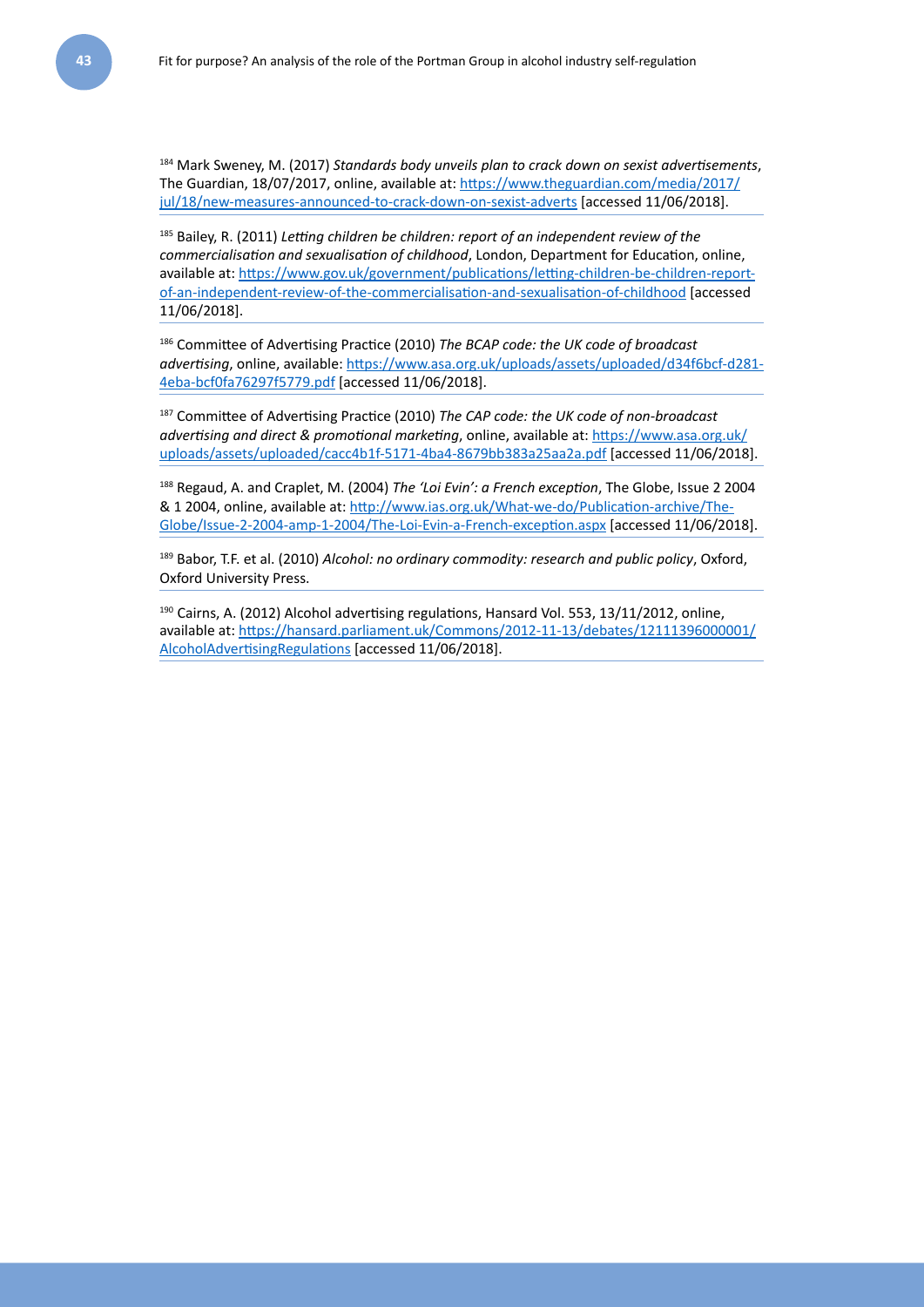[184] Mark Sweney, M. (2017) *Standards body unveils plan to crack down on sexist advertisements*, The Guardian, 18/07/2017, online, available at: https://www.theguardian.com/media/2017/jul/18/new-measures-announced-to-crack-down-on-sexist-adverts [accessed 11/06/2018].

[185] Bailey, R. (2011) *Letting children be children: report of an independent review of the commercialisation and sexualisation of childhood*, London, Department for Education, online, available at: https://www.gov.uk/government/publications/letting-children-be-children-report-of-an-independent-review-of-the-commercialisation-and-sexualisation-of-childhood [accessed 11/06/2018].

[186] Committee of Advertising Practice (2010) *The BCAP code: the UK code of broadcast advertising*, online, available: https://www.asa.org.uk/uploads/assets/uploaded/d34f6bcf-d281-4eba-bcf0fa76297f5779.pdf [accessed 11/06/2018].

[187] Committee of Advertising Practice (2010) *The CAP code: the UK code of non-broadcast advertising and direct & promotional marketing*, online, available at: https://www.asa.org.uk/uploads/assets/uploaded/cacc4b1f-5171-4ba4-8679bb383a25aa2a.pdf [accessed 11/06/2018].

[188] Regaud, A. and Craplet, M. (2004) *The 'Loi Evin': a French exception*, The Globe, Issue 2 2004 & 1 2004, online, available at: http://www.ias.org.uk/What-we-do/Publication-archive/The-Globe/Issue-2-2004-amp-1-2004/The-Loi-Evin-a-French-exception.aspx [accessed 11/06/2018].

[189] Babor, T.F. et al. (2010) *Alcohol: no ordinary commodity: research and public policy*, Oxford, Oxford University Press.

[190] Cairns, A. (2012) Alcohol advertising regulations, Hansard Vol. 553, 13/11/2012, online, available at: https://hansard.parliament.uk/Commons/2012-11-13/debates/12111396000001/AlcoholAdvertisingRegulations [accessed 11/06/2018].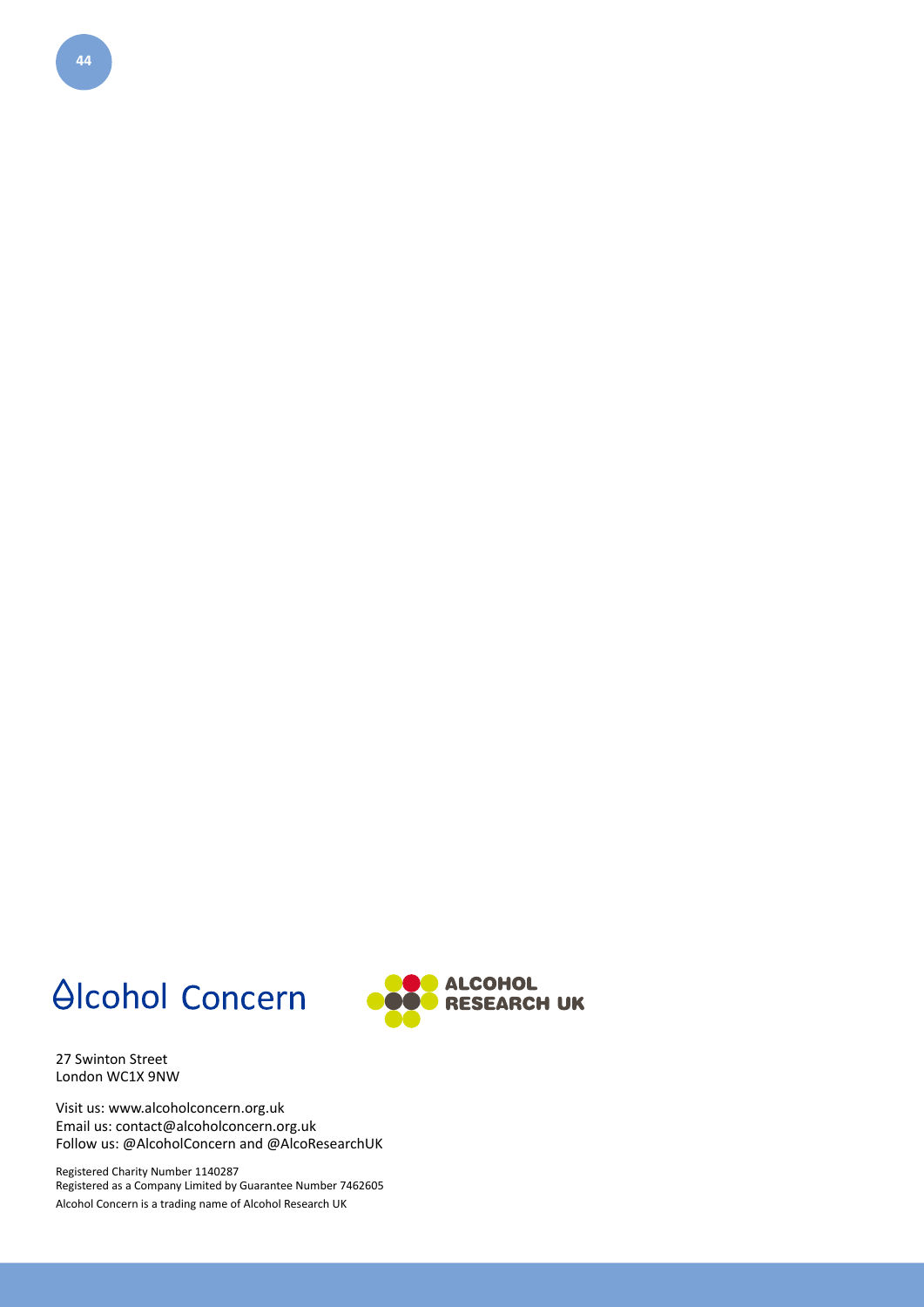Alcohol Concern

ALCOHOL RESEARCH UK

27 Swinton Street
London WC1X 9NW

Visit us: www.alcoholconcern.org.uk
Email us: contact@alcoholconcern.org.uk
Follow us: @AlcoholConcern and @AlcoResearchUK

Registered Charity Number 1140287
Registered as a Company Limited by Guarantee Number 7462605
Alcohol Concern is a trading name of Alcohol Research UK